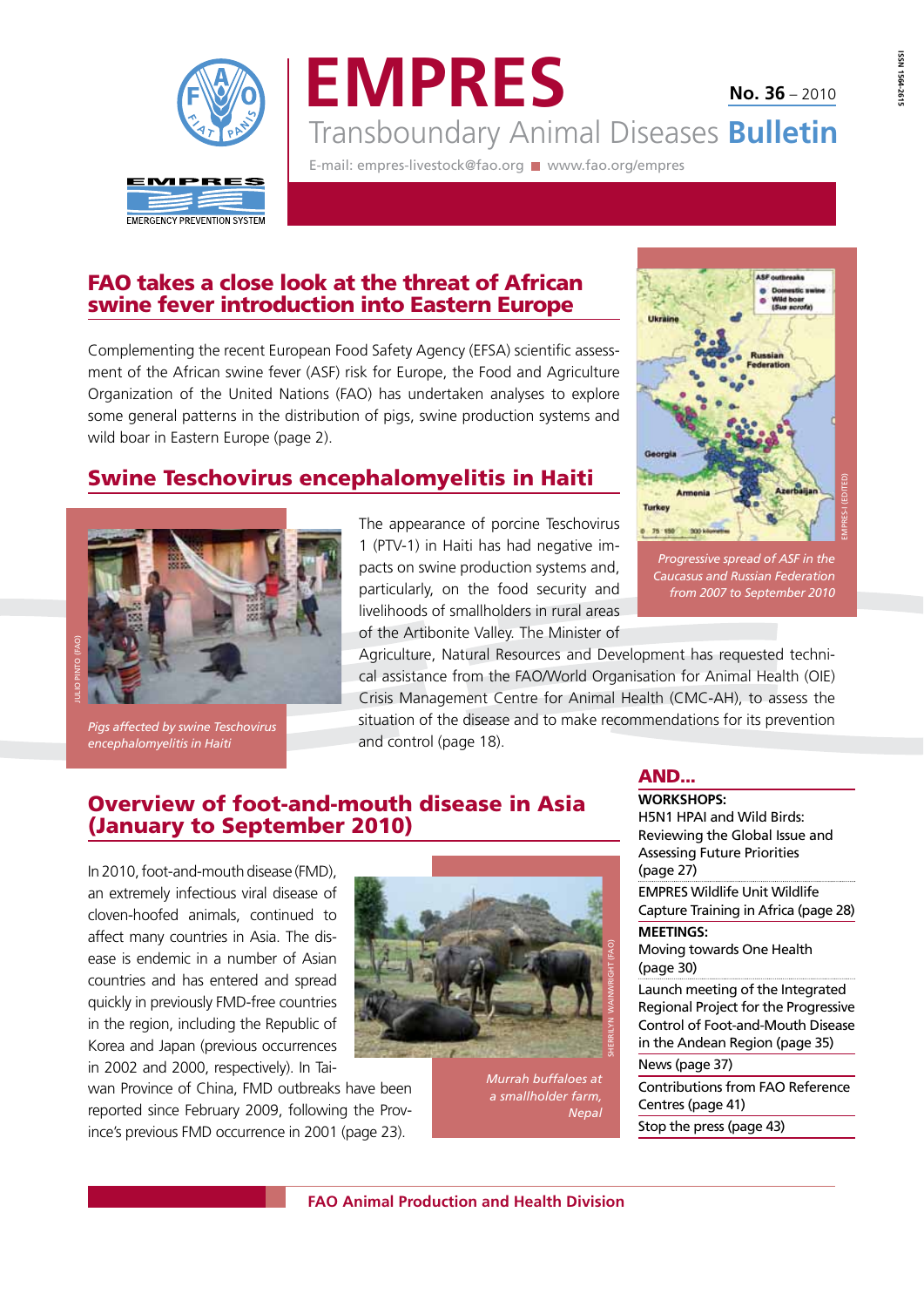# EMPRES

**No. 36** – 2010

Transboundary Animal Diseases **Bulletin**

E-mail: empres-livestock@fao.org ■ www.fao.org/empres

EMPRES
EMERGENCY PREVENTION SYSTEM

ISSN 1564-2615

## FAO takes a close look at the threat of African swine fever introduction into Eastern Europe

Complementing the recent European Food Safety Agency (EFSA) scientific assessment of the African swine fever (ASF) risk for Europe, the Food and Agriculture Organization of the United Nations (FAO) has undertaken analyses to explore some general patterns in the distribution of pigs, swine production systems and wild boar in Eastern Europe (page 2).

*Progressive spread of ASF in the Caucasus and Russian Federation from 2007 to September 2010*

## Swine Teschovirus encephalomyelitis in Haiti

*Pigs affected by swine Teschovirus encephalomyelitis in Haiti*

The appearance of porcine Teschovirus 1 (PTV-1) in Haiti has had negative impacts on swine production systems and, particularly, on the food security and livelihoods of smallholders in rural areas of the Artibonite Valley. The Minister of Agriculture, Natural Resources and Development has requested technical assistance from the FAO/World Organisation for Animal Health (OIE) Crisis Management Centre for Animal Health (CMC-AH), to assess the situation of the disease and to make recommendations for its prevention and control (page 18).

## Overview of foot-and-mouth disease in Asia (January to September 2010)

In 2010, foot-and-mouth disease (FMD), an extremely infectious viral disease of cloven-hoofed animals, continued to affect many countries in Asia. The disease is endemic in a number of Asian countries and has entered and spread quickly in previously FMD-free countries in the region, including the Republic of Korea and Japan (previous occurrences in 2002 and 2000, respectively). In Taiwan Province of China, FMD outbreaks have been reported since February 2009, following the Province's previous FMD occurrence in 2001 (page 23).

*Murrah buffaloes at a smallholder farm, Nepal*

## AND...

**WORKSHOPS:**

H5N1 HPAI and Wild Birds: Reviewing the Global Issue and Assessing Future Priorities (page 27)

EMPRES Wildlife Unit Wildlife Capture Training in Africa (page 28)

**MEETINGS:**

Moving towards One Health (page 30)

Launch meeting of the Integrated Regional Project for the Progressive Control of Foot-and-Mouth Disease in the Andean Region (page 35)

News (page 37)

Contributions from FAO Reference Centres (page 41)

Stop the press (page 43)

**FAO Animal Production and Health Division**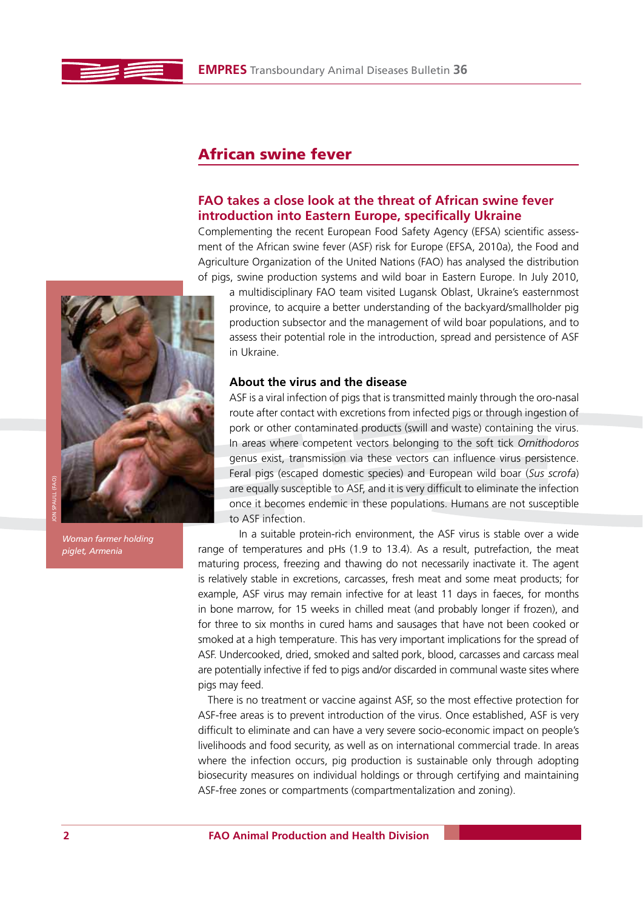# African swine fever

## FAO takes a close look at the threat of African swine fever introduction into Eastern Europe, specifically Ukraine

Complementing the recent European Food Safety Agency (EFSA) scientific assessment of the African swine fever (ASF) risk for Europe (EFSA, 2010a), the Food and Agriculture Organization of the United Nations (FAO) has analysed the distribution of pigs, swine production systems and wild boar in Eastern Europe. In July 2010, a multidisciplinary FAO team visited Lugansk Oblast, Ukraine's easternmost province, to acquire a better understanding of the backyard/smallholder pig production subsector and the management of wild boar populations, and to assess their potential role in the introduction, spread and persistence of ASF in Ukraine.

*Woman farmer holding piglet, Armenia*

### About the virus and the disease

ASF is a viral infection of pigs that is transmitted mainly through the oro-nasal route after contact with excretions from infected pigs or through ingestion of pork or other contaminated products (swill and waste) containing the virus. In areas where competent vectors belonging to the soft tick *Ornithodoros* genus exist, transmission via these vectors can influence virus persistence. Feral pigs (escaped domestic species) and European wild boar (*Sus scrofa*) are equally susceptible to ASF, and it is very difficult to eliminate the infection once it becomes endemic in these populations. Humans are not susceptible to ASF infection.

In a suitable protein-rich environment, the ASF virus is stable over a wide range of temperatures and pHs (1.9 to 13.4). As a result, putrefaction, the meat maturing process, freezing and thawing do not necessarily inactivate it. The agent is relatively stable in excretions, carcasses, fresh meat and some meat products; for example, ASF virus may remain infective for at least 11 days in faeces, for months in bone marrow, for 15 weeks in chilled meat (and probably longer if frozen), and for three to six months in cured hams and sausages that have not been cooked or smoked at a high temperature. This has very important implications for the spread of ASF. Undercooked, dried, smoked and salted pork, blood, carcasses and carcass meal are potentially infective if fed to pigs and/or discarded in communal waste sites where pigs may feed.

There is no treatment or vaccine against ASF, so the most effective protection for ASF-free areas is to prevent introduction of the virus. Once established, ASF is very difficult to eliminate and can have a very severe socio-economic impact on people's livelihoods and food security, as well as on international commercial trade. In areas where the infection occurs, pig production is sustainable only through adopting biosecurity measures on individual holdings or through certifying and maintaining ASF-free zones or compartments (compartmentalization and zoning).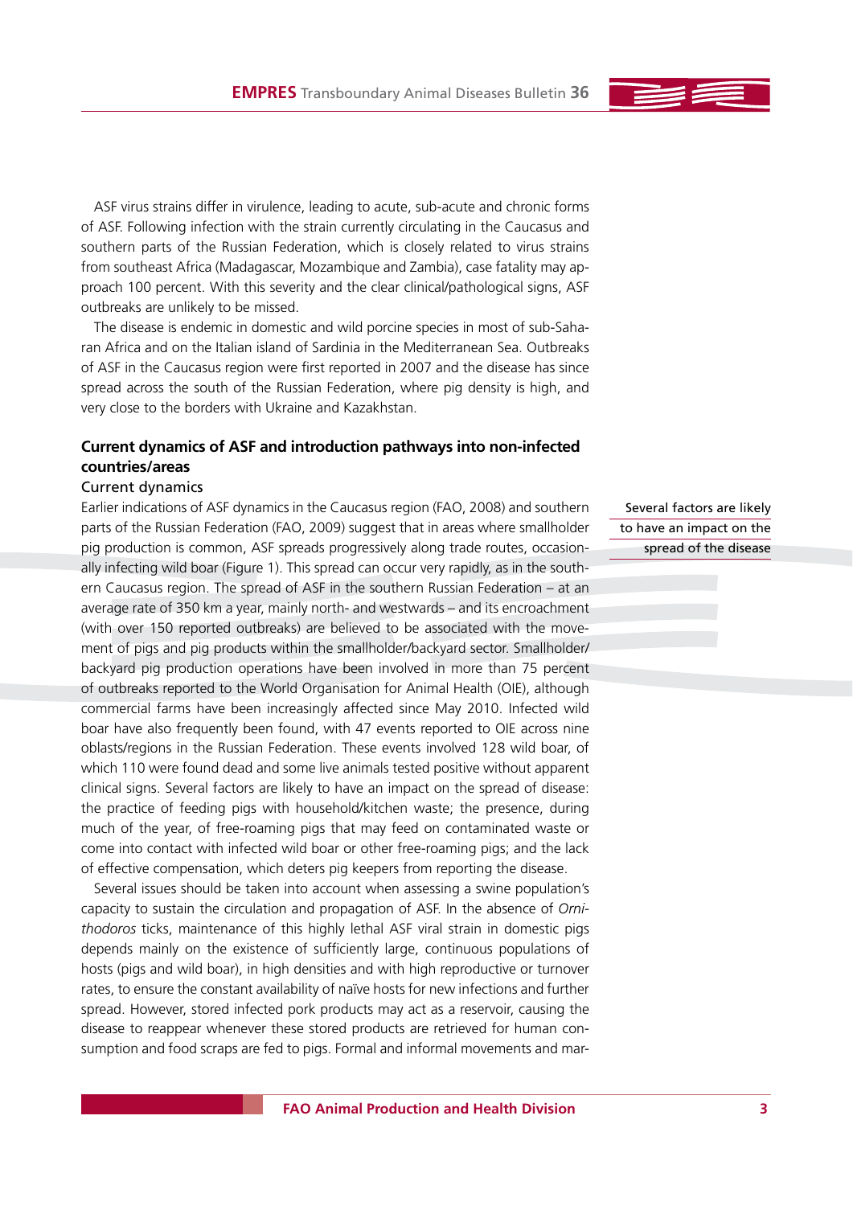ASF virus strains differ in virulence, leading to acute, sub-acute and chronic forms of ASF. Following infection with the strain currently circulating in the Caucasus and southern parts of the Russian Federation, which is closely related to virus strains from southeast Africa (Madagascar, Mozambique and Zambia), case fatality may approach 100 percent. With this severity and the clear clinical/pathological signs, ASF outbreaks are unlikely to be missed.

The disease is endemic in domestic and wild porcine species in most of sub-Saharan Africa and on the Italian island of Sardinia in the Mediterranean Sea. Outbreaks of ASF in the Caucasus region were first reported in 2007 and the disease has since spread across the south of the Russian Federation, where pig density is high, and very close to the borders with Ukraine and Kazakhstan.

## Current dynamics of ASF and introduction pathways into non-infected countries/areas

### Current dynamics

Earlier indications of ASF dynamics in the Caucasus region (FAO, 2008) and southern parts of the Russian Federation (FAO, 2009) suggest that in areas where smallholder pig production is common, ASF spreads progressively along trade routes, occasionally infecting wild boar (Figure 1). This spread can occur very rapidly, as in the southern Caucasus region. The spread of ASF in the southern Russian Federation – at an average rate of 350 km a year, mainly north- and westwards – and its encroachment (with over 150 reported outbreaks) are believed to be associated with the movement of pigs and pig products within the smallholder/backyard sector. Smallholder/backyard pig production operations have been involved in more than 75 percent of outbreaks reported to the World Organisation for Animal Health (OIE), although commercial farms have been increasingly affected since May 2010. Infected wild boar have also frequently been found, with 47 events reported to OIE across nine oblasts/regions in the Russian Federation. These events involved 128 wild boar, of which 110 were found dead and some live animals tested positive without apparent clinical signs. Several factors are likely to have an impact on the spread of disease: the practice of feeding pigs with household/kitchen waste; the presence, during much of the year, of free-roaming pigs that may feed on contaminated waste or come into contact with infected wild boar or other free-roaming pigs; and the lack of effective compensation, which deters pig keepers from reporting the disease.

Several factors are likely to have an impact on the spread of the disease

Several issues should be taken into account when assessing a swine population's capacity to sustain the circulation and propagation of ASF. In the absence of *Ornithodoros* ticks, maintenance of this highly lethal ASF viral strain in domestic pigs depends mainly on the existence of sufficiently large, continuous populations of hosts (pigs and wild boar), in high densities and with high reproductive or turnover rates, to ensure the constant availability of naïve hosts for new infections and further spread. However, stored infected pork products may act as a reservoir, causing the disease to reappear whenever these stored products are retrieved for human consumption and food scraps are fed to pigs. Formal and informal movements and mar-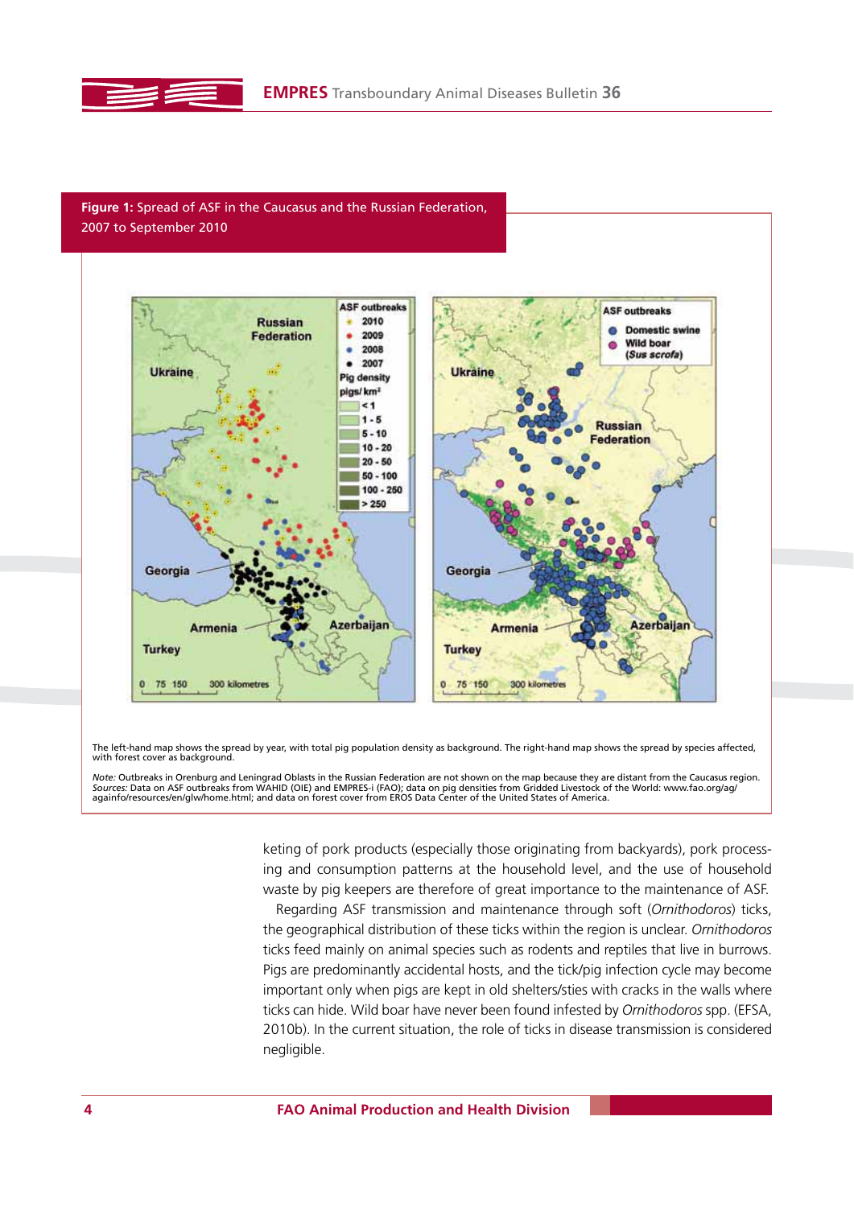**Figure 1:** Spread of ASF in the Caucasus and the Russian Federation, 2007 to September 2010

The left-hand map shows the spread by year, with total pig population density as background. The right-hand map shows the spread by species affected, with forest cover as background.

*Note:* Outbreaks in Orenburg and Leningrad Oblasts in the Russian Federation are not shown on the map because they are distant from the Caucasus region.
*Sources:* Data on ASF outbreaks from WAHID (OIE) and EMPRES-i (FAO); data on pig densities from Gridded Livestock of the World: www.fao.org/ag/againfo/resources/en/glw/home.html; and data on forest cover from EROS Data Center of the United States of America.

keting of pork products (especially those originating from backyards), pork processing and consumption patterns at the household level, and the use of household waste by pig keepers are therefore of great importance to the maintenance of ASF.

Regarding ASF transmission and maintenance through soft (*Ornithodoros*) ticks, the geographical distribution of these ticks within the region is unclear. *Ornithodoros* ticks feed mainly on animal species such as rodents and reptiles that live in burrows. Pigs are predominantly accidental hosts, and the tick/pig infection cycle may become important only when pigs are kept in old shelters/sties with cracks in the walls where ticks can hide. Wild boar have never been found infested by *Ornithodoros* spp. (EFSA, 2010b). In the current situation, the role of ticks in disease transmission is considered negligible.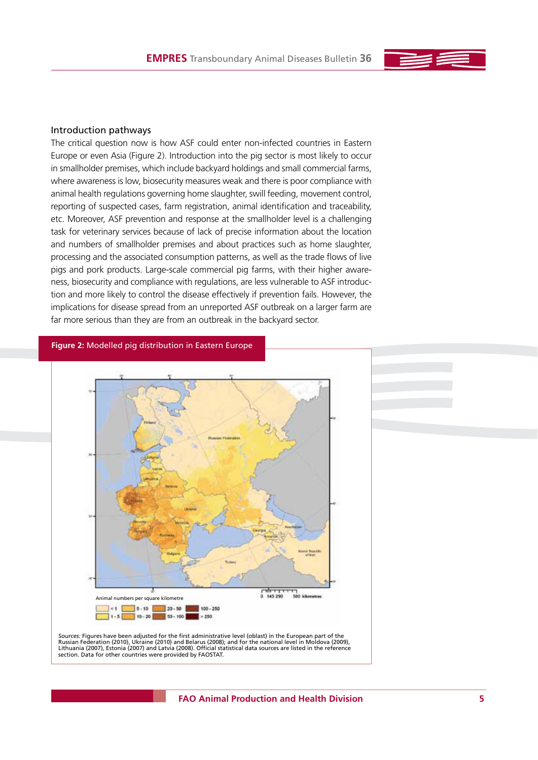## Introduction pathways

The critical question now is how ASF could enter non-infected countries in Eastern Europe or even Asia (Figure 2). Introduction into the pig sector is most likely to occur in smallholder premises, which include backyard holdings and small commercial farms, where awareness is low, biosecurity measures weak and there is poor compliance with animal health regulations governing home slaughter, swill feeding, movement control, reporting of suspected cases, farm registration, animal identification and traceability, etc. Moreover, ASF prevention and response at the smallholder level is a challenging task for veterinary services because of lack of precise information about the location and numbers of smallholder premises and about practices such as home slaughter, processing and the associated consumption patterns, as well as the trade flows of live pigs and pork products. Large-scale commercial pig farms, with their higher awareness, biosecurity and compliance with regulations, are less vulnerable to ASF introduction and more likely to control the disease effectively if prevention fails. However, the implications for disease spread from an unreported ASF outbreak on a larger farm are far more serious than they are from an outbreak in the backyard sector.

**Figure 2:** Modelled pig distribution in Eastern Europe

Animal numbers per square kilometre

< 1 | 1 - 5 | 5 - 10 | 10 - 20 | 20 - 50 | 50 - 100 | 100 - 250 | > 250

0 145 290 580 kilometres

*Sources:* Figures have been adjusted for the first administrative level (oblast) in the European part of the Russian Federation (2010), Ukraine (2010) and Belarus (2008); and for the national level in Moldova (2009), Lithuania (2007), Estonia (2007) and Latvia (2008). Official statistical data sources are listed in the reference section. Data for other countries were provided by FAOSTAT.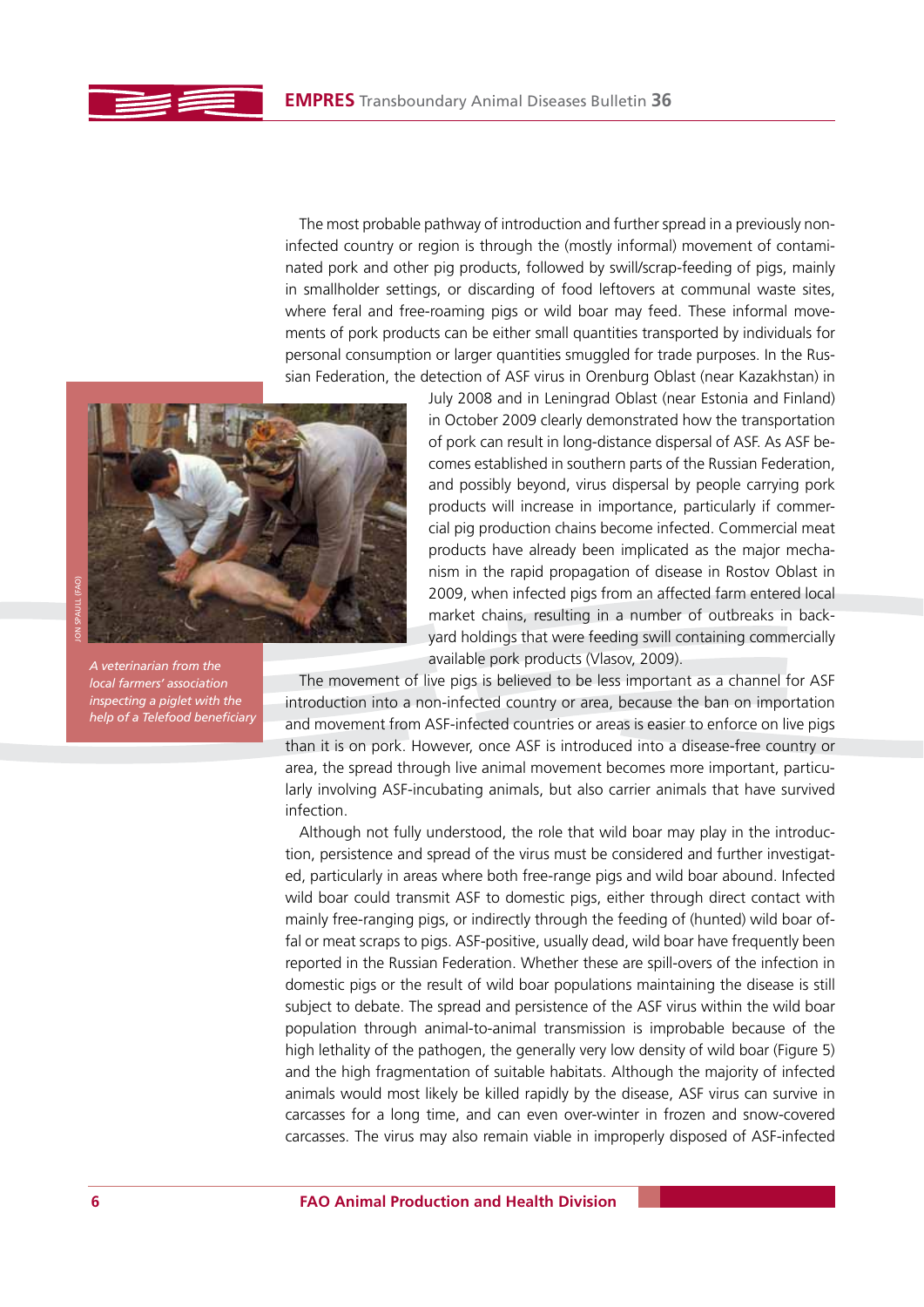The most probable pathway of introduction and further spread in a previously non-infected country or region is through the (mostly informal) movement of contaminated pork and other pig products, followed by swill/scrap-feeding of pigs, mainly in smallholder settings, or discarding of food leftovers at communal waste sites, where feral and free-roaming pigs or wild boar may feed. These informal movements of pork products can be either small quantities transported by individuals for personal consumption or larger quantities smuggled for trade purposes. In the Russian Federation, the detection of ASF virus in Orenburg Oblast (near Kazakhstan) in July 2008 and in Leningrad Oblast (near Estonia and Finland) in October 2009 clearly demonstrated how the transportation of pork can result in long-distance dispersal of ASF. As ASF becomes established in southern parts of the Russian Federation, and possibly beyond, virus dispersal by people carrying pork products will increase in importance, particularly if commercial pig production chains become infected. Commercial meat products have already been implicated as the major mechanism in the rapid propagation of disease in Rostov Oblast in 2009, when infected pigs from an affected farm entered local market chains, resulting in a number of outbreaks in backyard holdings that were feeding swill containing commercially available pork products (Vlasov, 2009).

*A veterinarian from the local farmers' association inspecting a piglet with the help of a Telefood beneficiary*

The movement of live pigs is believed to be less important as a channel for ASF introduction into a non-infected country or area, because the ban on importation and movement from ASF-infected countries or areas is easier to enforce on live pigs than it is on pork. However, once ASF is introduced into a disease-free country or area, the spread through live animal movement becomes more important, particularly involving ASF-incubating animals, but also carrier animals that have survived infection.

Although not fully understood, the role that wild boar may play in the introduction, persistence and spread of the virus must be considered and further investigated, particularly in areas where both free-range pigs and wild boar abound. Infected wild boar could transmit ASF to domestic pigs, either through direct contact with mainly free-ranging pigs, or indirectly through the feeding of (hunted) wild boar offal or meat scraps to pigs. ASF-positive, usually dead, wild boar have frequently been reported in the Russian Federation. Whether these are spill-overs of the infection in domestic pigs or the result of wild boar populations maintaining the disease is still subject to debate. The spread and persistence of the ASF virus within the wild boar population through animal-to-animal transmission is improbable because of the high lethality of the pathogen, the generally very low density of wild boar (Figure 5) and the high fragmentation of suitable habitats. Although the majority of infected animals would most likely be killed rapidly by the disease, ASF virus can survive in carcasses for a long time, and can even over-winter in frozen and snow-covered carcasses. The virus may also remain viable in improperly disposed of ASF-infected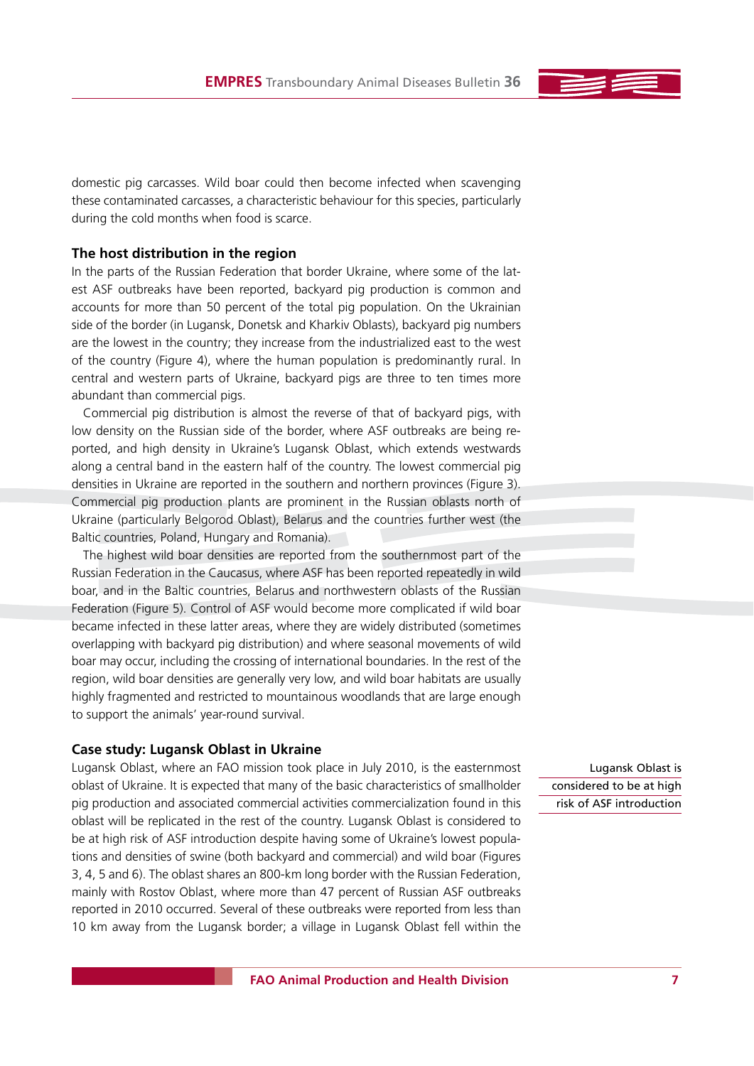domestic pig carcasses. Wild boar could then become infected when scavenging these contaminated carcasses, a characteristic behaviour for this species, particularly during the cold months when food is scarce.

### The host distribution in the region

In the parts of the Russian Federation that border Ukraine, where some of the latest ASF outbreaks have been reported, backyard pig production is common and accounts for more than 50 percent of the total pig population. On the Ukrainian side of the border (in Lugansk, Donetsk and Kharkiv Oblasts), backyard pig numbers are the lowest in the country; they increase from the industrialized east to the west of the country (Figure 4), where the human population is predominantly rural. In central and western parts of Ukraine, backyard pigs are three to ten times more abundant than commercial pigs.

Commercial pig distribution is almost the reverse of that of backyard pigs, with low density on the Russian side of the border, where ASF outbreaks are being reported, and high density in Ukraine's Lugansk Oblast, which extends westwards along a central band in the eastern half of the country. The lowest commercial pig densities in Ukraine are reported in the southern and northern provinces (Figure 3). Commercial pig production plants are prominent in the Russian oblasts north of Ukraine (particularly Belgorod Oblast), Belarus and the countries further west (the Baltic countries, Poland, Hungary and Romania).

The highest wild boar densities are reported from the southernmost part of the Russian Federation in the Caucasus, where ASF has been reported repeatedly in wild boar, and in the Baltic countries, Belarus and northwestern oblasts of the Russian Federation (Figure 5). Control of ASF would become more complicated if wild boar became infected in these latter areas, where they are widely distributed (sometimes overlapping with backyard pig distribution) and where seasonal movements of wild boar may occur, including the crossing of international boundaries. In the rest of the region, wild boar densities are generally very low, and wild boar habitats are usually highly fragmented and restricted to mountainous woodlands that are large enough to support the animals' year-round survival.

### Case study: Lugansk Oblast in Ukraine

Lugansk Oblast, where an FAO mission took place in July 2010, is the easternmost oblast of Ukraine. It is expected that many of the basic characteristics of smallholder pig production and associated commercial activities commercialization found in this oblast will be replicated in the rest of the country. Lugansk Oblast is considered to be at high risk of ASF introduction despite having some of Ukraine's lowest populations and densities of swine (both backyard and commercial) and wild boar (Figures 3, 4, 5 and 6). The oblast shares an 800-km long border with the Russian Federation, mainly with Rostov Oblast, where more than 47 percent of Russian ASF outbreaks reported in 2010 occurred. Several of these outbreaks were reported from less than 10 km away from the Lugansk border; a village in Lugansk Oblast fell within the

Lugansk Oblast is considered to be at high risk of ASF introduction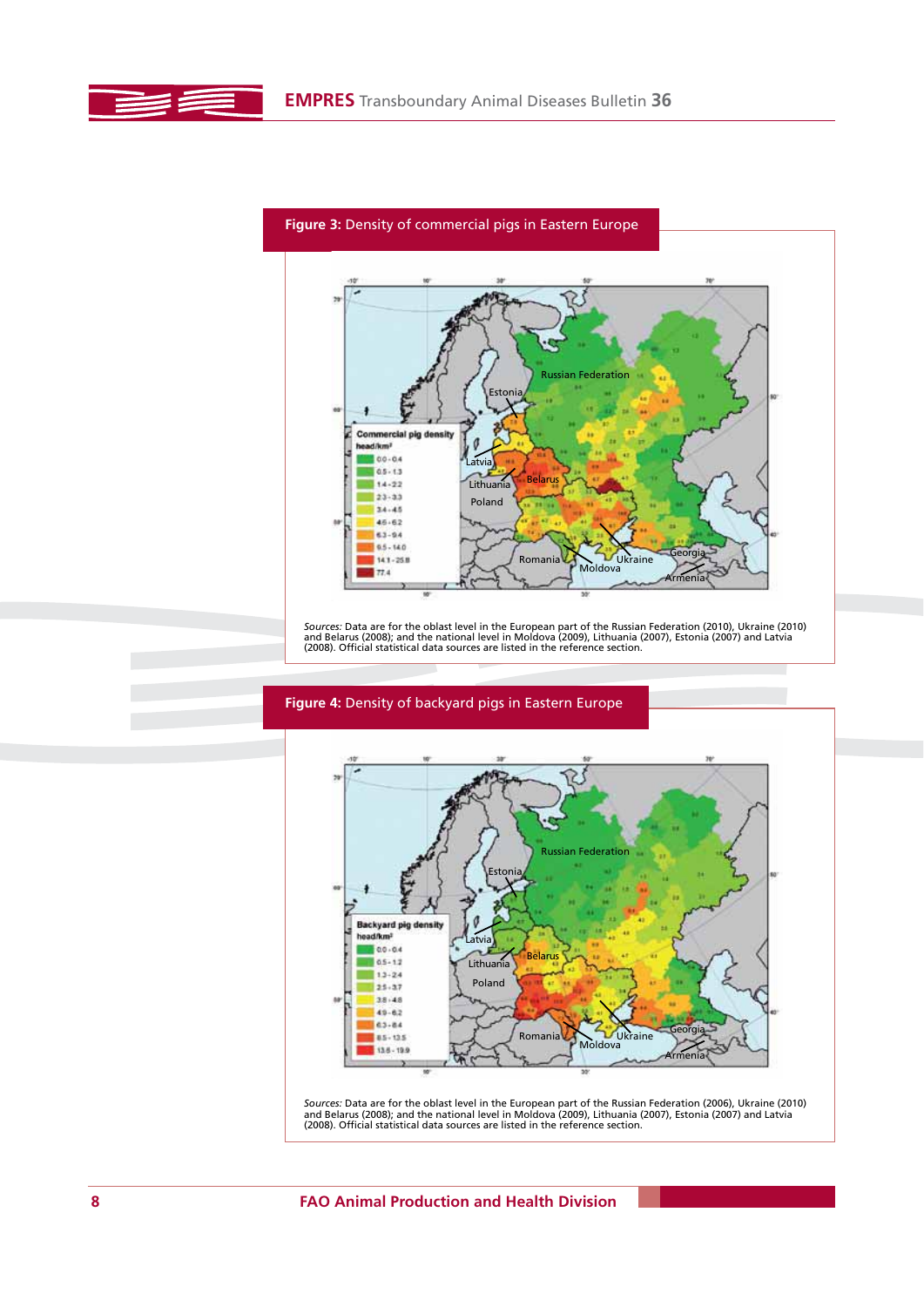**Figure 3:** Density of commercial pigs in Eastern Europe

*Sources:* Data are for the oblast level in the European part of the Russian Federation (2010), Ukraine (2010) and Belarus (2008); and the national level in Moldova (2009), Lithuania (2007), Estonia (2007) and Latvia (2008). Official statistical data sources are listed in the reference section.

**Figure 4:** Density of backyard pigs in Eastern Europe

*Sources:* Data are for the oblast level in the European part of the Russian Federation (2006), Ukraine (2010) and Belarus (2008); and the national level in Moldova (2009), Lithuania (2007), Estonia (2007) and Latvia (2008). Official statistical data sources are listed in the reference section.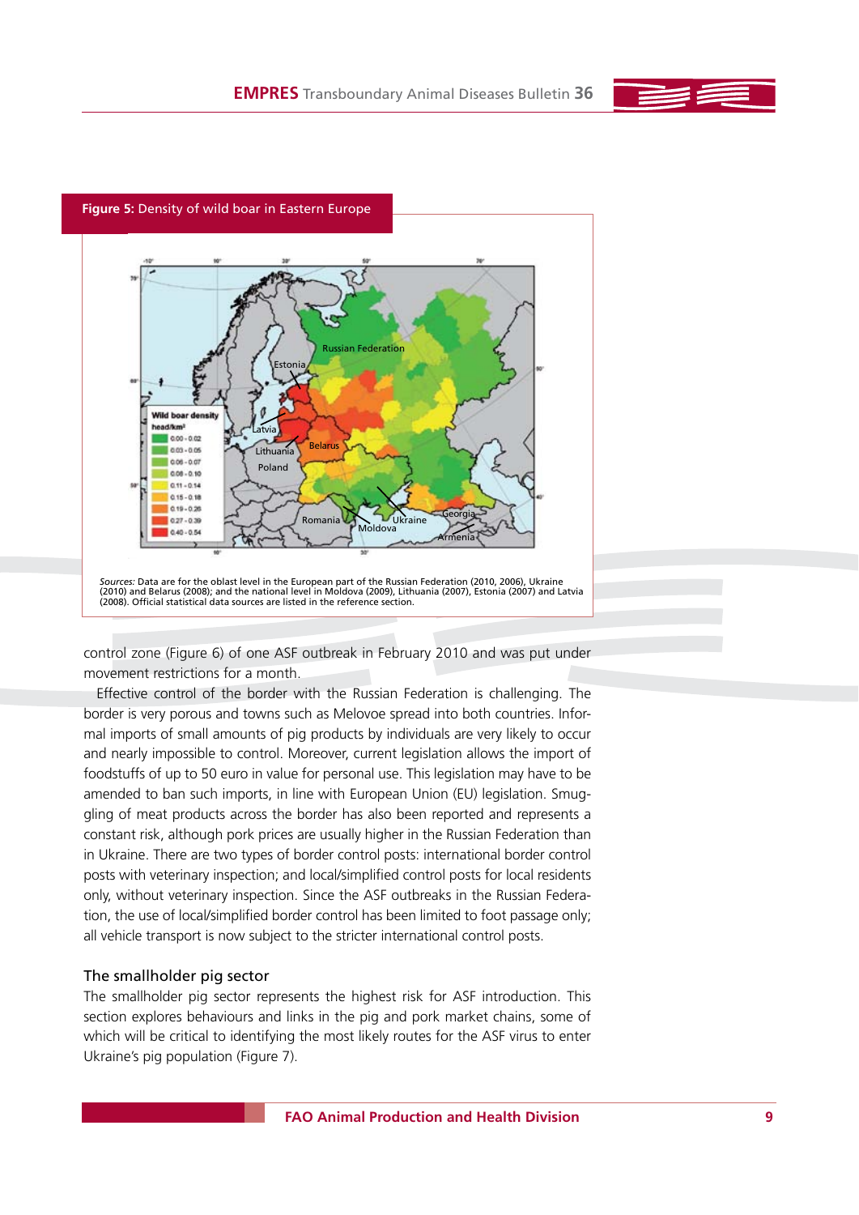**Figure 5:** Density of wild boar in Eastern Europe

*Sources:* Data are for the oblast level in the European part of the Russian Federation (2010, 2006), Ukraine (2010) and Belarus (2008); and the national level in Moldova (2009), Lithuania (2007), Estonia (2007) and Latvia (2008). Official statistical data sources are listed in the reference section.

control zone (Figure 6) of one ASF outbreak in February 2010 and was put under movement restrictions for a month.

Effective control of the border with the Russian Federation is challenging. The border is very porous and towns such as Melovoe spread into both countries. Informal imports of small amounts of pig products by individuals are very likely to occur and nearly impossible to control. Moreover, current legislation allows the import of foodstuffs of up to 50 euro in value for personal use. This legislation may have to be amended to ban such imports, in line with European Union (EU) legislation. Smuggling of meat products across the border has also been reported and represents a constant risk, although pork prices are usually higher in the Russian Federation than in Ukraine. There are two types of border control posts: international border control posts with veterinary inspection; and local/simplified control posts for local residents only, without veterinary inspection. Since the ASF outbreaks in the Russian Federation, the use of local/simplified border control has been limited to foot passage only; all vehicle transport is now subject to the stricter international control posts.

### The smallholder pig sector

The smallholder pig sector represents the highest risk for ASF introduction. This section explores behaviours and links in the pig and pork market chains, some of which will be critical to identifying the most likely routes for the ASF virus to enter Ukraine's pig population (Figure 7).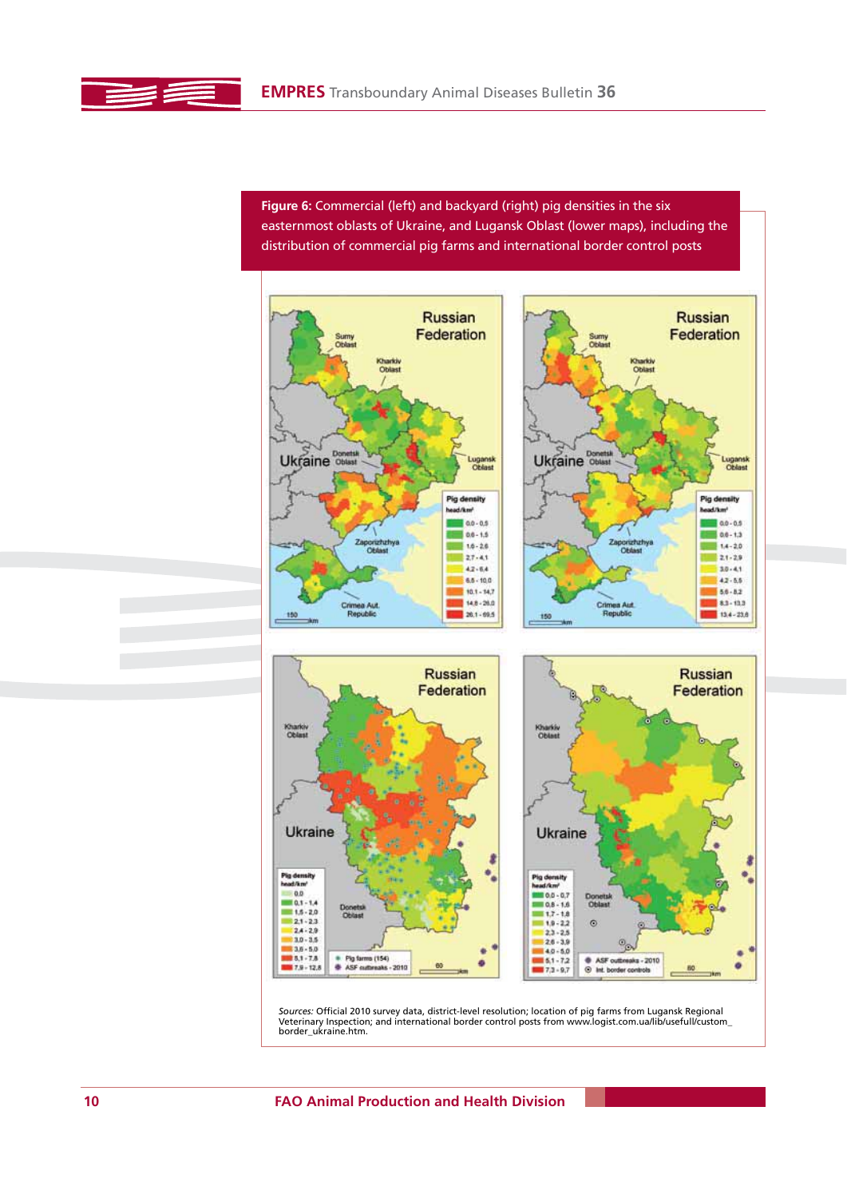**Figure 6:** Commercial (left) and backyard (right) pig densities in the six easternmost oblasts of Ukraine, and Lugansk Oblast (lower maps), including the distribution of commercial pig farms and international border control posts

*Sources:* Official 2010 survey data, district-level resolution; location of pig farms from Lugansk Regional Veterinary Inspection; and international border control posts from www.logist.com.ua/lib/usefull/custom_border_ukraine.htm.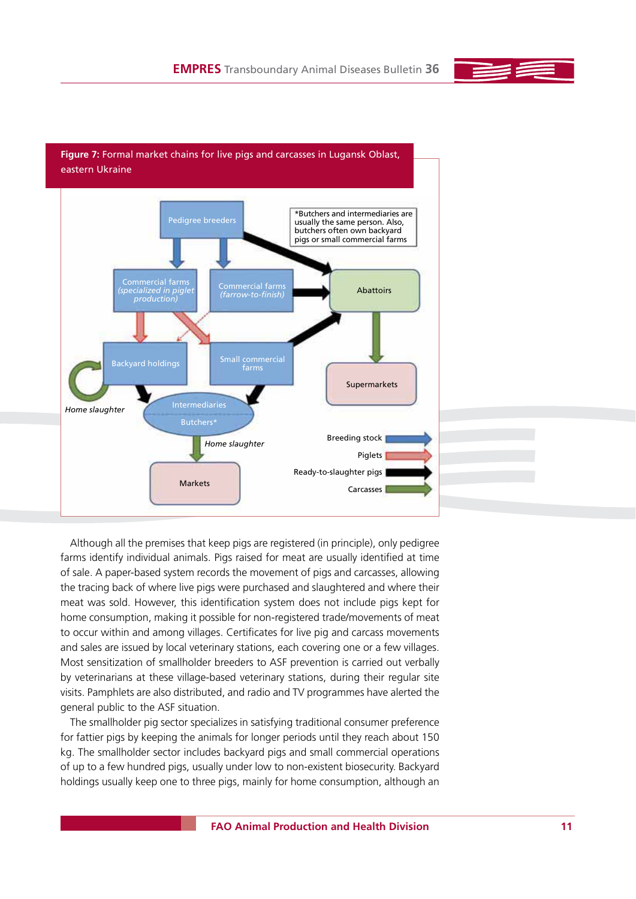**Figure 7:** Formal market chains for live pigs and carcasses in Lugansk Oblast, eastern Ukraine

Pedigree breeders

*Butchers and intermediaries are usually the same person. Also, butchers often own backyard pigs or small commercial farms

Commercial farms (specialized in piglet production)

Commercial farms (farrow-to-finish)

Abattoirs

Backyard holdings

Small commercial farms

Supermarkets

Home slaughter

Intermediaries

Butchers*

Home slaughter

Markets

Breeding stock

Piglets

Ready-to-slaughter pigs

Carcasses

Although all the premises that keep pigs are registered (in principle), only pedigree farms identify individual animals. Pigs raised for meat are usually identified at time of sale. A paper-based system records the movement of pigs and carcasses, allowing the tracing back of where live pigs were purchased and slaughtered and where their meat was sold. However, this identification system does not include pigs kept for home consumption, making it possible for non-registered trade/movements of meat to occur within and among villages. Certificates for live pig and carcass movements and sales are issued by local veterinary stations, each covering one or a few villages. Most sensitization of smallholder breeders to ASF prevention is carried out verbally by veterinarians at these village-based veterinary stations, during their regular site visits. Pamphlets are also distributed, and radio and TV programmes have alerted the general public to the ASF situation.

The smallholder pig sector specializes in satisfying traditional consumer preference for fattier pigs by keeping the animals for longer periods until they reach about 150 kg. The smallholder sector includes backyard pigs and small commercial operations of up to a few hundred pigs, usually under low to non-existent biosecurity. Backyard holdings usually keep one to three pigs, mainly for home consumption, although an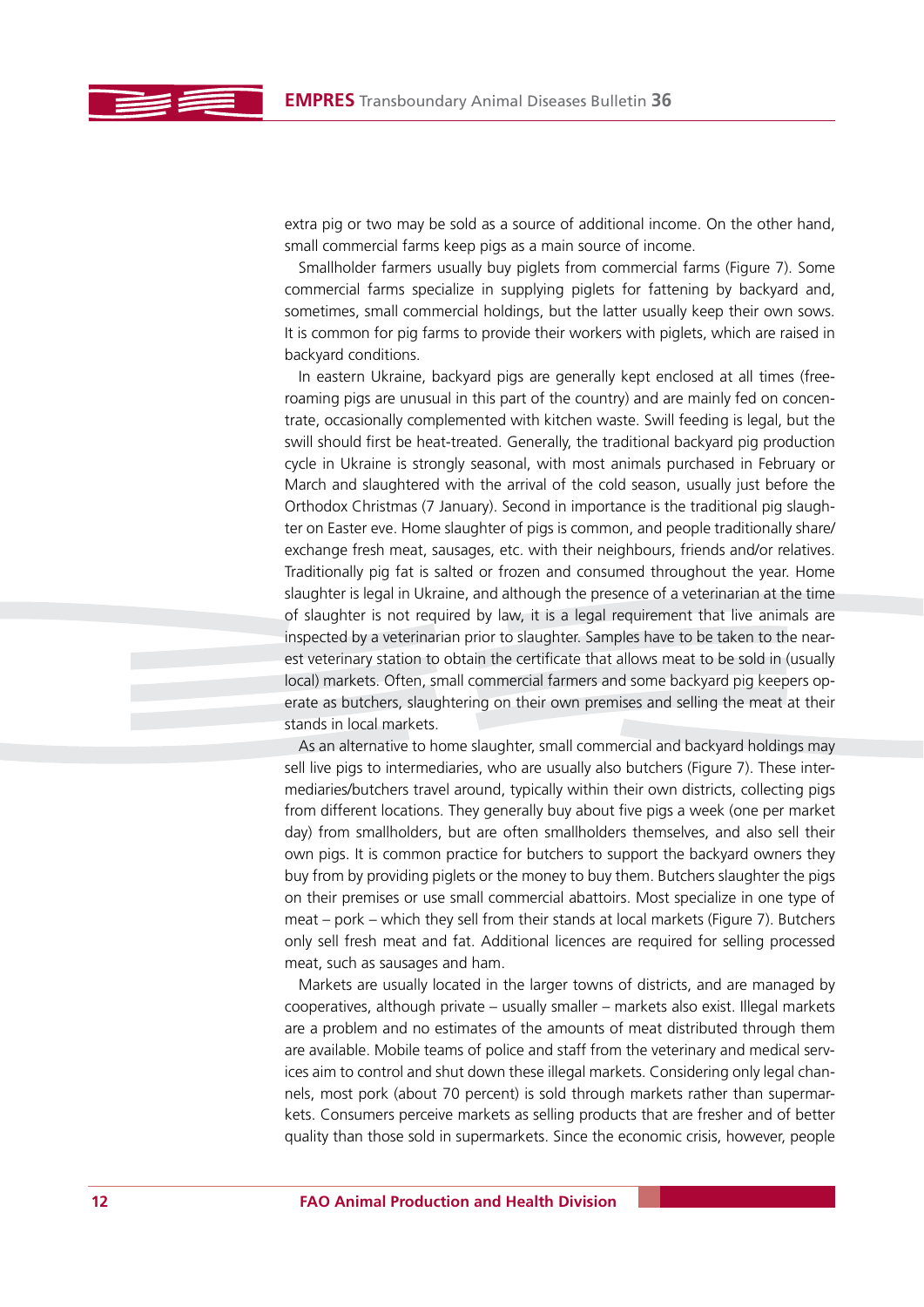extra pig or two may be sold as a source of additional income. On the other hand, small commercial farms keep pigs as a main source of income.

Smallholder farmers usually buy piglets from commercial farms (Figure 7). Some commercial farms specialize in supplying piglets for fattening by backyard and, sometimes, small commercial holdings, but the latter usually keep their own sows. It is common for pig farms to provide their workers with piglets, which are raised in backyard conditions.

In eastern Ukraine, backyard pigs are generally kept enclosed at all times (free-roaming pigs are unusual in this part of the country) and are mainly fed on concentrate, occasionally complemented with kitchen waste. Swill feeding is legal, but the swill should first be heat-treated. Generally, the traditional backyard pig production cycle in Ukraine is strongly seasonal, with most animals purchased in February or March and slaughtered with the arrival of the cold season, usually just before the Orthodox Christmas (7 January). Second in importance is the traditional pig slaughter on Easter eve. Home slaughter of pigs is common, and people traditionally share/exchange fresh meat, sausages, etc. with their neighbours, friends and/or relatives. Traditionally pig fat is salted or frozen and consumed throughout the year. Home slaughter is legal in Ukraine, and although the presence of a veterinarian at the time of slaughter is not required by law, it is a legal requirement that live animals are inspected by a veterinarian prior to slaughter. Samples have to be taken to the nearest veterinary station to obtain the certificate that allows meat to be sold in (usually local) markets. Often, small commercial farmers and some backyard pig keepers operate as butchers, slaughtering on their own premises and selling the meat at their stands in local markets.

As an alternative to home slaughter, small commercial and backyard holdings may sell live pigs to intermediaries, who are usually also butchers (Figure 7). These intermediaries/butchers travel around, typically within their own districts, collecting pigs from different locations. They generally buy about five pigs a week (one per market day) from smallholders, but are often smallholders themselves, and also sell their own pigs. It is common practice for butchers to support the backyard owners they buy from by providing piglets or the money to buy them. Butchers slaughter the pigs on their premises or use small commercial abattoirs. Most specialize in one type of meat – pork – which they sell from their stands at local markets (Figure 7). Butchers only sell fresh meat and fat. Additional licences are required for selling processed meat, such as sausages and ham.

Markets are usually located in the larger towns of districts, and are managed by cooperatives, although private – usually smaller – markets also exist. Illegal markets are a problem and no estimates of the amounts of meat distributed through them are available. Mobile teams of police and staff from the veterinary and medical services aim to control and shut down these illegal markets. Considering only legal channels, most pork (about 70 percent) is sold through markets rather than supermarkets. Consumers perceive markets as selling products that are fresher and of better quality than those sold in supermarkets. Since the economic crisis, however, people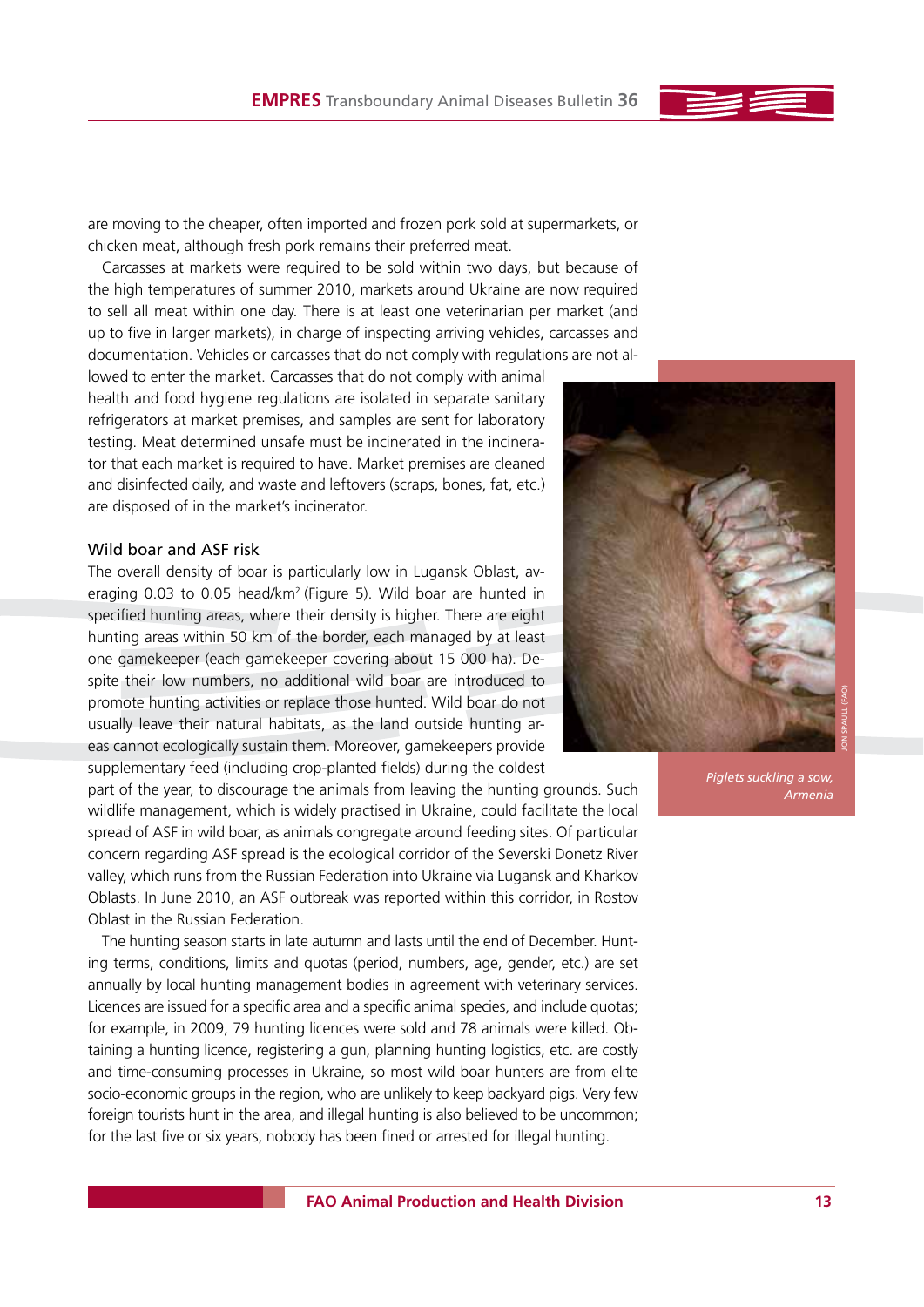are moving to the cheaper, often imported and frozen pork sold at supermarkets, or chicken meat, although fresh pork remains their preferred meat.

Carcasses at markets were required to be sold within two days, but because of the high temperatures of summer 2010, markets around Ukraine are now required to sell all meat within one day. There is at least one veterinarian per market (and up to five in larger markets), in charge of inspecting arriving vehicles, carcasses and documentation. Vehicles or carcasses that do not comply with regulations are not allowed to enter the market. Carcasses that do not comply with animal health and food hygiene regulations are isolated in separate sanitary refrigerators at market premises, and samples are sent for laboratory testing. Meat determined unsafe must be incinerated in the incinerator that each market is required to have. Market premises are cleaned and disinfected daily, and waste and leftovers (scraps, bones, fat, etc.) are disposed of in the market's incinerator.

## Wild boar and ASF risk

The overall density of boar is particularly low in Lugansk Oblast, averaging 0.03 to 0.05 head/km$^2$ (Figure 5). Wild boar are hunted in specified hunting areas, where their density is higher. There are eight hunting areas within 50 km of the border, each managed by at least one gamekeeper (each gamekeeper covering about 15 000 ha). Despite their low numbers, no additional wild boar are introduced to promote hunting activities or replace those hunted. Wild boar do not usually leave their natural habitats, as the land outside hunting areas cannot ecologically sustain them. Moreover, gamekeepers provide supplementary feed (including crop-planted fields) during the coldest part of the year, to discourage the animals from leaving the hunting grounds. Such wildlife management, which is widely practised in Ukraine, could facilitate the local spread of ASF in wild boar, as animals congregate around feeding sites. Of particular concern regarding ASF spread is the ecological corridor of the Severski Donetz River valley, which runs from the Russian Federation into Ukraine via Lugansk and Kharkov Oblasts. In June 2010, an ASF outbreak was reported within this corridor, in Rostov Oblast in the Russian Federation.

*Piglets suckling a sow, Armenia*

JON SPAULL (FAO)

The hunting season starts in late autumn and lasts until the end of December. Hunting terms, conditions, limits and quotas (period, numbers, age, gender, etc.) are set annually by local hunting management bodies in agreement with veterinary services. Licences are issued for a specific area and a specific animal species, and include quotas; for example, in 2009, 79 hunting licences were sold and 78 animals were killed. Obtaining a hunting licence, registering a gun, planning hunting logistics, etc. are costly and time-consuming processes in Ukraine, so most wild boar hunters are from elite socio-economic groups in the region, who are unlikely to keep backyard pigs. Very few foreign tourists hunt in the area, and illegal hunting is also believed to be uncommon; for the last five or six years, nobody has been fined or arrested for illegal hunting.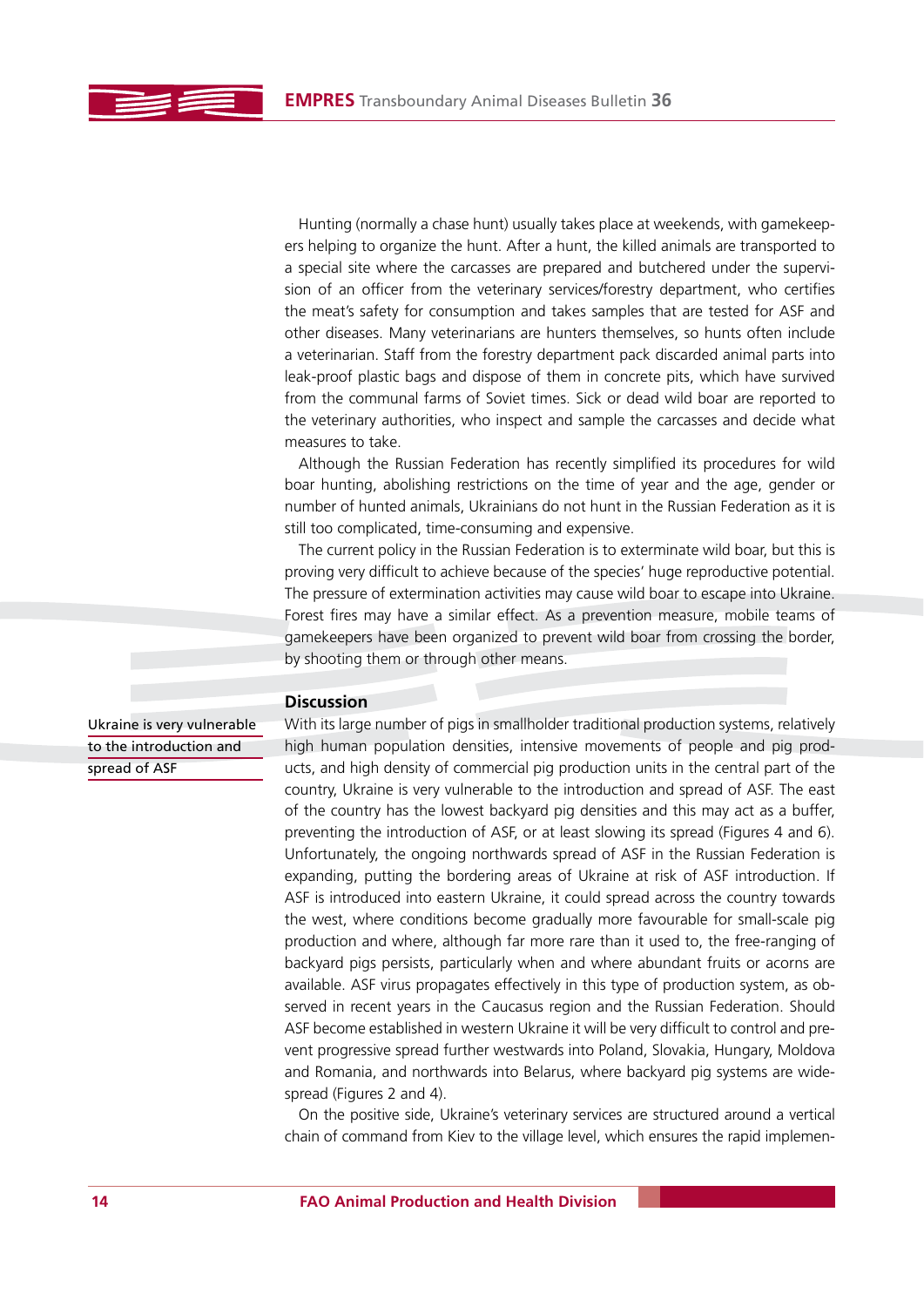Hunting (normally a chase hunt) usually takes place at weekends, with gamekeepers helping to organize the hunt. After a hunt, the killed animals are transported to a special site where the carcasses are prepared and butchered under the supervision of an officer from the veterinary services/forestry department, who certifies the meat's safety for consumption and takes samples that are tested for ASF and other diseases. Many veterinarians are hunters themselves, so hunts often include a veterinarian. Staff from the forestry department pack discarded animal parts into leak-proof plastic bags and dispose of them in concrete pits, which have survived from the communal farms of Soviet times. Sick or dead wild boar are reported to the veterinary authorities, who inspect and sample the carcasses and decide what measures to take.

Although the Russian Federation has recently simplified its procedures for wild boar hunting, abolishing restrictions on the time of year and the age, gender or number of hunted animals, Ukrainians do not hunt in the Russian Federation as it is still too complicated, time-consuming and expensive.

The current policy in the Russian Federation is to exterminate wild boar, but this is proving very difficult to achieve because of the species' huge reproductive potential. The pressure of extermination activities may cause wild boar to escape into Ukraine. Forest fires may have a similar effect. As a prevention measure, mobile teams of gamekeepers have been organized to prevent wild boar from crossing the border, by shooting them or through other means.

## Discussion

Ukraine is very vulnerable to the introduction and spread of ASF

With its large number of pigs in smallholder traditional production systems, relatively high human population densities, intensive movements of people and pig products, and high density of commercial pig production units in the central part of the country, Ukraine is very vulnerable to the introduction and spread of ASF. The east of the country has the lowest backyard pig densities and this may act as a buffer, preventing the introduction of ASF, or at least slowing its spread (Figures 4 and 6). Unfortunately, the ongoing northwards spread of ASF in the Russian Federation is expanding, putting the bordering areas of Ukraine at risk of ASF introduction. If ASF is introduced into eastern Ukraine, it could spread across the country towards the west, where conditions become gradually more favourable for small-scale pig production and where, although far more rare than it used to, the free-ranging of backyard pigs persists, particularly when and where abundant fruits or acorns are available. ASF virus propagates effectively in this type of production system, as observed in recent years in the Caucasus region and the Russian Federation. Should ASF become established in western Ukraine it will be very difficult to control and prevent progressive spread further westwards into Poland, Slovakia, Hungary, Moldova and Romania, and northwards into Belarus, where backyard pig systems are widespread (Figures 2 and 4).

On the positive side, Ukraine's veterinary services are structured around a vertical chain of command from Kiev to the village level, which ensures the rapid implemen-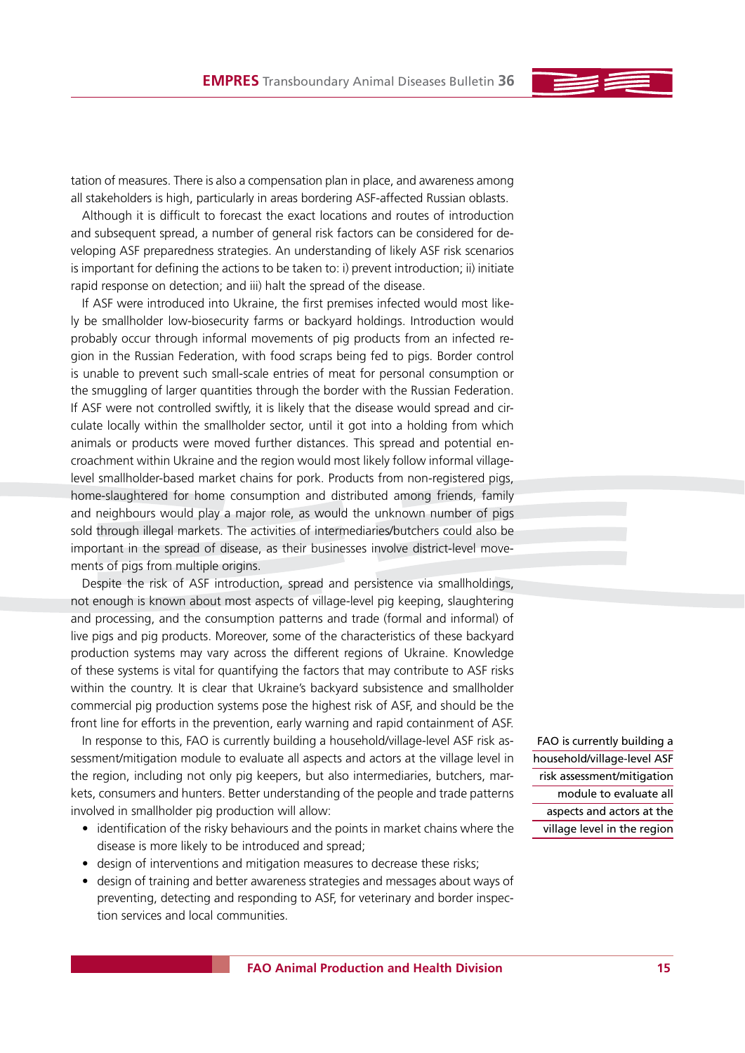tation of measures. There is also a compensation plan in place, and awareness among all stakeholders is high, particularly in areas bordering ASF-affected Russian oblasts.

Although it is difficult to forecast the exact locations and routes of introduction and subsequent spread, a number of general risk factors can be considered for developing ASF preparedness strategies. An understanding of likely ASF risk scenarios is important for defining the actions to be taken to: i) prevent introduction; ii) initiate rapid response on detection; and iii) halt the spread of the disease.

If ASF were introduced into Ukraine, the first premises infected would most likely be smallholder low-biosecurity farms or backyard holdings. Introduction would probably occur through informal movements of pig products from an infected region in the Russian Federation, with food scraps being fed to pigs. Border control is unable to prevent such small-scale entries of meat for personal consumption or the smuggling of larger quantities through the border with the Russian Federation. If ASF were not controlled swiftly, it is likely that the disease would spread and circulate locally within the smallholder sector, until it got into a holding from which animals or products were moved further distances. This spread and potential encroachment within Ukraine and the region would most likely follow informal village-level smallholder-based market chains for pork. Products from non-registered pigs, home-slaughtered for home consumption and distributed among friends, family and neighbours would play a major role, as would the unknown number of pigs sold through illegal markets. The activities of intermediaries/butchers could also be important in the spread of disease, as their businesses involve district-level movements of pigs from multiple origins.

Despite the risk of ASF introduction, spread and persistence via smallholdings, not enough is known about most aspects of village-level pig keeping, slaughtering and processing, and the consumption patterns and trade (formal and informal) of live pigs and pig products. Moreover, some of the characteristics of these backyard production systems may vary across the different regions of Ukraine. Knowledge of these systems is vital for quantifying the factors that may contribute to ASF risks within the country. It is clear that Ukraine's backyard subsistence and smallholder commercial pig production systems pose the highest risk of ASF, and should be the front line for efforts in the prevention, early warning and rapid containment of ASF.

In response to this, FAO is currently building a household/village-level ASF risk assessment/mitigation module to evaluate all aspects and actors at the village level in the region, including not only pig keepers, but also intermediaries, butchers, markets, consumers and hunters. Better understanding of the people and trade patterns involved in smallholder pig production will allow:

- identification of the risky behaviours and the points in market chains where the disease is more likely to be introduced and spread;
- design of interventions and mitigation measures to decrease these risks;
- design of training and better awareness strategies and messages about ways of preventing, detecting and responding to ASF, for veterinary and border inspection services and local communities.

FAO is currently building a household/village-level ASF risk assessment/mitigation module to evaluate all aspects and actors at the village level in the region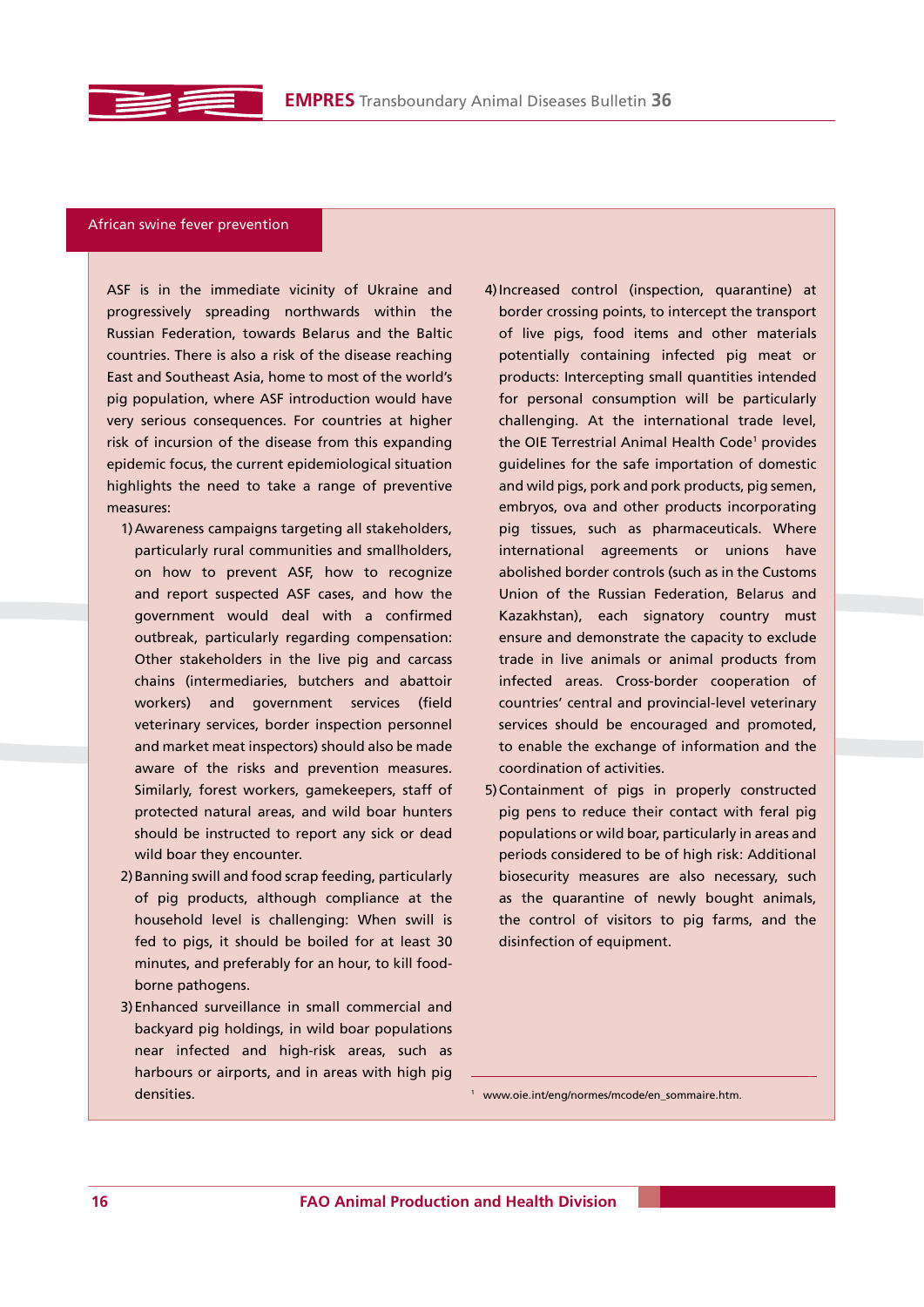## African swine fever prevention

ASF is in the immediate vicinity of Ukraine and progressively spreading northwards within the Russian Federation, towards Belarus and the Baltic countries. There is also a risk of the disease reaching East and Southeast Asia, home to most of the world's pig population, where ASF introduction would have very serious consequences. For countries at higher risk of incursion of the disease from this expanding epidemic focus, the current epidemiological situation highlights the need to take a range of preventive measures:

1) Awareness campaigns targeting all stakeholders, particularly rural communities and smallholders, on how to prevent ASF, how to recognize and report suspected ASF cases, and how the government would deal with a confirmed outbreak, particularly regarding compensation: Other stakeholders in the live pig and carcass chains (intermediaries, butchers and abattoir workers) and government services (field veterinary services, border inspection personnel and market meat inspectors) should also be made aware of the risks and prevention measures. Similarly, forest workers, gamekeepers, staff of protected natural areas, and wild boar hunters should be instructed to report any sick or dead wild boar they encounter.
2) Banning swill and food scrap feeding, particularly of pig products, although compliance at the household level is challenging: When swill is fed to pigs, it should be boiled for at least 30 minutes, and preferably for an hour, to kill food-borne pathogens.
3) Enhanced surveillance in small commercial and backyard pig holdings, in wild boar populations near infected and high-risk areas, such as harbours or airports, and in areas with high pig densities.
4) Increased control (inspection, quarantine) at border crossing points, to intercept the transport of live pigs, food items and other materials potentially containing infected pig meat or products: Intercepting small quantities intended for personal consumption will be particularly challenging. At the international trade level, the OIE Terrestrial Animal Health Code[1] provides guidelines for the safe importation of domestic and wild pigs, pork and pork products, pig semen, embryos, ova and other products incorporating pig tissues, such as pharmaceuticals. Where international agreements or unions have abolished border controls (such as in the Customs Union of the Russian Federation, Belarus and Kazakhstan), each signatory country must ensure and demonstrate the capacity to exclude trade in live animals or animal products from infected areas. Cross-border cooperation of countries' central and provincial-level veterinary services should be encouraged and promoted, to enable the exchange of information and the coordination of activities.
5) Containment of pigs in properly constructed pig pens to reduce their contact with feral pig populations or wild boar, particularly in areas and periods considered to be of high risk: Additional biosecurity measures are also necessary, such as the quarantine of newly bought animals, the control of visitors to pig farms, and the disinfection of equipment.

[1] www.oie.int/eng/normes/mcode/en_sommaire.htm.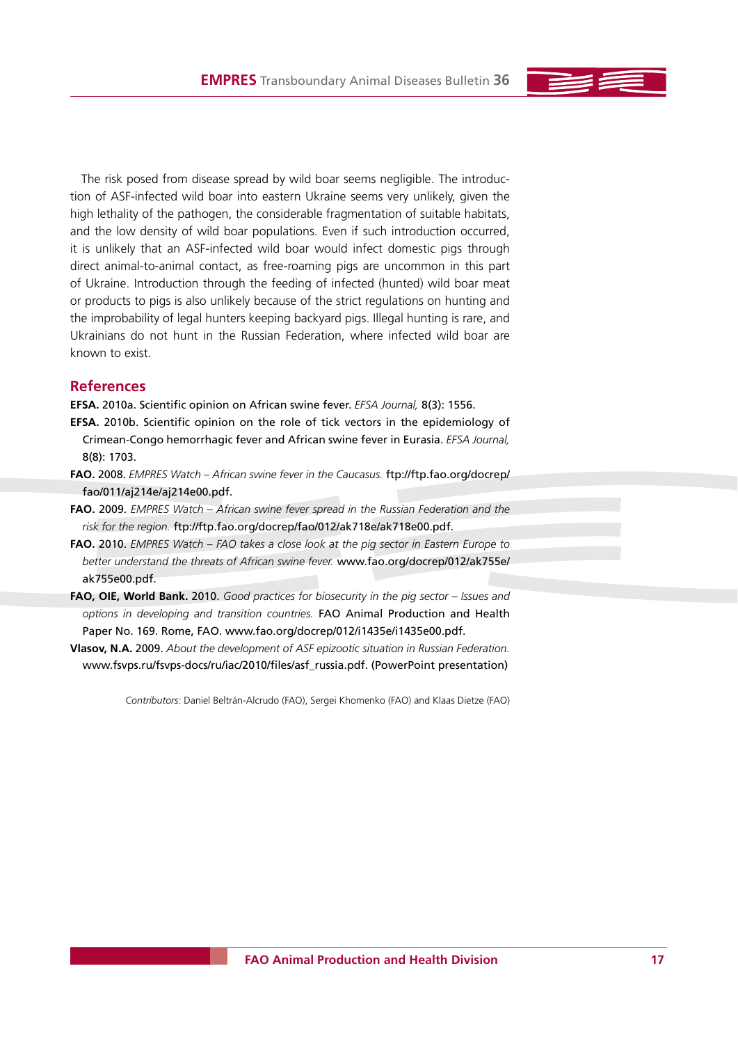The risk posed from disease spread by wild boar seems negligible. The introduction of ASF-infected wild boar into eastern Ukraine seems very unlikely, given the high lethality of the pathogen, the considerable fragmentation of suitable habitats, and the low density of wild boar populations. Even if such introduction occurred, it is unlikely that an ASF-infected wild boar would infect domestic pigs through direct animal-to-animal contact, as free-roaming pigs are uncommon in this part of Ukraine. Introduction through the feeding of infected (hunted) wild boar meat or products to pigs is also unlikely because of the strict regulations on hunting and the improbability of legal hunters keeping backyard pigs. Illegal hunting is rare, and Ukrainians do not hunt in the Russian Federation, where infected wild boar are known to exist.

## References

**EFSA.** 2010a. Scientific opinion on African swine fever. *EFSA Journal,* 8(3): 1556.

**EFSA.** 2010b. Scientific opinion on the role of tick vectors in the epidemiology of Crimean-Congo hemorrhagic fever and African swine fever in Eurasia. *EFSA Journal,* 8(8): 1703.

**FAO.** 2008. *EMPRES Watch – African swine fever in the Caucasus.* ftp://ftp.fao.org/docrep/fao/011/aj214e/aj214e00.pdf.

**FAO.** 2009. *EMPRES Watch – African swine fever spread in the Russian Federation and the risk for the region.* ftp://ftp.fao.org/docrep/fao/012/ak718e/ak718e00.pdf.

**FAO.** 2010. *EMPRES Watch – FAO takes a close look at the pig sector in Eastern Europe to better understand the threats of African swine fever.* www.fao.org/docrep/012/ak755e/ak755e00.pdf.

**FAO, OIE, World Bank.** 2010. *Good practices for biosecurity in the pig sector – Issues and options in developing and transition countries.* FAO Animal Production and Health Paper No. 169. Rome, FAO. www.fao.org/docrep/012/i1435e/i1435e00.pdf.

**Vlasov, N.A.** 2009. *About the development of ASF epizootic situation in Russian Federation.* www.fsvps.ru/fsvps-docs/ru/iac/2010/files/asf_russia.pdf. (PowerPoint presentation)

*Contributors:* Daniel Beltrán-Alcrudo (FAO), Sergei Khomenko (FAO) and Klaas Dietze (FAO)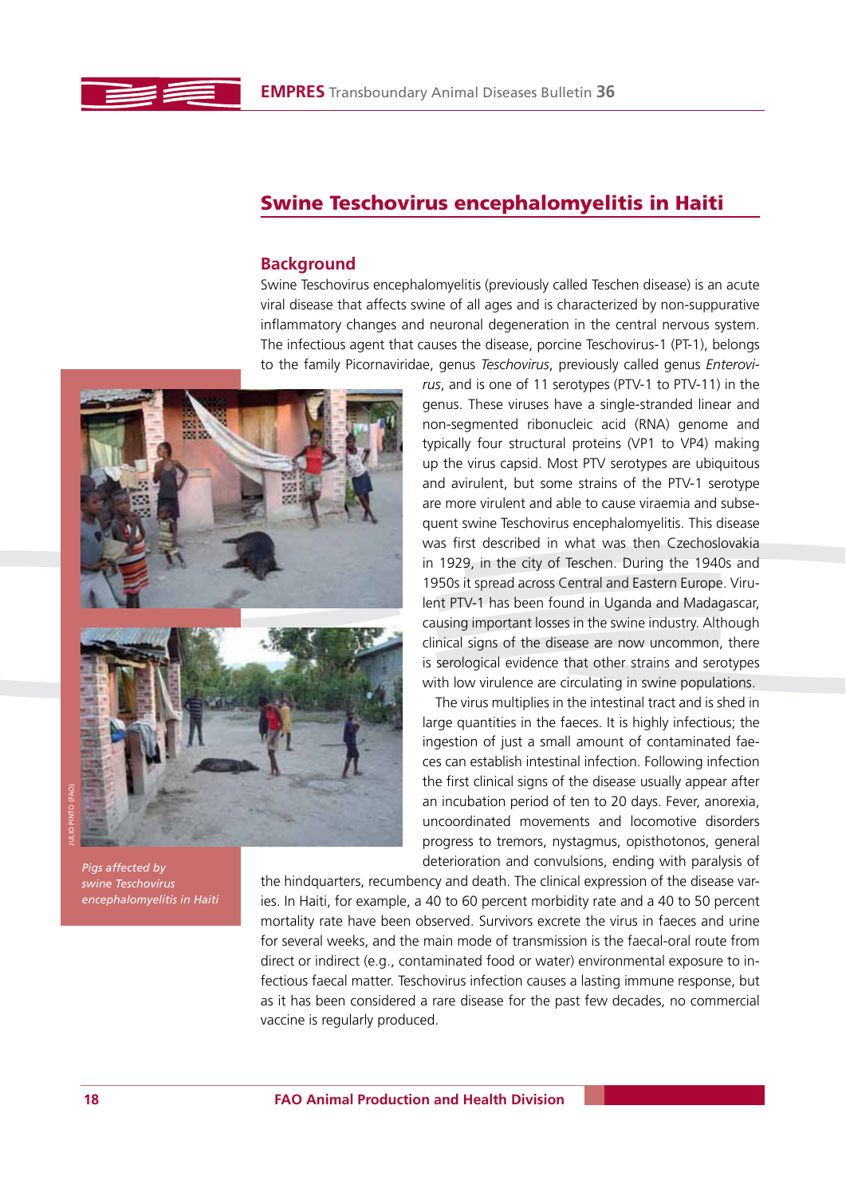## Swine Teschovirus encephalomyelitis in Haiti

### Background

Swine Teschovirus encephalomyelitis (previously called Teschen disease) is an acute viral disease that affects swine of all ages and is characterized by non-suppurative inflammatory changes and neuronal degeneration in the central nervous system. The infectious agent that causes the disease, porcine Teschovirus-1 (PT-1), belongs to the family Picornaviridae, genus *Teschovirus*, previously called genus *Enterovirus*, and is one of 11 serotypes (PTV-1 to PTV-11) in the genus. These viruses have a single-stranded linear and non-segmented ribonucleic acid (RNA) genome and typically four structural proteins (VP1 to VP4) making up the virus capsid. Most PTV serotypes are ubiquitous and avirulent, but some strains of the PTV-1 serotype are more virulent and able to cause viraemia and subsequent swine Teschovirus encephalomyelitis. This disease was first described in what was then Czechoslovakia in 1929, in the city of Teschen. During the 1940s and 1950s it spread across Central and Eastern Europe. Virulent PTV-1 has been found in Uganda and Madagascar, causing important losses in the swine industry. Although clinical signs of the disease are now uncommon, there is serological evidence that other strains and serotypes with low virulence are circulating in swine populations.

The virus multiplies in the intestinal tract and is shed in large quantities in the faeces. It is highly infectious; the ingestion of just a small amount of contaminated faeces can establish intestinal infection. Following infection the first clinical signs of the disease usually appear after an incubation period of ten to 20 days. Fever, anorexia, uncoordinated movements and locomotive disorders progress to tremors, nystagmus, opisthotonos, general deterioration and convulsions, ending with paralysis of the hindquarters, recumbency and death. The clinical expression of the disease varies. In Haiti, for example, a 40 to 60 percent morbidity rate and a 40 to 50 percent mortality rate have been observed. Survivors excrete the virus in faeces and urine for several weeks, and the main mode of transmission is the faecal-oral route from direct or indirect (e.g., contaminated food or water) environmental exposure to infectious faecal matter. Teschovirus infection causes a lasting immune response, but as it has been considered a rare disease for the past few decades, no commercial vaccine is regularly produced.

JULIO PINTO (FAO)

*Pigs affected by swine Teschovirus encephalomyelitis in Haiti*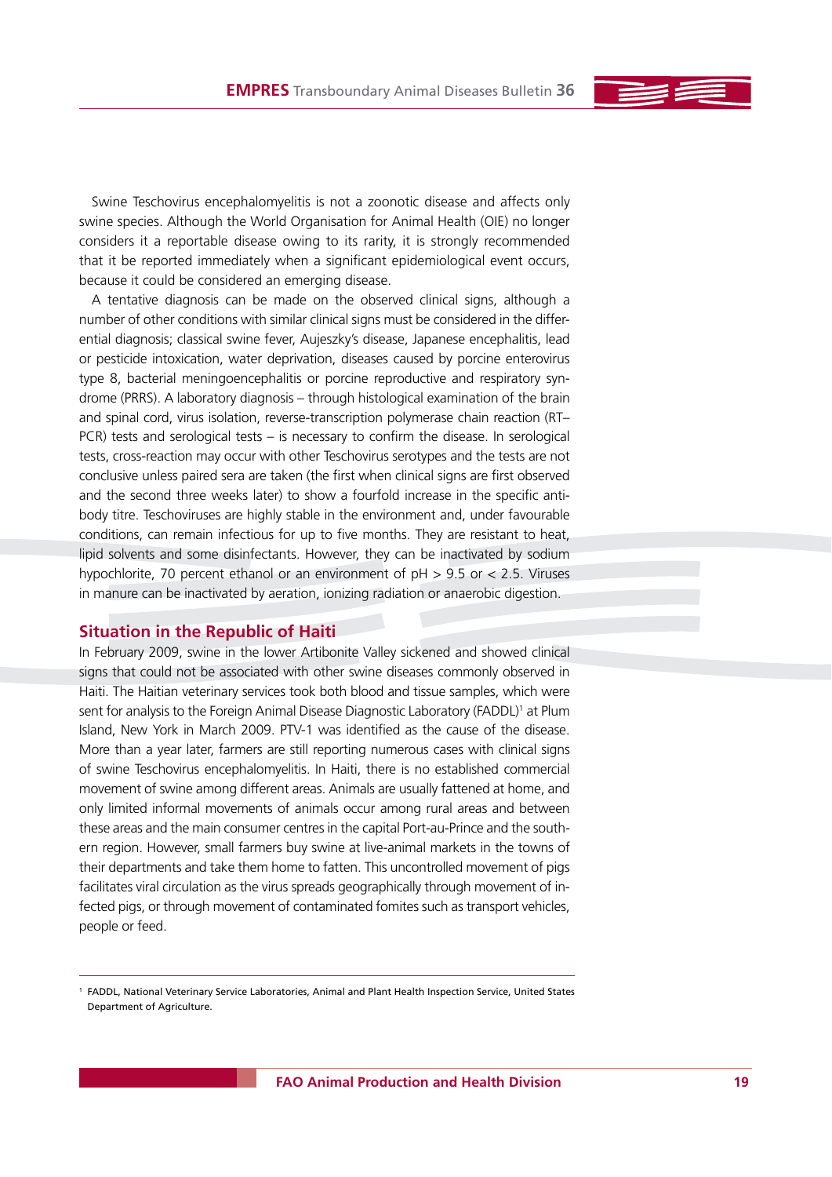Swine Teschovirus encephalomyelitis is not a zoonotic disease and affects only swine species. Although the World Organisation for Animal Health (OIE) no longer considers it a reportable disease owing to its rarity, it is strongly recommended that it be reported immediately when a significant epidemiological event occurs, because it could be considered an emerging disease.

A tentative diagnosis can be made on the observed clinical signs, although a number of other conditions with similar clinical signs must be considered in the differential diagnosis; classical swine fever, Aujeszky's disease, Japanese encephalitis, lead or pesticide intoxication, water deprivation, diseases caused by porcine enterovirus type 8, bacterial meningoencephalitis or porcine reproductive and respiratory syndrome (PRRS). A laboratory diagnosis – through histological examination of the brain and spinal cord, virus isolation, reverse-transcription polymerase chain reaction (RT–PCR) tests and serological tests – is necessary to confirm the disease. In serological tests, cross-reaction may occur with other Teschovirus serotypes and the tests are not conclusive unless paired sera are taken (the first when clinical signs are first observed and the second three weeks later) to show a fourfold increase in the specific antibody titre. Teschoviruses are highly stable in the environment and, under favourable conditions, can remain infectious for up to five months. They are resistant to heat, lipid solvents and some disinfectants. However, they can be inactivated by sodium hypochlorite, 70 percent ethanol or an environment of pH > 9.5 or < 2.5. Viruses in manure can be inactivated by aeration, ionizing radiation or anaerobic digestion.

## Situation in the Republic of Haiti

In February 2009, swine in the lower Artibonite Valley sickened and showed clinical signs that could not be associated with other swine diseases commonly observed in Haiti. The Haitian veterinary services took both blood and tissue samples, which were sent for analysis to the Foreign Animal Disease Diagnostic Laboratory (FADDL)[1] at Plum Island, New York in March 2009. PTV-1 was identified as the cause of the disease. More than a year later, farmers are still reporting numerous cases with clinical signs of swine Teschovirus encephalomyelitis. In Haiti, there is no established commercial movement of swine among different areas. Animals are usually fattened at home, and only limited informal movements of animals occur among rural areas and between these areas and the main consumer centres in the capital Port-au-Prince and the southern region. However, small farmers buy swine at live-animal markets in the towns of their departments and take them home to fatten. This uncontrolled movement of pigs facilitates viral circulation as the virus spreads geographically through movement of infected pigs, or through movement of contaminated fomites such as transport vehicles, people or feed.

---

[1] FADDL, National Veterinary Service Laboratories, Animal and Plant Health Inspection Service, United States Department of Agriculture.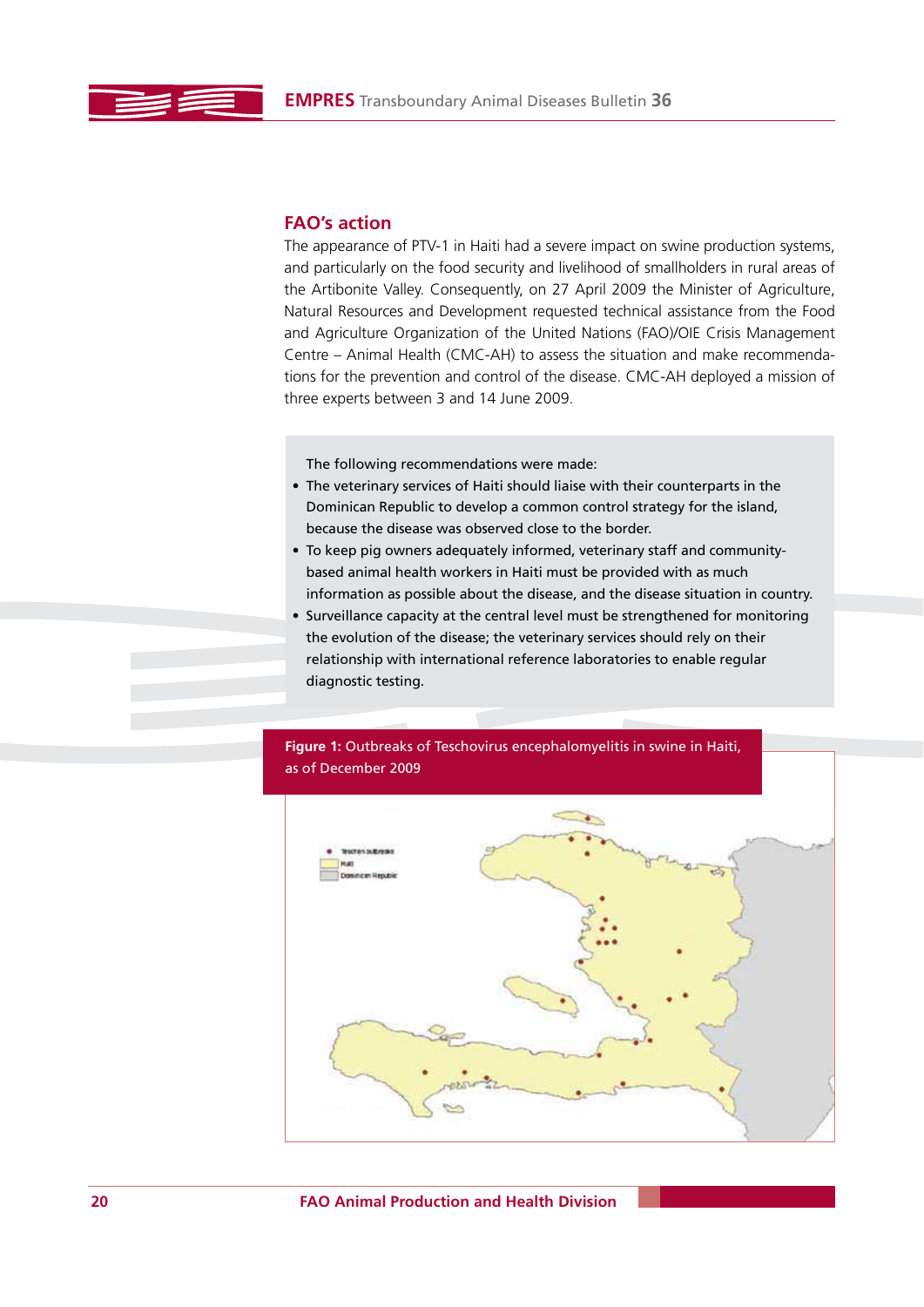## FAO's action

The appearance of PTV-1 in Haiti had a severe impact on swine production systems, and particularly on the food security and livelihood of smallholders in rural areas of the Artibonite Valley. Consequently, on 27 April 2009 the Minister of Agriculture, Natural Resources and Development requested technical assistance from the Food and Agriculture Organization of the United Nations (FAO)/OIE Crisis Management Centre – Animal Health (CMC-AH) to assess the situation and make recommendations for the prevention and control of the disease. CMC-AH deployed a mission of three experts between 3 and 14 June 2009.

The following recommendations were made:

- The veterinary services of Haiti should liaise with their counterparts in the Dominican Republic to develop a common control strategy for the island, because the disease was observed close to the border.
- To keep pig owners adequately informed, veterinary staff and community-based animal health workers in Haiti must be provided with as much information as possible about the disease, and the disease situation in country.
- Surveillance capacity at the central level must be strengthened for monitoring the evolution of the disease; the veterinary services should rely on their relationship with international reference laboratories to enable regular diagnostic testing.

**Figure 1:** Outbreaks of Teschovirus encephalomyelitis in swine in Haiti, as of December 2009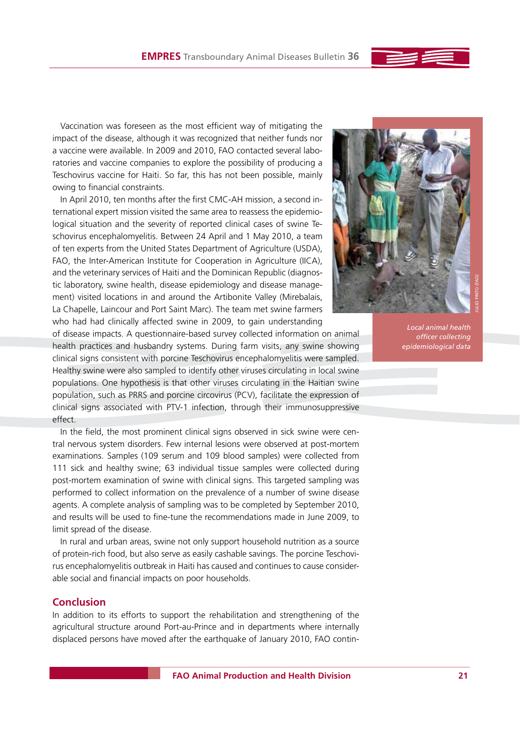Vaccination was foreseen as the most efficient way of mitigating the impact of the disease, although it was recognized that neither funds nor a vaccine were available. In 2009 and 2010, FAO contacted several laboratories and vaccine companies to explore the possibility of producing a Teschovirus vaccine for Haiti. So far, this has not been possible, mainly owing to financial constraints.

In April 2010, ten months after the first CMC-AH mission, a second international expert mission visited the same area to reassess the epidemiological situation and the severity of reported clinical cases of swine Teschovirus encephalomyelitis. Between 24 April and 1 May 2010, a team of ten experts from the United States Department of Agriculture (USDA), FAO, the Inter-American Institute for Cooperation in Agriculture (IICA), and the veterinary services of Haiti and the Dominican Republic (diagnostic laboratory, swine health, disease epidemiology and disease management) visited locations in and around the Artibonite Valley (Mirebalais, La Chapelle, Laincour and Port Saint Marc). The team met swine farmers who had had clinically affected swine in 2009, to gain understanding of disease impacts. A questionnaire-based survey collected information on animal health practices and husbandry systems. During farm visits, any swine showing clinical signs consistent with porcine Teschovirus encephalomyelitis were sampled. Healthy swine were also sampled to identify other viruses circulating in local swine populations. One hypothesis is that other viruses circulating in the Haitian swine population, such as PRRS and porcine circovirus (PCV), facilitate the expression of clinical signs associated with PTV-1 infection, through their immunosuppressive effect.

*Local animal health officer collecting epidemiological data*

JULIO PINTO (FAO)

In the field, the most prominent clinical signs observed in sick swine were central nervous system disorders. Few internal lesions were observed at post-mortem examinations. Samples (109 serum and 109 blood samples) were collected from 111 sick and healthy swine; 63 individual tissue samples were collected during post-mortem examination of swine with clinical signs. This targeted sampling was performed to collect information on the prevalence of a number of swine disease agents. A complete analysis of sampling was to be completed by September 2010, and results will be used to fine-tune the recommendations made in June 2009, to limit spread of the disease.

In rural and urban areas, swine not only support household nutrition as a source of protein-rich food, but also serve as easily cashable savings. The porcine Teschovirus encephalomyelitis outbreak in Haiti has caused and continues to cause considerable social and financial impacts on poor households.

## Conclusion

In addition to its efforts to support the rehabilitation and strengthening of the agricultural structure around Port-au-Prince and in departments where internally displaced persons have moved after the earthquake of January 2010, FAO contin-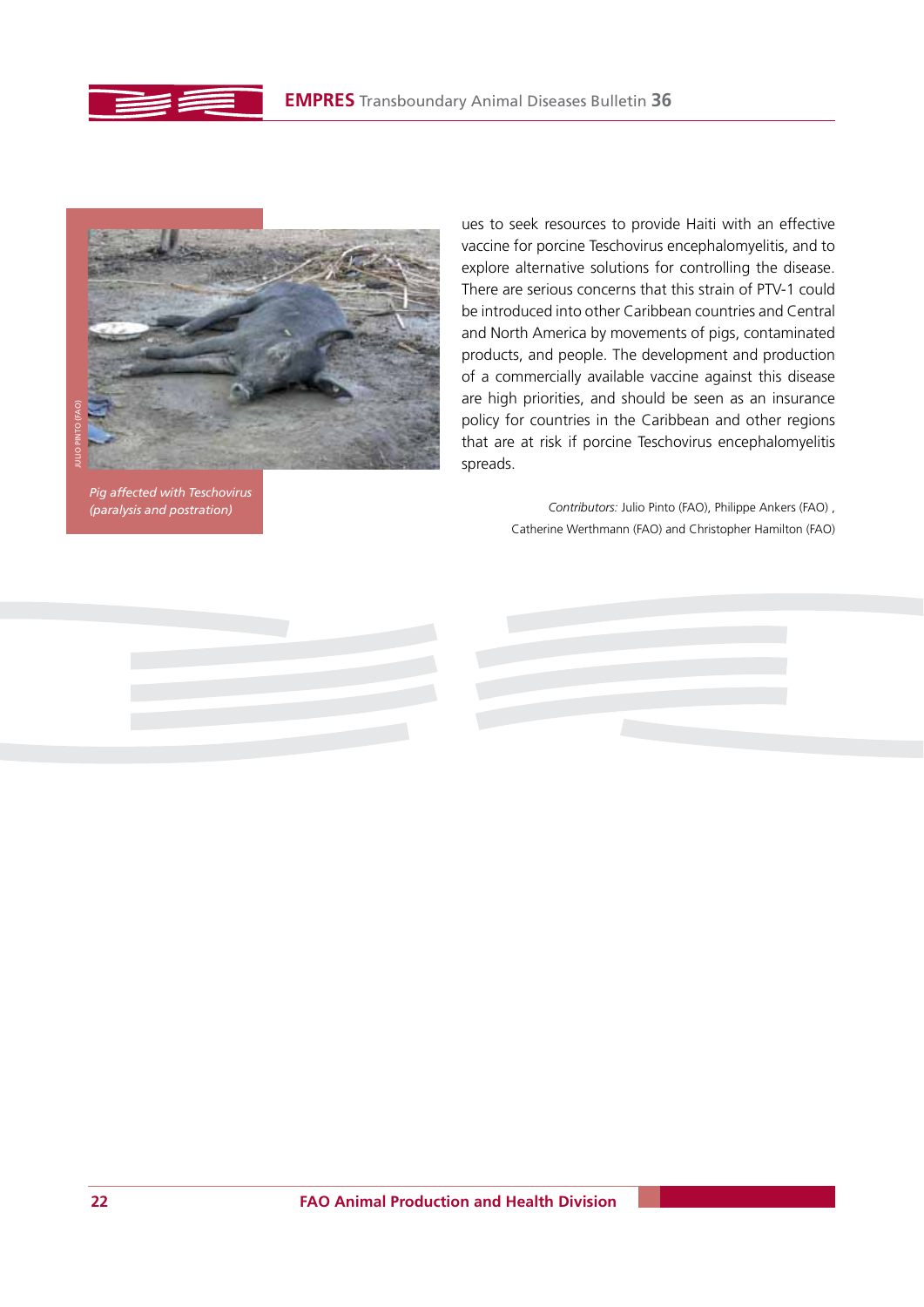Pig affected with Teschovirus (paralysis and postration)

ues to seek resources to provide Haiti with an effective vaccine for porcine Teschovirus encephalomyelitis, and to explore alternative solutions for controlling the disease. There are serious concerns that this strain of PTV-1 could be introduced into other Caribbean countries and Central and North America by movements of pigs, contaminated products, and people. The development and production of a commercially available vaccine against this disease are high priorities, and should be seen as an insurance policy for countries in the Caribbean and other regions that are at risk if porcine Teschovirus encephalomyelitis spreads.

*Contributors:* Julio Pinto (FAO), Philippe Ankers (FAO), Catherine Werthmann (FAO) and Christopher Hamilton (FAO)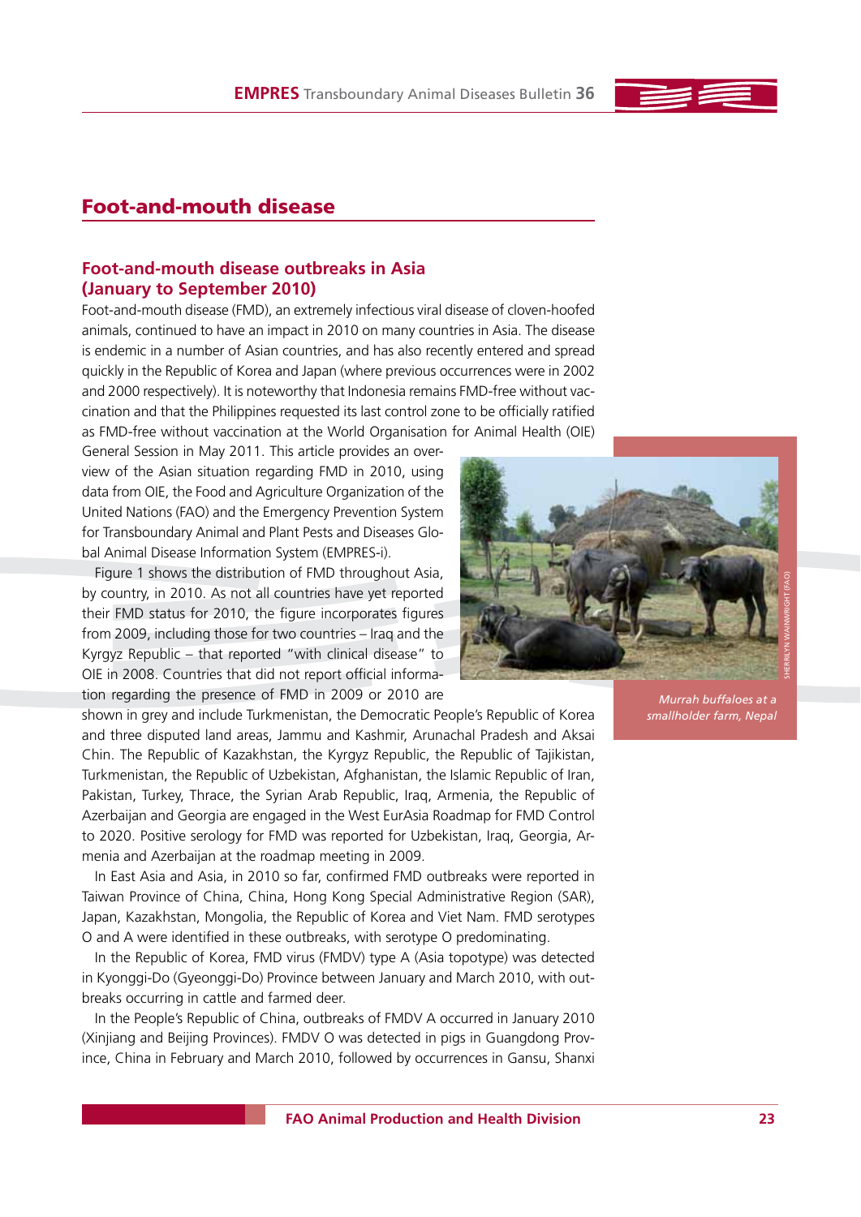# Foot-and-mouth disease

## Foot-and-mouth disease outbreaks in Asia (January to September 2010)

Foot-and-mouth disease (FMD), an extremely infectious viral disease of cloven-hoofed animals, continued to have an impact in 2010 on many countries in Asia. The disease is endemic in a number of Asian countries, and has also recently entered and spread quickly in the Republic of Korea and Japan (where previous occurrences were in 2002 and 2000 respectively). It is noteworthy that Indonesia remains FMD-free without vaccination and that the Philippines requested its last control zone to be officially ratified as FMD-free without vaccination at the World Organisation for Animal Health (OIE) General Session in May 2011. This article provides an overview of the Asian situation regarding FMD in 2010, using data from OIE, the Food and Agriculture Organization of the United Nations (FAO) and the Emergency Prevention System for Transboundary Animal and Plant Pests and Diseases Global Animal Disease Information System (EMPRES-i).

Figure 1 shows the distribution of FMD throughout Asia, by country, in 2010. As not all countries have yet reported their FMD status for 2010, the figure incorporates figures from 2009, including those for two countries – Iraq and the Kyrgyz Republic – that reported "with clinical disease" to OIE in 2008. Countries that did not report official information regarding the presence of FMD in 2009 or 2010 are shown in grey and include Turkmenistan, the Democratic People's Republic of Korea and three disputed land areas, Jammu and Kashmir, Arunachal Pradesh and Aksai Chin. The Republic of Kazakhstan, the Kyrgyz Republic, the Republic of Tajikistan, Turkmenistan, the Republic of Uzbekistan, Afghanistan, the Islamic Republic of Iran, Pakistan, Turkey, Thrace, the Syrian Arab Republic, Iraq, Armenia, the Republic of Azerbaijan and Georgia are engaged in the West EurAsia Roadmap for FMD Control to 2020. Positive serology for FMD was reported for Uzbekistan, Iraq, Georgia, Armenia and Azerbaijan at the roadmap meeting in 2009.

*Murrah buffaloes at a smallholder farm, Nepal*

In East Asia and Asia, in 2010 so far, confirmed FMD outbreaks were reported in Taiwan Province of China, China, Hong Kong Special Administrative Region (SAR), Japan, Kazakhstan, Mongolia, the Republic of Korea and Viet Nam. FMD serotypes O and A were identified in these outbreaks, with serotype O predominating.

In the Republic of Korea, FMD virus (FMDV) type A (Asia topotype) was detected in Kyonggi-Do (Gyeonggi-Do) Province between January and March 2010, with outbreaks occurring in cattle and farmed deer.

In the People's Republic of China, outbreaks of FMDV A occurred in January 2010 (Xinjiang and Beijing Provinces). FMDV O was detected in pigs in Guangdong Province, China in February and March 2010, followed by occurrences in Gansu, Shanxi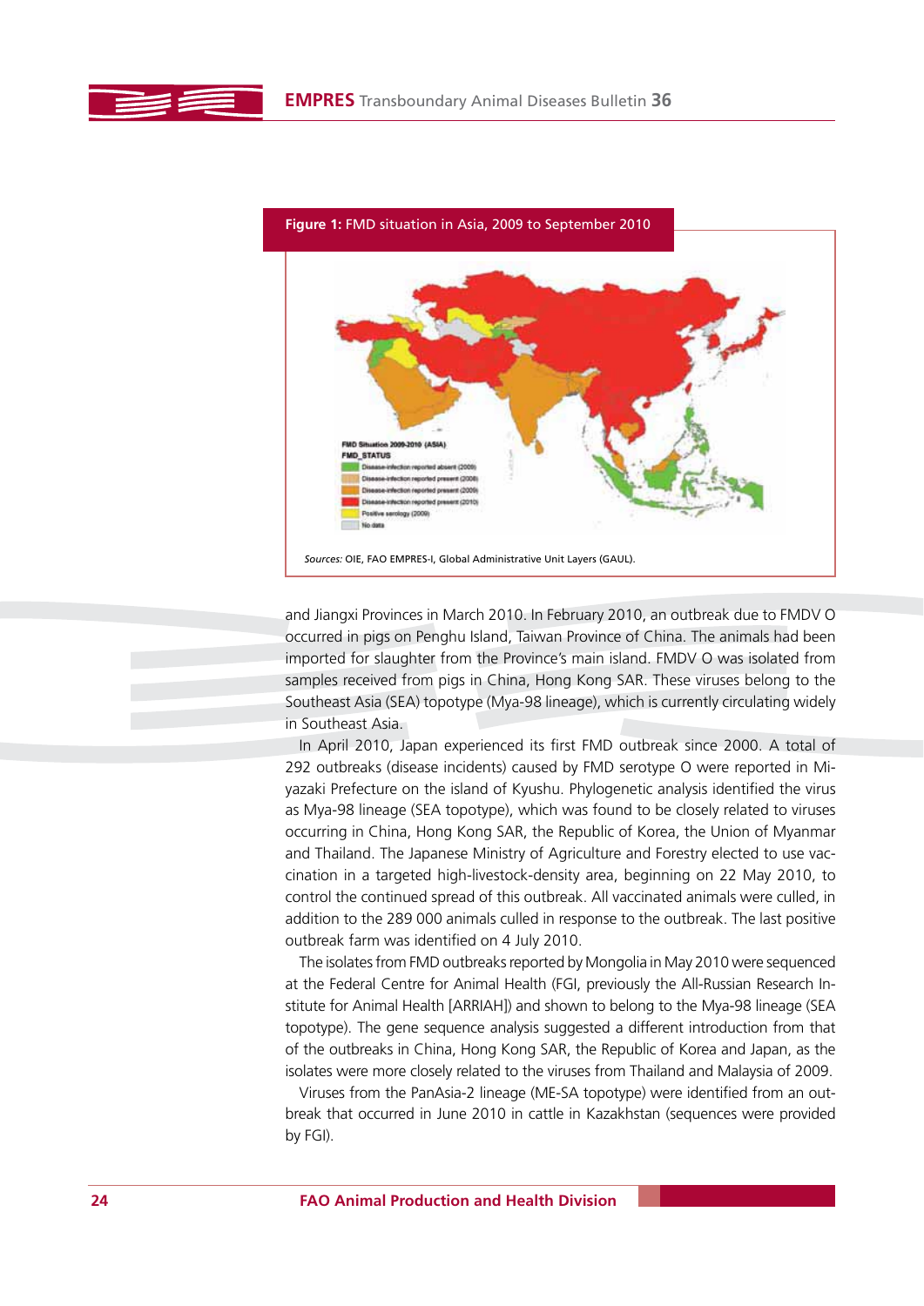**Figure 1:** FMD situation in Asia, 2009 to September 2010

FMD Situation 2009-2010 (ASIA)
FMD_STATUS
- Disease-infection reported absent (2009)
- Disease-infection reported present (2008)
- Disease-infection reported present (2009)
- Disease-infection reported present (2010)
- Positive serology (2009)
- No data

*Sources:* OIE, FAO EMPRES-I, Global Administrative Unit Layers (GAUL).

and Jiangxi Provinces in March 2010. In February 2010, an outbreak due to FMDV O occurred in pigs on Penghu Island, Taiwan Province of China. The animals had been imported for slaughter from the Province's main island. FMDV O was isolated from samples received from pigs in China, Hong Kong SAR. These viruses belong to the Southeast Asia (SEA) topotype (Mya-98 lineage), which is currently circulating widely in Southeast Asia.

In April 2010, Japan experienced its first FMD outbreak since 2000. A total of 292 outbreaks (disease incidents) caused by FMD serotype O were reported in Miyazaki Prefecture on the island of Kyushu. Phylogenetic analysis identified the virus as Mya-98 lineage (SEA topotype), which was found to be closely related to viruses occurring in China, Hong Kong SAR, the Republic of Korea, the Union of Myanmar and Thailand. The Japanese Ministry of Agriculture and Forestry elected to use vaccination in a targeted high-livestock-density area, beginning on 22 May 2010, to control the continued spread of this outbreak. All vaccinated animals were culled, in addition to the 289 000 animals culled in response to the outbreak. The last positive outbreak farm was identified on 4 July 2010.

The isolates from FMD outbreaks reported by Mongolia in May 2010 were sequenced at the Federal Centre for Animal Health (FGI, previously the All-Russian Research Institute for Animal Health [ARRIAH]) and shown to belong to the Mya-98 lineage (SEA topotype). The gene sequence analysis suggested a different introduction from that of the outbreaks in China, Hong Kong SAR, the Republic of Korea and Japan, as the isolates were more closely related to the viruses from Thailand and Malaysia of 2009.

Viruses from the PanAsia-2 lineage (ME-SA topotype) were identified from an outbreak that occurred in June 2010 in cattle in Kazakhstan (sequences were provided by FGI).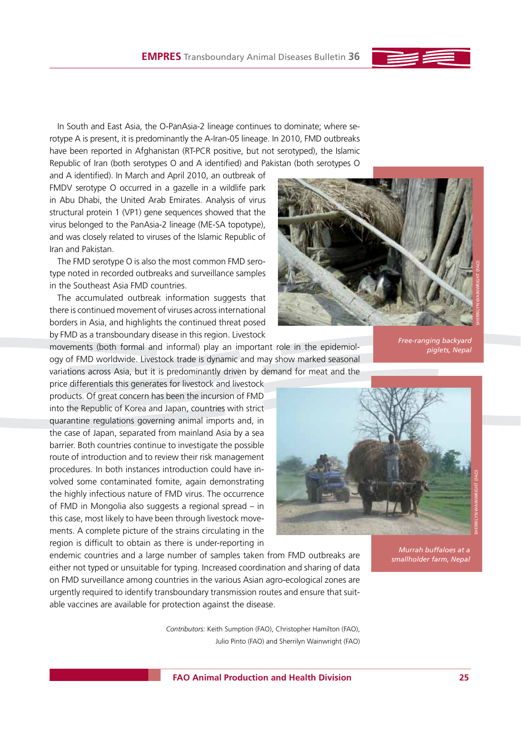In South and East Asia, the O-PanAsia-2 lineage continues to dominate; where serotype A is present, it is predominantly the A-Iran-05 lineage. In 2010, FMD outbreaks have been reported in Afghanistan (RT-PCR positive, but not serotyped), the Islamic Republic of Iran (both serotypes O and A identified) and Pakistan (both serotypes O and A identified). In March and April 2010, an outbreak of FMDV serotype O occurred in a gazelle in a wildlife park in Abu Dhabi, the United Arab Emirates. Analysis of virus structural protein 1 (VP1) gene sequences showed that the virus belonged to the PanAsia-2 lineage (ME-SA topotype), and was closely related to viruses of the Islamic Republic of Iran and Pakistan.

The FMD serotype O is also the most common FMD serotype noted in recorded outbreaks and surveillance samples in the Southeast Asia FMD countries.

The accumulated outbreak information suggests that there is continued movement of viruses across international borders in Asia, and highlights the continued threat posed by FMD as a transboundary disease in this region. Livestock movements (both formal and informal) play an important role in the epidemiology of FMD worldwide. Livestock trade is dynamic and may show marked seasonal variations across Asia, but it is predominantly driven by demand for meat and the price differentials this generates for livestock and livestock products. Of great concern has been the incursion of FMD into the Republic of Korea and Japan, countries with strict quarantine regulations governing animal imports and, in the case of Japan, separated from mainland Asia by a sea barrier. Both countries continue to investigate the possible route of introduction and to review their risk management procedures. In both instances introduction could have involved some contaminated fomite, again demonstrating the highly infectious nature of FMD virus. The occurrence of FMD in Mongolia also suggests a regional spread – in this case, most likely to have been through livestock movements. A complete picture of the strains circulating in the region is difficult to obtain as there is under-reporting in endemic countries and a large number of samples taken from FMD outbreaks are either not typed or unsuitable for typing. Increased coordination and sharing of data on FMD surveillance among countries in the various Asian agro-ecological zones are urgently required to identify transboundary transmission routes and ensure that suitable vaccines are available for protection against the disease.

SHERRILYN WAINWRIGHT (FAO)

*Free-ranging backyard piglets, Nepal*

SHERRILYN WAINWRIGHT (FAO)

*Murrah buffaloes at a smallholder farm, Nepal*

*Contributors:* Keith Sumption (FAO), Christopher Hamilton (FAO), Julio Pinto (FAO) and Sherrilyn Wainwright (FAO)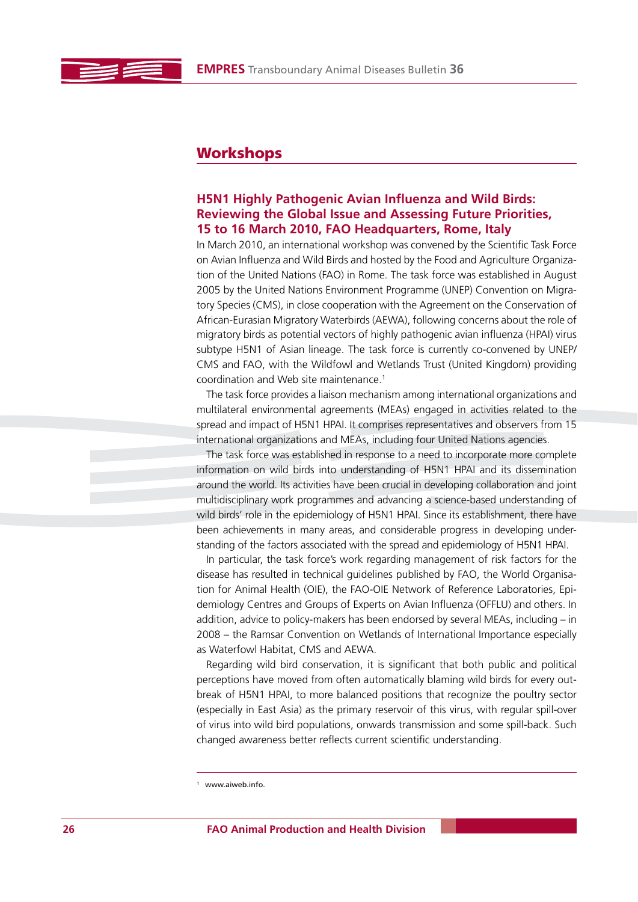## Workshops

### H5N1 Highly Pathogenic Avian Influenza and Wild Birds: Reviewing the Global Issue and Assessing Future Priorities, 15 to 16 March 2010, FAO Headquarters, Rome, Italy

In March 2010, an international workshop was convened by the Scientific Task Force on Avian Influenza and Wild Birds and hosted by the Food and Agriculture Organization of the United Nations (FAO) in Rome. The task force was established in August 2005 by the United Nations Environment Programme (UNEP) Convention on Migratory Species (CMS), in close cooperation with the Agreement on the Conservation of African-Eurasian Migratory Waterbirds (AEWA), following concerns about the role of migratory birds as potential vectors of highly pathogenic avian influenza (HPAI) virus subtype H5N1 of Asian lineage. The task force is currently co-convened by UNEP/CMS and FAO, with the Wildfowl and Wetlands Trust (United Kingdom) providing coordination and Web site maintenance.[1]

The task force provides a liaison mechanism among international organizations and multilateral environmental agreements (MEAs) engaged in activities related to the spread and impact of H5N1 HPAI. It comprises representatives and observers from 15 international organizations and MEAs, including four United Nations agencies.

The task force was established in response to a need to incorporate more complete information on wild birds into understanding of H5N1 HPAI and its dissemination around the world. Its activities have been crucial in developing collaboration and joint multidisciplinary work programmes and advancing a science-based understanding of wild birds' role in the epidemiology of H5N1 HPAI. Since its establishment, there have been achievements in many areas, and considerable progress in developing understanding of the factors associated with the spread and epidemiology of H5N1 HPAI.

In particular, the task force's work regarding management of risk factors for the disease has resulted in technical guidelines published by FAO, the World Organisation for Animal Health (OIE), the FAO-OIE Network of Reference Laboratories, Epidemiology Centres and Groups of Experts on Avian Influenza (OFFLU) and others. In addition, advice to policy-makers has been endorsed by several MEAs, including – in 2008 – the Ramsar Convention on Wetlands of International Importance especially as Waterfowl Habitat, CMS and AEWA.

Regarding wild bird conservation, it is significant that both public and political perceptions have moved from often automatically blaming wild birds for every outbreak of H5N1 HPAI, to more balanced positions that recognize the poultry sector (especially in East Asia) as the primary reservoir of this virus, with regular spill-over of virus into wild bird populations, onwards transmission and some spill-back. Such changed awareness better reflects current scientific understanding.

---

[1] www.aiweb.info.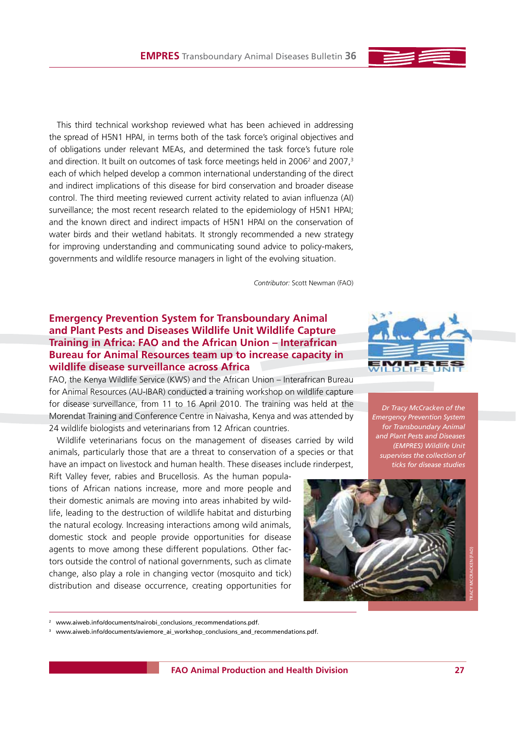This third technical workshop reviewed what has been achieved in addressing the spread of H5N1 HPAI, in terms both of the task force's original objectives and of obligations under relevant MEAs, and determined the task force's future role and direction. It built on outcomes of task force meetings held in 2006[2] and 2007,[3] each of which helped develop a common international understanding of the direct and indirect implications of this disease for bird conservation and broader disease control. The third meeting reviewed current activity related to avian influenza (AI) surveillance; the most recent research related to the epidemiology of H5N1 HPAI; and the known direct and indirect impacts of H5N1 HPAI on the conservation of water birds and their wetland habitats. It strongly recommended a new strategy for improving understanding and communicating sound advice to policy-makers, governments and wildlife resource managers in light of the evolving situation.

*Contributor:* Scott Newman (FAO)

## Emergency Prevention System for Transboundary Animal and Plant Pests and Diseases Wildlife Unit Wildlife Capture Training in Africa: FAO and the African Union – Interafrican Bureau for Animal Resources team up to increase capacity in wildlife disease surveillance across Africa

FAO, the Kenya Wildlife Service (KWS) and the African Union – Interafrican Bureau for Animal Resources (AU-IBAR) conducted a training workshop on wildlife capture for disease surveillance, from 11 to 16 April 2010. The training was held at the Morendat Training and Conference Centre in Naivasha, Kenya and was attended by 24 wildlife biologists and veterinarians from 12 African countries.

Wildlife veterinarians focus on the management of diseases carried by wild animals, particularly those that are a threat to conservation of a species or that have an impact on livestock and human health. These diseases include rinderpest, Rift Valley fever, rabies and Brucellosis. As the human populations of African nations increase, more and more people and their domestic animals are moving into areas inhabited by wildlife, leading to the destruction of wildlife habitat and disturbing the natural ecology. Increasing interactions among wild animals, domestic stock and people provide opportunities for disease agents to move among these different populations. Other factors outside the control of national governments, such as climate change, also play a role in changing vector (mosquito and tick) distribution and disease occurrence, creating opportunities for

*Dr Tracy McCracken of the Emergency Prevention System for Transboundary Animal and Plant Pests and Diseases (EMPRES) Wildlife Unit supervises the collection of ticks for disease studies*

TRACY MCCRACKEN (FAO)

[2] www.aiweb.info/documents/nairobi_conclusions_recommendations.pdf.

[3] www.aiweb.info/documents/aviemore_ai_workshop_conclusions_and_recommendations.pdf.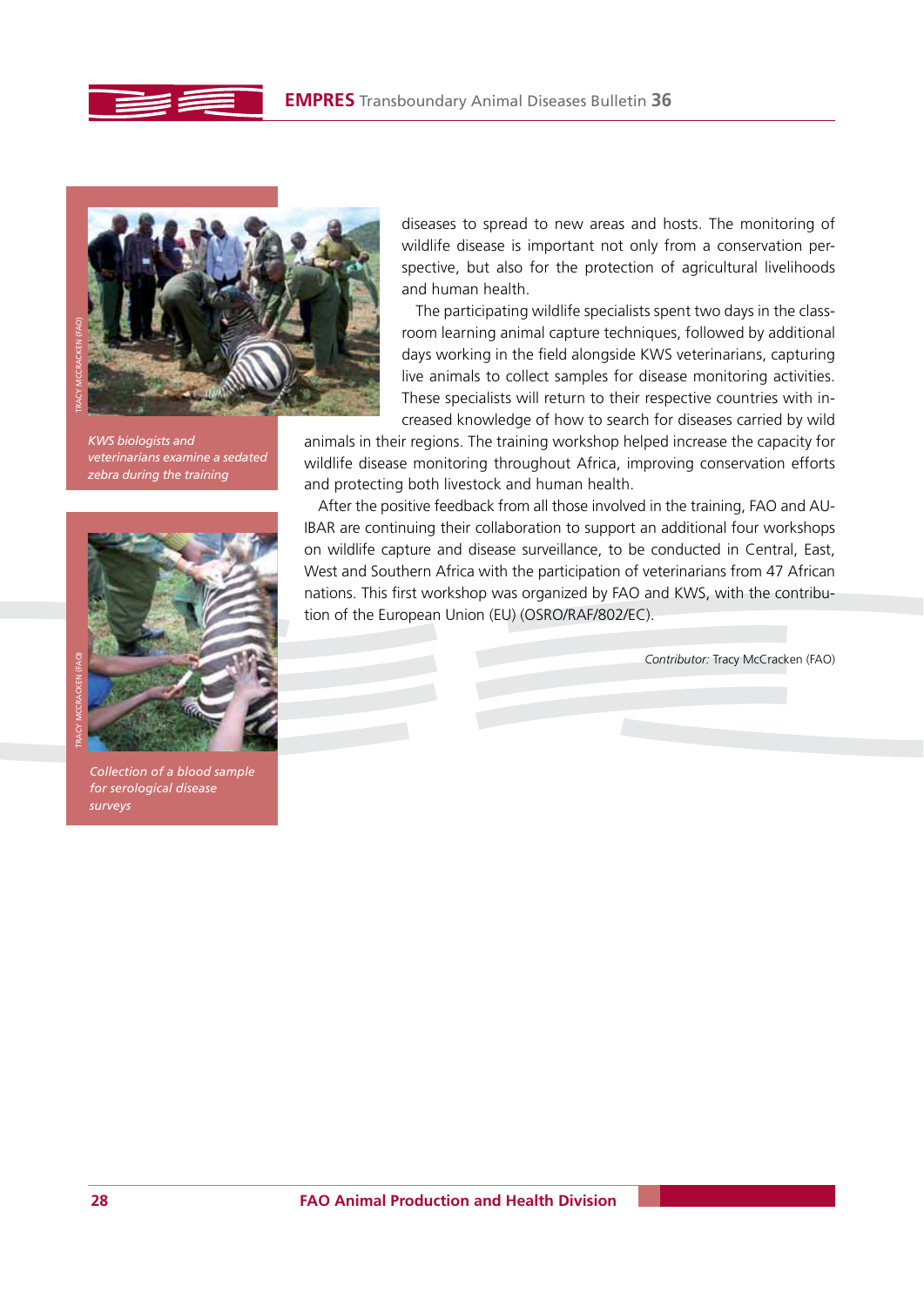KWS biologists and veterinarians examine a sedated zebra during the training

Collection of a blood sample for serological disease surveys

diseases to spread to new areas and hosts. The monitoring of wildlife disease is important not only from a conservation perspective, but also for the protection of agricultural livelihoods and human health.

The participating wildlife specialists spent two days in the classroom learning animal capture techniques, followed by additional days working in the field alongside KWS veterinarians, capturing live animals to collect samples for disease monitoring activities. These specialists will return to their respective countries with increased knowledge of how to search for diseases carried by wild animals in their regions. The training workshop helped increase the capacity for wildlife disease monitoring throughout Africa, improving conservation efforts and protecting both livestock and human health.

After the positive feedback from all those involved in the training, FAO and AU-IBAR are continuing their collaboration to support an additional four workshops on wildlife capture and disease surveillance, to be conducted in Central, East, West and Southern Africa with the participation of veterinarians from 47 African nations. This first workshop was organized by FAO and KWS, with the contribution of the European Union (EU) (OSRO/RAF/802/EC).

*Contributor:* Tracy McCracken (FAO)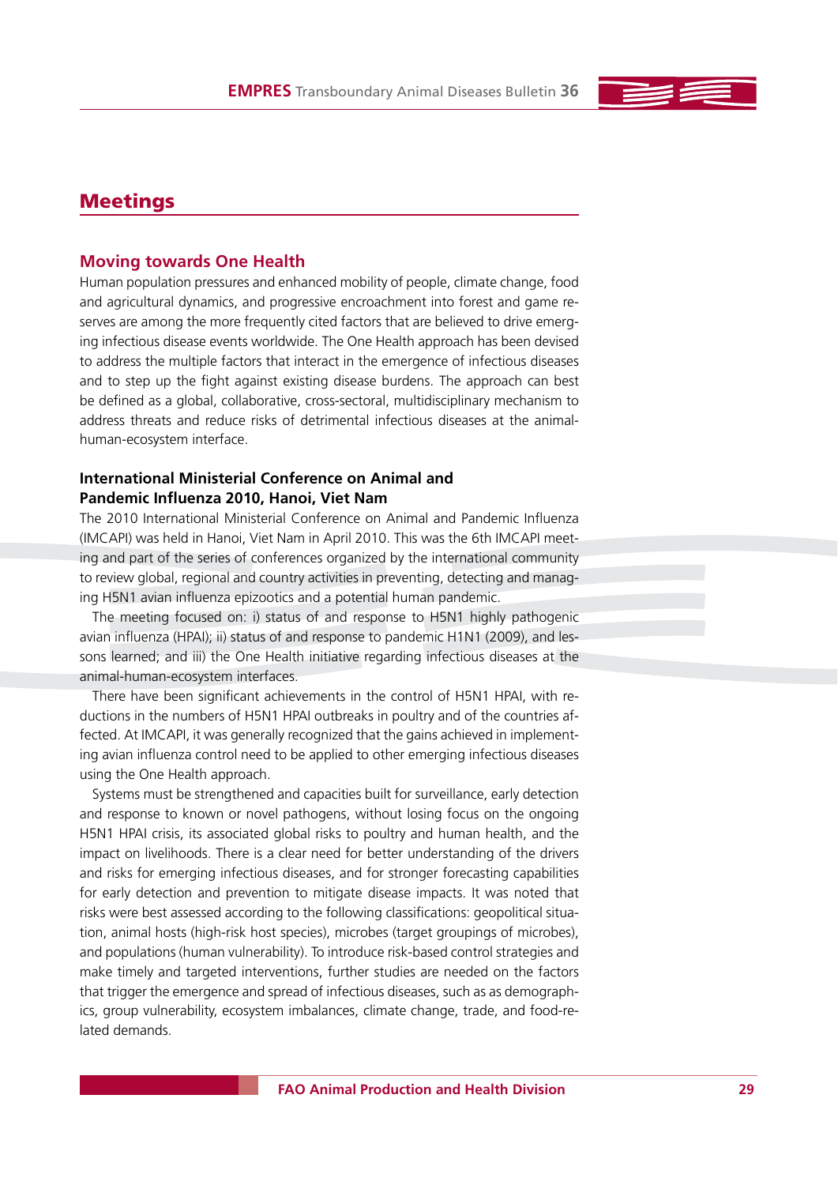# Meetings

## Moving towards One Health

Human population pressures and enhanced mobility of people, climate change, food and agricultural dynamics, and progressive encroachment into forest and game reserves are among the more frequently cited factors that are believed to drive emerging infectious disease events worldwide. The One Health approach has been devised to address the multiple factors that interact in the emergence of infectious diseases and to step up the fight against existing disease burdens. The approach can best be defined as a global, collaborative, cross-sectoral, multidisciplinary mechanism to address threats and reduce risks of detrimental infectious diseases at the animal-human-ecosystem interface.

### International Ministerial Conference on Animal and Pandemic Influenza 2010, Hanoi, Viet Nam

The 2010 International Ministerial Conference on Animal and Pandemic Influenza (IMCAPI) was held in Hanoi, Viet Nam in April 2010. This was the 6th IMCAPI meeting and part of the series of conferences organized by the international community to review global, regional and country activities in preventing, detecting and managing H5N1 avian influenza epizootics and a potential human pandemic.

The meeting focused on: i) status of and response to H5N1 highly pathogenic avian influenza (HPAI); ii) status of and response to pandemic H1N1 (2009), and lessons learned; and iii) the One Health initiative regarding infectious diseases at the animal-human-ecosystem interfaces.

There have been significant achievements in the control of H5N1 HPAI, with reductions in the numbers of H5N1 HPAI outbreaks in poultry and of the countries affected. At IMCAPI, it was generally recognized that the gains achieved in implementing avian influenza control need to be applied to other emerging infectious diseases using the One Health approach.

Systems must be strengthened and capacities built for surveillance, early detection and response to known or novel pathogens, without losing focus on the ongoing H5N1 HPAI crisis, its associated global risks to poultry and human health, and the impact on livelihoods. There is a clear need for better understanding of the drivers and risks for emerging infectious diseases, and for stronger forecasting capabilities for early detection and prevention to mitigate disease impacts. It was noted that risks were best assessed according to the following classifications: geopolitical situation, animal hosts (high-risk host species), microbes (target groupings of microbes), and populations (human vulnerability). To introduce risk-based control strategies and make timely and targeted interventions, further studies are needed on the factors that trigger the emergence and spread of infectious diseases, such as as demographics, group vulnerability, ecosystem imbalances, climate change, trade, and food-related demands.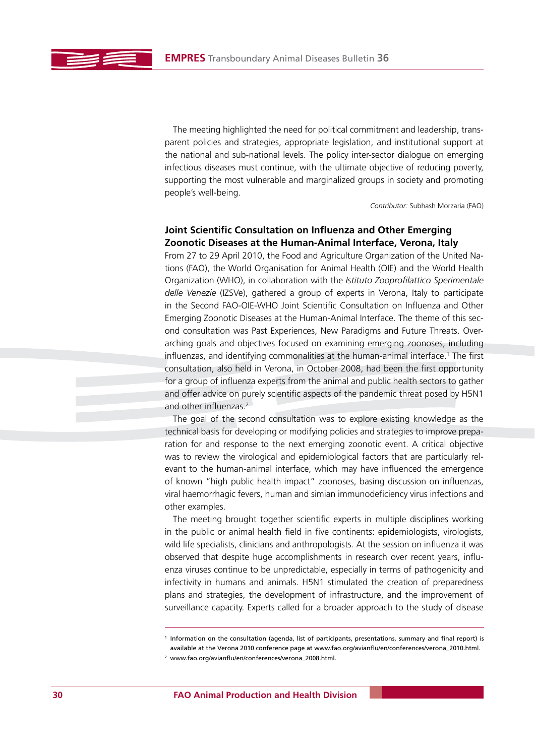The meeting highlighted the need for political commitment and leadership, transparent policies and strategies, appropriate legislation, and institutional support at the national and sub-national levels. The policy inter-sector dialogue on emerging infectious diseases must continue, with the ultimate objective of reducing poverty, supporting the most vulnerable and marginalized groups in society and promoting people's well-being.

*Contributor:* Subhash Morzaria (FAO)

### Joint Scientific Consultation on Influenza and Other Emerging Zoonotic Diseases at the Human-Animal Interface, Verona, Italy

From 27 to 29 April 2010, the Food and Agriculture Organization of the United Nations (FAO), the World Organisation for Animal Health (OIE) and the World Health Organization (WHO), in collaboration with the *Istituto Zooprofilattico Sperimentale delle Venezie* (IZSVe), gathered a group of experts in Verona, Italy to participate in the Second FAO-OIE-WHO Joint Scientific Consultation on Influenza and Other Emerging Zoonotic Diseases at the Human-Animal Interface. The theme of this second consultation was Past Experiences, New Paradigms and Future Threats. Overarching goals and objectives focused on examining emerging zoonoses, including influenzas, and identifying commonalities at the human-animal interface.[1] The first consultation, also held in Verona, in October 2008, had been the first opportunity for a group of influenza experts from the animal and public health sectors to gather and offer advice on purely scientific aspects of the pandemic threat posed by H5N1 and other influenzas.[2]

The goal of the second consultation was to explore existing knowledge as the technical basis for developing or modifying policies and strategies to improve preparation for and response to the next emerging zoonotic event. A critical objective was to review the virological and epidemiological factors that are particularly relevant to the human-animal interface, which may have influenced the emergence of known "high public health impact" zoonoses, basing discussion on influenzas, viral haemorrhagic fevers, human and simian immunodeficiency virus infections and other examples.

The meeting brought together scientific experts in multiple disciplines working in the public or animal health field in five continents: epidemiologists, virologists, wild life specialists, clinicians and anthropologists. At the session on influenza it was observed that despite huge accomplishments in research over recent years, influenza viruses continue to be unpredictable, especially in terms of pathogenicity and infectivity in humans and animals. H5N1 stimulated the creation of preparedness plans and strategies, the development of infrastructure, and the improvement of surveillance capacity. Experts called for a broader approach to the study of disease

---

[1] Information on the consultation (agenda, list of participants, presentations, summary and final report) is available at the Verona 2010 conference page at www.fao.org/avianflu/en/conferences/verona_2010.html.

[2] www.fao.org/avianflu/en/conferences/verona_2008.html.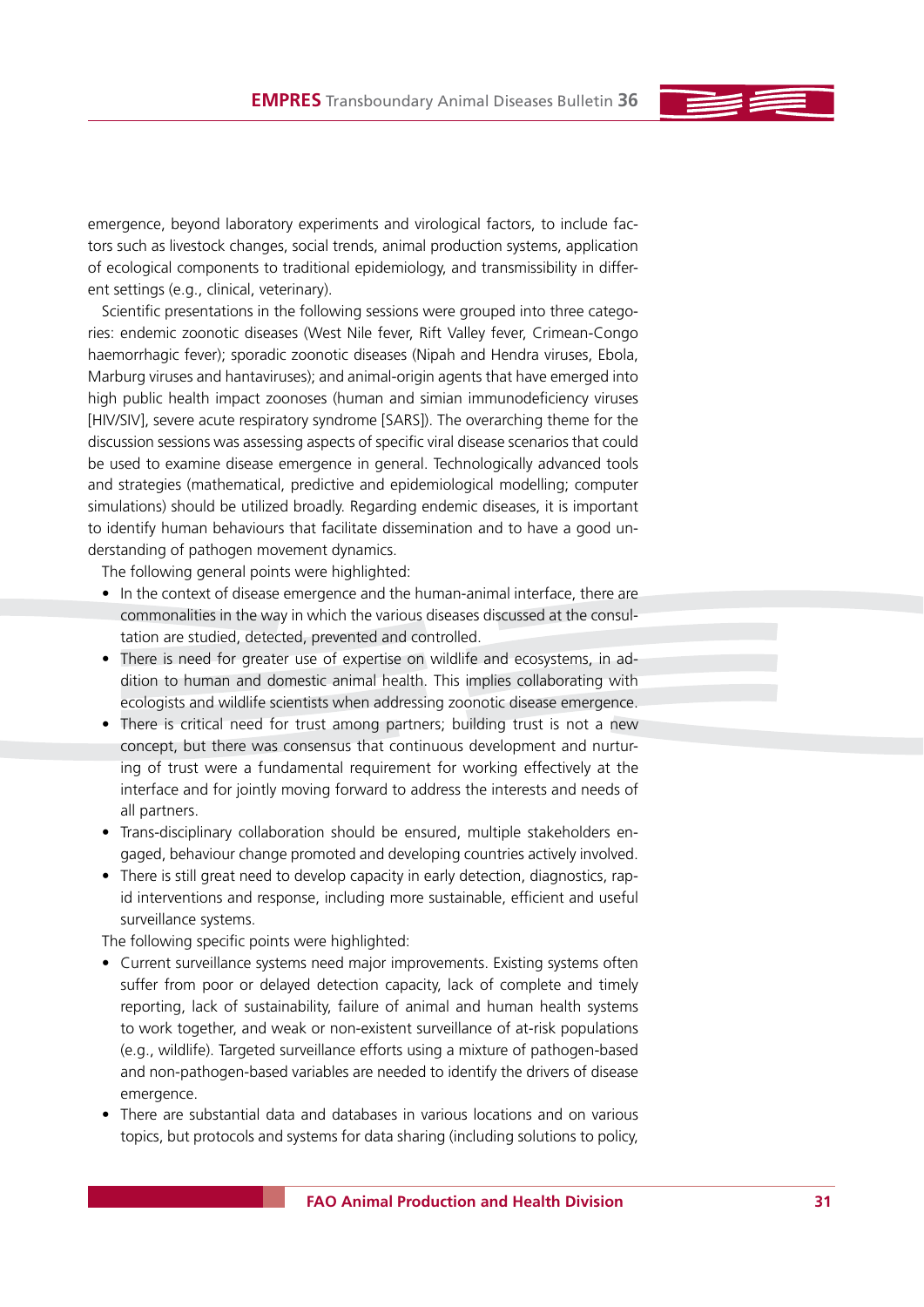emergence, beyond laboratory experiments and virological factors, to include factors such as livestock changes, social trends, animal production systems, application of ecological components to traditional epidemiology, and transmissibility in different settings (e.g., clinical, veterinary).

Scientific presentations in the following sessions were grouped into three categories: endemic zoonotic diseases (West Nile fever, Rift Valley fever, Crimean-Congo haemorrhagic fever); sporadic zoonotic diseases (Nipah and Hendra viruses, Ebola, Marburg viruses and hantaviruses); and animal-origin agents that have emerged into high public health impact zoonoses (human and simian immunodeficiency viruses [HIV/SIV], severe acute respiratory syndrome [SARS]). The overarching theme for the discussion sessions was assessing aspects of specific viral disease scenarios that could be used to examine disease emergence in general. Technologically advanced tools and strategies (mathematical, predictive and epidemiological modelling; computer simulations) should be utilized broadly. Regarding endemic diseases, it is important to identify human behaviours that facilitate dissemination and to have a good understanding of pathogen movement dynamics.

The following general points were highlighted:

- In the context of disease emergence and the human-animal interface, there are commonalities in the way in which the various diseases discussed at the consultation are studied, detected, prevented and controlled.
- There is need for greater use of expertise on wildlife and ecosystems, in addition to human and domestic animal health. This implies collaborating with ecologists and wildlife scientists when addressing zoonotic disease emergence.
- There is critical need for trust among partners; building trust is not a new concept, but there was consensus that continuous development and nurturing of trust were a fundamental requirement for working effectively at the interface and for jointly moving forward to address the interests and needs of all partners.
- Trans-disciplinary collaboration should be ensured, multiple stakeholders engaged, behaviour change promoted and developing countries actively involved.
- There is still great need to develop capacity in early detection, diagnostics, rapid interventions and response, including more sustainable, efficient and useful surveillance systems.

The following specific points were highlighted:

- Current surveillance systems need major improvements. Existing systems often suffer from poor or delayed detection capacity, lack of complete and timely reporting, lack of sustainability, failure of animal and human health systems to work together, and weak or non-existent surveillance of at-risk populations (e.g., wildlife). Targeted surveillance efforts using a mixture of pathogen-based and non-pathogen-based variables are needed to identify the drivers of disease emergence.
- There are substantial data and databases in various locations and on various topics, but protocols and systems for data sharing (including solutions to policy,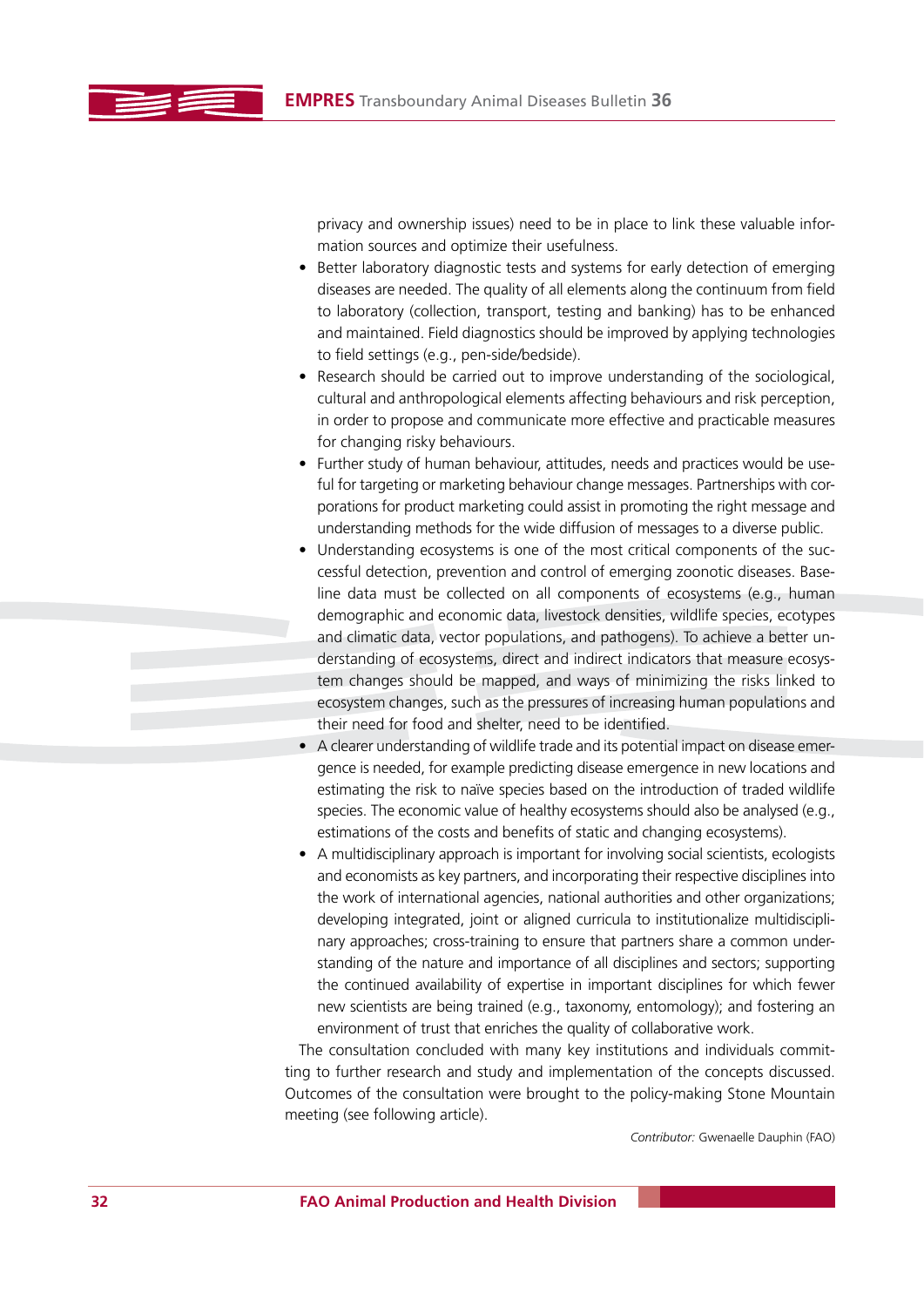privacy and ownership issues) need to be in place to link these valuable information sources and optimize their usefulness.

- Better laboratory diagnostic tests and systems for early detection of emerging diseases are needed. The quality of all elements along the continuum from field to laboratory (collection, transport, testing and banking) has to be enhanced and maintained. Field diagnostics should be improved by applying technologies to field settings (e.g., pen-side/bedside).
- Research should be carried out to improve understanding of the sociological, cultural and anthropological elements affecting behaviours and risk perception, in order to propose and communicate more effective and practicable measures for changing risky behaviours.
- Further study of human behaviour, attitudes, needs and practices would be useful for targeting or marketing behaviour change messages. Partnerships with corporations for product marketing could assist in promoting the right message and understanding methods for the wide diffusion of messages to a diverse public.
- Understanding ecosystems is one of the most critical components of the successful detection, prevention and control of emerging zoonotic diseases. Baseline data must be collected on all components of ecosystems (e.g., human demographic and economic data, livestock densities, wildlife species, ecotypes and climatic data, vector populations, and pathogens). To achieve a better understanding of ecosystems, direct and indirect indicators that measure ecosystem changes should be mapped, and ways of minimizing the risks linked to ecosystem changes, such as the pressures of increasing human populations and their need for food and shelter, need to be identified.
- A clearer understanding of wildlife trade and its potential impact on disease emergence is needed, for example predicting disease emergence in new locations and estimating the risk to naïve species based on the introduction of traded wildlife species. The economic value of healthy ecosystems should also be analysed (e.g., estimations of the costs and benefits of static and changing ecosystems).
- A multidisciplinary approach is important for involving social scientists, ecologists and economists as key partners, and incorporating their respective disciplines into the work of international agencies, national authorities and other organizations; developing integrated, joint or aligned curricula to institutionalize multidisciplinary approaches; cross-training to ensure that partners share a common understanding of the nature and importance of all disciplines and sectors; supporting the continued availability of expertise in important disciplines for which fewer new scientists are being trained (e.g., taxonomy, entomology); and fostering an environment of trust that enriches the quality of collaborative work.

The consultation concluded with many key institutions and individuals committing to further research and study and implementation of the concepts discussed. Outcomes of the consultation were brought to the policy-making Stone Mountain meeting (see following article).

*Contributor:* Gwenaelle Dauphin (FAO)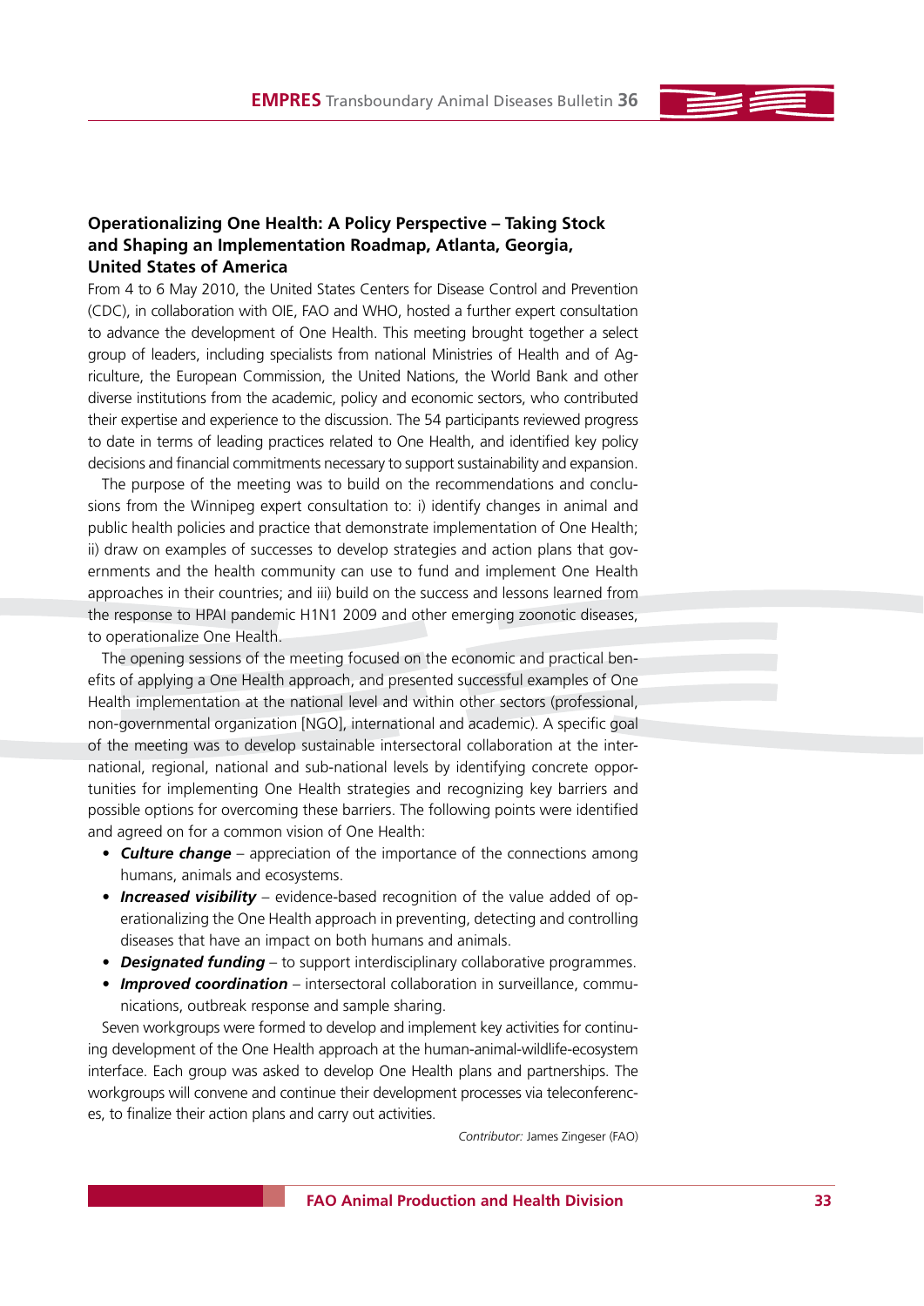### Operationalizing One Health: A Policy Perspective – Taking Stock and Shaping an Implementation Roadmap, Atlanta, Georgia, United States of America

From 4 to 6 May 2010, the United States Centers for Disease Control and Prevention (CDC), in collaboration with OIE, FAO and WHO, hosted a further expert consultation to advance the development of One Health. This meeting brought together a select group of leaders, including specialists from national Ministries of Health and of Agriculture, the European Commission, the United Nations, the World Bank and other diverse institutions from the academic, policy and economic sectors, who contributed their expertise and experience to the discussion. The 54 participants reviewed progress to date in terms of leading practices related to One Health, and identified key policy decisions and financial commitments necessary to support sustainability and expansion.

The purpose of the meeting was to build on the recommendations and conclusions from the Winnipeg expert consultation to: i) identify changes in animal and public health policies and practice that demonstrate implementation of One Health; ii) draw on examples of successes to develop strategies and action plans that governments and the health community can use to fund and implement One Health approaches in their countries; and iii) build on the success and lessons learned from the response to HPAI pandemic H1N1 2009 and other emerging zoonotic diseases, to operationalize One Health.

The opening sessions of the meeting focused on the economic and practical benefits of applying a One Health approach, and presented successful examples of One Health implementation at the national level and within other sectors (professional, non-governmental organization [NGO], international and academic). A specific goal of the meeting was to develop sustainable intersectoral collaboration at the international, regional, national and sub-national levels by identifying concrete opportunities for implementing One Health strategies and recognizing key barriers and possible options for overcoming these barriers. The following points were identified and agreed on for a common vision of One Health:

- ***Culture change*** – appreciation of the importance of the connections among humans, animals and ecosystems.
- ***Increased visibility*** – evidence-based recognition of the value added of operationalizing the One Health approach in preventing, detecting and controlling diseases that have an impact on both humans and animals.
- ***Designated funding*** – to support interdisciplinary collaborative programmes.
- ***Improved coordination*** – intersectoral collaboration in surveillance, communications, outbreak response and sample sharing.

Seven workgroups were formed to develop and implement key activities for continuing development of the One Health approach at the human-animal-wildlife-ecosystem interface. Each group was asked to develop One Health plans and partnerships. The workgroups will convene and continue their development processes via teleconferences, to finalize their action plans and carry out activities.

*Contributor:* James Zingeser (FAO)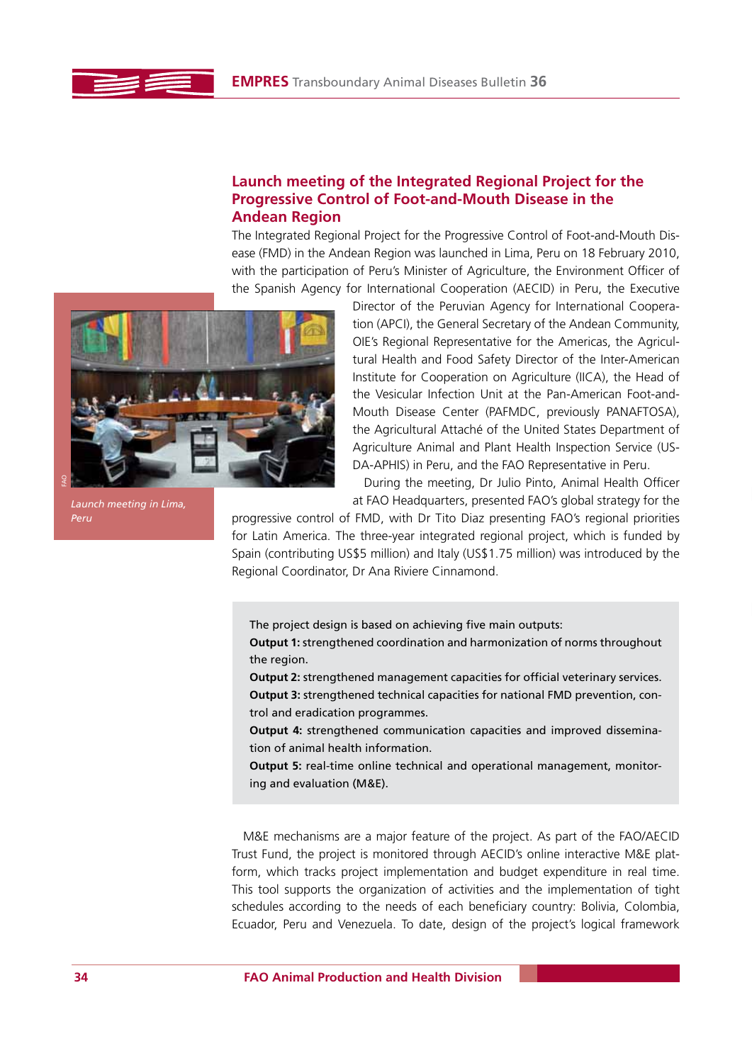## Launch meeting of the Integrated Regional Project for the Progressive Control of Foot-and-Mouth Disease in the Andean Region

The Integrated Regional Project for the Progressive Control of Foot-and-Mouth Disease (FMD) in the Andean Region was launched in Lima, Peru on 18 February 2010, with the participation of Peru's Minister of Agriculture, the Environment Officer of the Spanish Agency for International Cooperation (AECID) in Peru, the Executive Director of the Peruvian Agency for International Cooperation (APCI), the General Secretary of the Andean Community, OIE's Regional Representative for the Americas, the Agricultural Health and Food Safety Director of the Inter-American Institute for Cooperation on Agriculture (IICA), the Head of the Vesicular Infection Unit at the Pan-American Foot-and-Mouth Disease Center (PAFMDC, previously PANAFTOSA), the Agricultural Attaché of the United States Department of Agriculture Animal and Plant Health Inspection Service (USDA-APHIS) in Peru, and the FAO Representative in Peru.

*Launch meeting in Lima, Peru*

During the meeting, Dr Julio Pinto, Animal Health Officer at FAO Headquarters, presented FAO's global strategy for the progressive control of FMD, with Dr Tito Diaz presenting FAO's regional priorities for Latin America. The three-year integrated regional project, which is funded by Spain (contributing US$5 million) and Italy (US$1.75 million) was introduced by the Regional Coordinator, Dr Ana Riviere Cinnamond.

> The project design is based on achieving five main outputs:
> **Output 1:** strengthened coordination and harmonization of norms throughout the region.
> **Output 2:** strengthened management capacities for official veterinary services.
> **Output 3:** strengthened technical capacities for national FMD prevention, control and eradication programmes.
> **Output 4:** strengthened communication capacities and improved dissemination of animal health information.
> **Output 5:** real-time online technical and operational management, monitoring and evaluation (M&E).

M&E mechanisms are a major feature of the project. As part of the FAO/AECID Trust Fund, the project is monitored through AECID's online interactive M&E platform, which tracks project implementation and budget expenditure in real time. This tool supports the organization of activities and the implementation of tight schedules according to the needs of each beneficiary country: Bolivia, Colombia, Ecuador, Peru and Venezuela. To date, design of the project's logical framework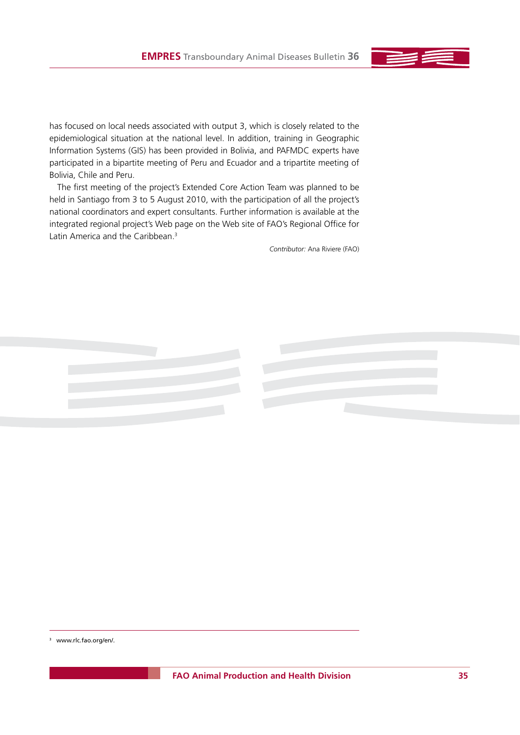has focused on local needs associated with output 3, which is closely related to the epidemiological situation at the national level. In addition, training in Geographic Information Systems (GIS) has been provided in Bolivia, and PAFMDC experts have participated in a bipartite meeting of Peru and Ecuador and a tripartite meeting of Bolivia, Chile and Peru.

The first meeting of the project's Extended Core Action Team was planned to be held in Santiago from 3 to 5 August 2010, with the participation of all the project's national coordinators and expert consultants. Further information is available at the integrated regional project's Web page on the Web site of FAO's Regional Office for Latin America and the Caribbean.[3]

*Contributor:* Ana Riviere (FAO)

---

[3] www.rlc.fao.org/en/.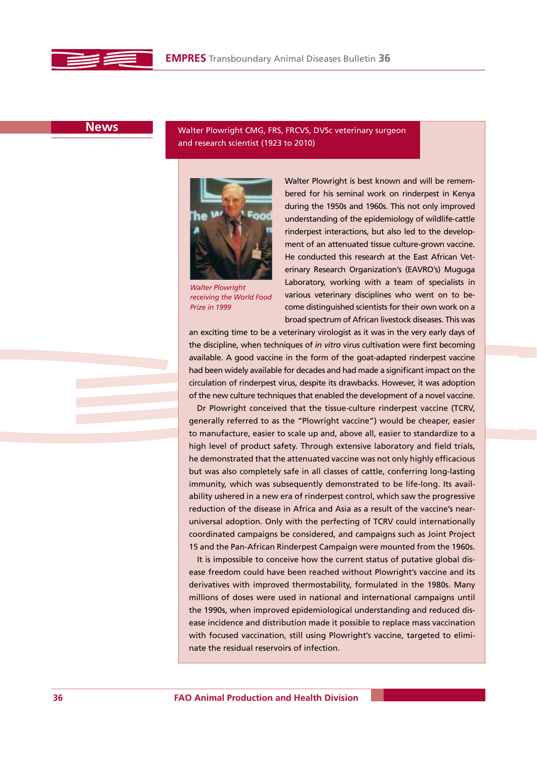## News

### Walter Plowright CMG, FRS, FRCVS, DVSc veterinary surgeon and research scientist (1923 to 2010)

*Walter Plowright receiving the World Food Prize in 1999*

Walter Plowright is best known and will be remembered for his seminal work on rinderpest in Kenya during the 1950s and 1960s. This not only improved understanding of the epidemiology of wildlife-cattle rinderpest interactions, but also led to the development of an attenuated tissue culture-grown vaccine. He conducted this research at the East African Veterinary Research Organization's (EAVRO's) Muguga Laboratory, working with a team of specialists in various veterinary disciplines who went on to become distinguished scientists for their own work on a broad spectrum of African livestock diseases. This was an exciting time to be a veterinary virologist as it was in the very early days of the discipline, when techniques of *in vitro* virus cultivation were first becoming available. A good vaccine in the form of the goat-adapted rinderpest vaccine had been widely available for decades and had made a significant impact on the circulation of rinderpest virus, despite its drawbacks. However, it was adoption of the new culture techniques that enabled the development of a novel vaccine.

Dr Plowright conceived that the tissue-culture rinderpest vaccine (TCRV, generally referred to as the "Plowright vaccine") would be cheaper, easier to manufacture, easier to scale up and, above all, easier to standardize to a high level of product safety. Through extensive laboratory and field trials, he demonstrated that the attenuated vaccine was not only highly efficacious but was also completely safe in all classes of cattle, conferring long-lasting immunity, which was subsequently demonstrated to be life-long. Its availability ushered in a new era of rinderpest control, which saw the progressive reduction of the disease in Africa and Asia as a result of the vaccine's near-universal adoption. Only with the perfecting of TCRV could internationally coordinated campaigns be considered, and campaigns such as Joint Project 15 and the Pan-African Rinderpest Campaign were mounted from the 1960s.

It is impossible to conceive how the current status of putative global disease freedom could have been reached without Plowright's vaccine and its derivatives with improved thermostability, formulated in the 1980s. Many millions of doses were used in national and international campaigns until the 1990s, when improved epidemiological understanding and reduced disease incidence and distribution made it possible to replace mass vaccination with focused vaccination, still using Plowright's vaccine, targeted to eliminate the residual reservoirs of infection.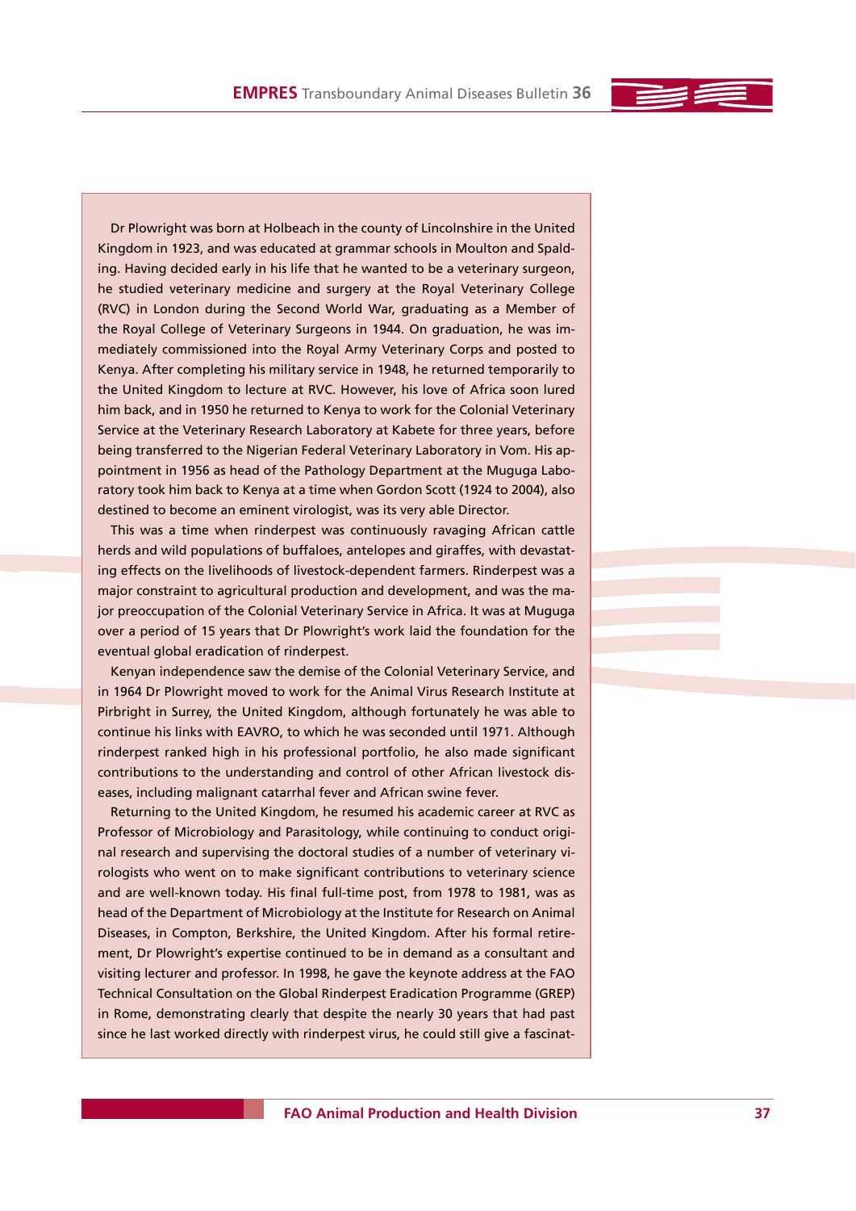Dr Plowright was born at Holbeach in the county of Lincolnshire in the United Kingdom in 1923, and was educated at grammar schools in Moulton and Spalding. Having decided early in his life that he wanted to be a veterinary surgeon, he studied veterinary medicine and surgery at the Royal Veterinary College (RVC) in London during the Second World War, graduating as a Member of the Royal College of Veterinary Surgeons in 1944. On graduation, he was immediately commissioned into the Royal Army Veterinary Corps and posted to Kenya. After completing his military service in 1948, he returned temporarily to the United Kingdom to lecture at RVC. However, his love of Africa soon lured him back, and in 1950 he returned to Kenya to work for the Colonial Veterinary Service at the Veterinary Research Laboratory at Kabete for three years, before being transferred to the Nigerian Federal Veterinary Laboratory in Vom. His appointment in 1956 as head of the Pathology Department at the Muguga Laboratory took him back to Kenya at a time when Gordon Scott (1924 to 2004), also destined to become an eminent virologist, was its very able Director.

This was a time when rinderpest was continuously ravaging African cattle herds and wild populations of buffaloes, antelopes and giraffes, with devastating effects on the livelihoods of livestock-dependent farmers. Rinderpest was a major constraint to agricultural production and development, and was the major preoccupation of the Colonial Veterinary Service in Africa. It was at Muguga over a period of 15 years that Dr Plowright's work laid the foundation for the eventual global eradication of rinderpest.

Kenyan independence saw the demise of the Colonial Veterinary Service, and in 1964 Dr Plowright moved to work for the Animal Virus Research Institute at Pirbright in Surrey, the United Kingdom, although fortunately he was able to continue his links with EAVRO, to which he was seconded until 1971. Although rinderpest ranked high in his professional portfolio, he also made significant contributions to the understanding and control of other African livestock diseases, including malignant catarrhal fever and African swine fever.

Returning to the United Kingdom, he resumed his academic career at RVC as Professor of Microbiology and Parasitology, while continuing to conduct original research and supervising the doctoral studies of a number of veterinary virologists who went on to make significant contributions to veterinary science and are well-known today. His final full-time post, from 1978 to 1981, was as head of the Department of Microbiology at the Institute for Research on Animal Diseases, in Compton, Berkshire, the United Kingdom. After his formal retirement, Dr Plowright's expertise continued to be in demand as a consultant and visiting lecturer and professor. In 1998, he gave the keynote address at the FAO Technical Consultation on the Global Rinderpest Eradication Programme (GREP) in Rome, demonstrating clearly that despite the nearly 30 years that had past since he last worked directly with rinderpest virus, he could still give a fascinat-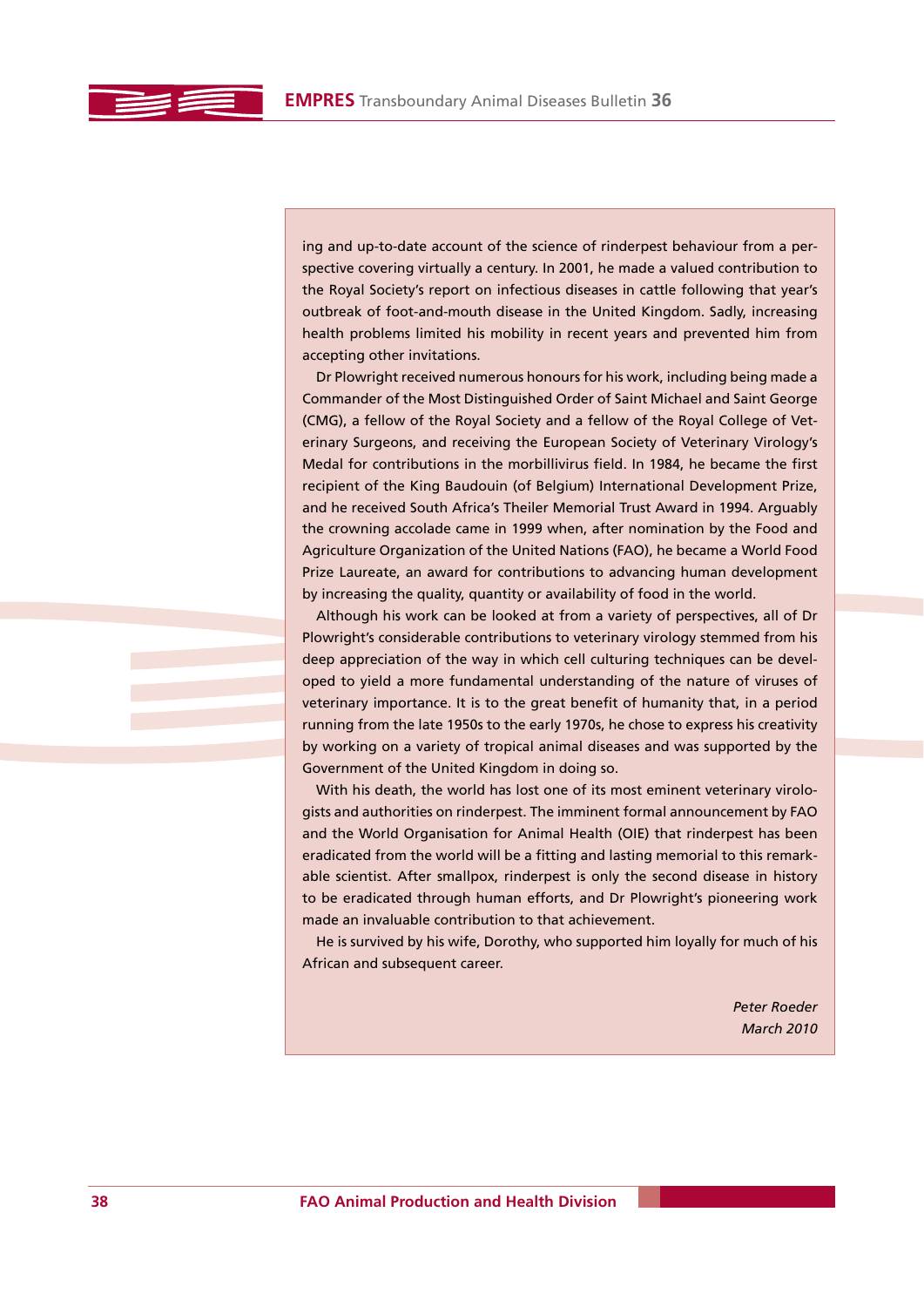ing and up-to-date account of the science of rinderpest behaviour from a perspective covering virtually a century. In 2001, he made a valued contribution to the Royal Society's report on infectious diseases in cattle following that year's outbreak of foot-and-mouth disease in the United Kingdom. Sadly, increasing health problems limited his mobility in recent years and prevented him from accepting other invitations.

Dr Plowright received numerous honours for his work, including being made a Commander of the Most Distinguished Order of Saint Michael and Saint George (CMG), a fellow of the Royal Society and a fellow of the Royal College of Veterinary Surgeons, and receiving the European Society of Veterinary Virology's Medal for contributions in the morbillivirus field. In 1984, he became the first recipient of the King Baudouin (of Belgium) International Development Prize, and he received South Africa's Theiler Memorial Trust Award in 1994. Arguably the crowning accolade came in 1999 when, after nomination by the Food and Agriculture Organization of the United Nations (FAO), he became a World Food Prize Laureate, an award for contributions to advancing human development by increasing the quality, quantity or availability of food in the world.

Although his work can be looked at from a variety of perspectives, all of Dr Plowright's considerable contributions to veterinary virology stemmed from his deep appreciation of the way in which cell culturing techniques can be developed to yield a more fundamental understanding of the nature of viruses of veterinary importance. It is to the great benefit of humanity that, in a period running from the late 1950s to the early 1970s, he chose to express his creativity by working on a variety of tropical animal diseases and was supported by the Government of the United Kingdom in doing so.

With his death, the world has lost one of its most eminent veterinary virologists and authorities on rinderpest. The imminent formal announcement by FAO and the World Organisation for Animal Health (OIE) that rinderpest has been eradicated from the world will be a fitting and lasting memorial to this remarkable scientist. After smallpox, rinderpest is only the second disease in history to be eradicated through human efforts, and Dr Plowright's pioneering work made an invaluable contribution to that achievement.

He is survived by his wife, Dorothy, who supported him loyally for much of his African and subsequent career.

*Peter Roeder*
*March 2010*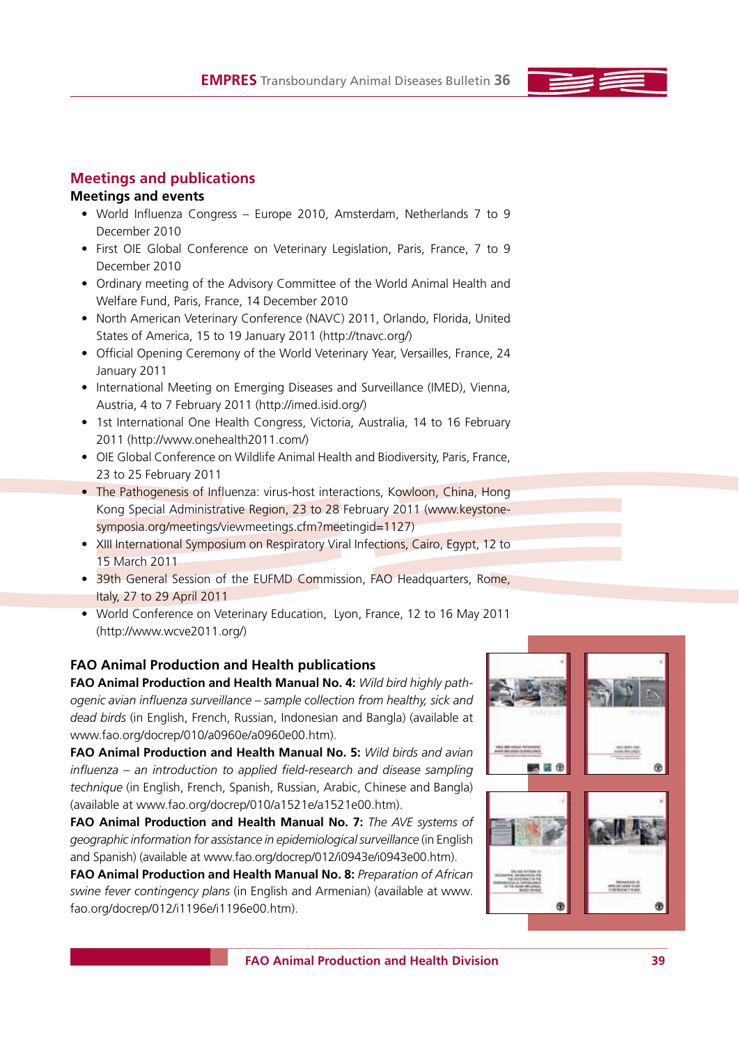## Meetings and publications

### Meetings and events

- World Influenza Congress – Europe 2010, Amsterdam, Netherlands 7 to 9 December 2010
- First OIE Global Conference on Veterinary Legislation, Paris, France, 7 to 9 December 2010
- Ordinary meeting of the Advisory Committee of the World Animal Health and Welfare Fund, Paris, France, 14 December 2010
- North American Veterinary Conference (NAVC) 2011, Orlando, Florida, United States of America, 15 to 19 January 2011 (http://tnavc.org/)
- Official Opening Ceremony of the World Veterinary Year, Versailles, France, 24 January 2011
- International Meeting on Emerging Diseases and Surveillance (IMED), Vienna, Austria, 4 to 7 February 2011 (http://imed.isid.org/)
- 1st International One Health Congress, Victoria, Australia, 14 to 16 February 2011 (http://www.onehealth2011.com/)
- OIE Global Conference on Wildlife Animal Health and Biodiversity, Paris, France, 23 to 25 February 2011
- The Pathogenesis of Influenza: virus-host interactions, Kowloon, China, Hong Kong Special Administrative Region, 23 to 28 February 2011 (www.keystone-symposia.org/meetings/viewmeetings.cfm?meetingid=1127)
- XIII International Symposium on Respiratory Viral Infections, Cairo, Egypt, 12 to 15 March 2011
- 39th General Session of the EUFMD Commission, FAO Headquarters, Rome, Italy, 27 to 29 April 2011
- World Conference on Veterinary Education, Lyon, France, 12 to 16 May 2011 (http://www.wcve2011.org/)

### FAO Animal Production and Health publications

**FAO Animal Production and Health Manual No. 4:** *Wild bird highly pathogenic avian influenza surveillance – sample collection from healthy, sick and dead birds* (in English, French, Russian, Indonesian and Bangla) (available at www.fao.org/docrep/010/a0960e/a0960e00.htm).

**FAO Animal Production and Health Manual No. 5:** *Wild birds and avian influenza – an introduction to applied field-research and disease sampling technique* (in English, French, Spanish, Russian, Arabic, Chinese and Bangla) (available at www.fao.org/docrep/010/a1521e/a1521e00.htm).

**FAO Animal Production and Health Manual No. 7:** *The AVE systems of geographic information for assistance in epidemiological surveillance* (in English and Spanish) (available at www.fao.org/docrep/012/i0943e/i0943e00.htm).

**FAO Animal Production and Health Manual No. 8:** *Preparation of African swine fever contingency plans* (in English and Armenian) (available at www.fao.org/docrep/012/i1196e/i1196e00.htm).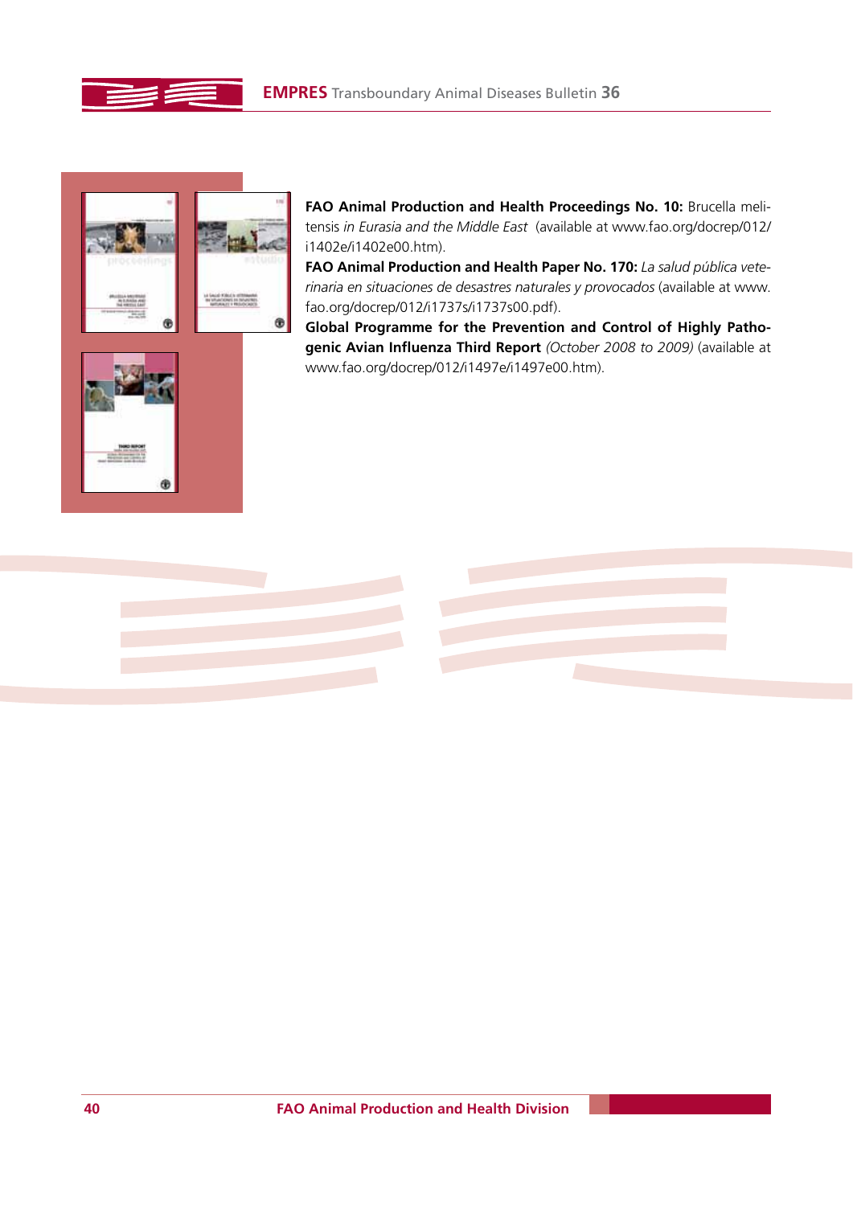**FAO Animal Production and Health Proceedings No. 10:** Brucella melitensis *in Eurasia and the Middle East* (available at www.fao.org/docrep/012/i1402e/i1402e00.htm).

**FAO Animal Production and Health Paper No. 170:** *La salud pública veterinaria en situaciones de desastres naturales y provocados* (available at www.fao.org/docrep/012/i1737s/i1737s00.pdf).

**Global Programme for the Prevention and Control of Highly Pathogenic Avian Influenza Third Report** *(October 2008 to 2009)* (available at www.fao.org/docrep/012/i1497e/i1497e00.htm).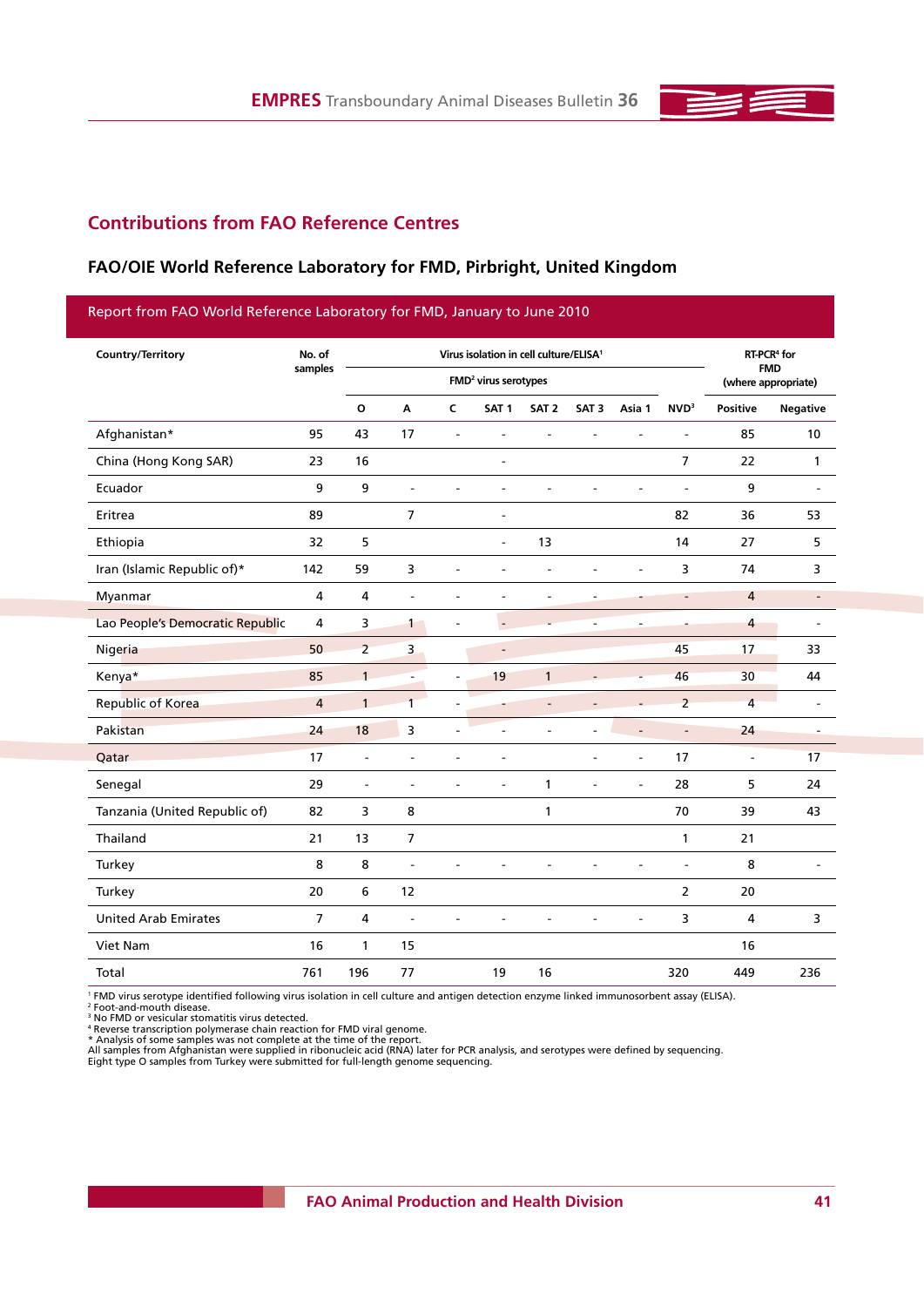## Contributions from FAO Reference Centres

### FAO/OIE World Reference Laboratory for FMD, Pirbright, United Kingdom

**Report from FAO World Reference Laboratory for FMD, January to June 2010**

| Country/Territory | No. of samples | Virus isolation in cell culture/ELISA[1] | | | | | | | | RT-PCR[4] for FMD (where appropriate) | |
|---|---|---|---|---|---|---|---|---|---|---|---|
| | | FMD[2] virus serotypes | | | | | | | | | |
| | | O | A | C | SAT 1 | SAT 2 | SAT 3 | Asia 1 | NVD[3] | Positive | Negative |
| Afghanistan* | 95 | 43 | 17 | - | - | - | - | - | - | 85 | 10 |
| China (Hong Kong SAR) | 23 | 16 | | | - | | | | 7 | 22 | 1 |
| Ecuador | 9 | 9 | - | - | - | - | - | - | - | 9 | - |
| Eritrea | 89 | | 7 | | - | | | | 82 | 36 | 53 |
| Ethiopia | 32 | 5 | | | - | 13 | | | 14 | 27 | 5 |
| Iran (Islamic Republic of)* | 142 | 59 | 3 | - | - | - | - | - | 3 | 74 | 3 |
| Myanmar | 4 | 4 | - | - | - | - | - | - | - | 4 | - |
| Lao People's Democratic Republic | 4 | 3 | 1 | - | - | - | - | - | - | 4 | - |
| Nigeria | 50 | 2 | 3 | | - | | | | 45 | 17 | 33 |
| Kenya* | 85 | 1 | - | - | 19 | 1 | - | - | 46 | 30 | 44 |
| Republic of Korea | 4 | 1 | 1 | - | - | - | - | - | 2 | 4 | - |
| Pakistan | 24 | 18 | 3 | - | - | - | - | - | - | 24 | - |
| Qatar | 17 | - | - | - | - | | - | - | 17 | - | 17 |
| Senegal | 29 | - | - | - | - | 1 | - | - | 28 | 5 | 24 |
| Tanzania (United Republic of) | 82 | 3 | 8 | | | 1 | | | 70 | 39 | 43 |
| Thailand | 21 | 13 | 7 | | | | | | 1 | 21 | |
| Turkey | 8 | 8 | - | - | - | - | - | - | - | 8 | - |
| Turkey | 20 | 6 | 12 | | | | | | 2 | 20 | |
| United Arab Emirates | 7 | 4 | - | - | - | - | - | - | 3 | 4 | 3 |
| Viet Nam | 16 | 1 | 15 | | | | | | | 16 | |
| Total | 761 | 196 | 77 | | 19 | 16 | | | 320 | 449 | 236 |

[1] FMD virus serotype identified following virus isolation in cell culture and antigen detection enzyme linked immunosorbent assay (ELISA).
[2] Foot-and-mouth disease.
[3] No FMD or vesicular stomatitis virus detected.
[4] Reverse transcription polymerase chain reaction for FMD viral genome.
* Analysis of some samples was not complete at the time of the report.
All samples from Afghanistan were supplied in ribonucleic acid (RNA) later for PCR analysis, and serotypes were defined by sequencing.
Eight type O samples from Turkey were submitted for full-length genome sequencing.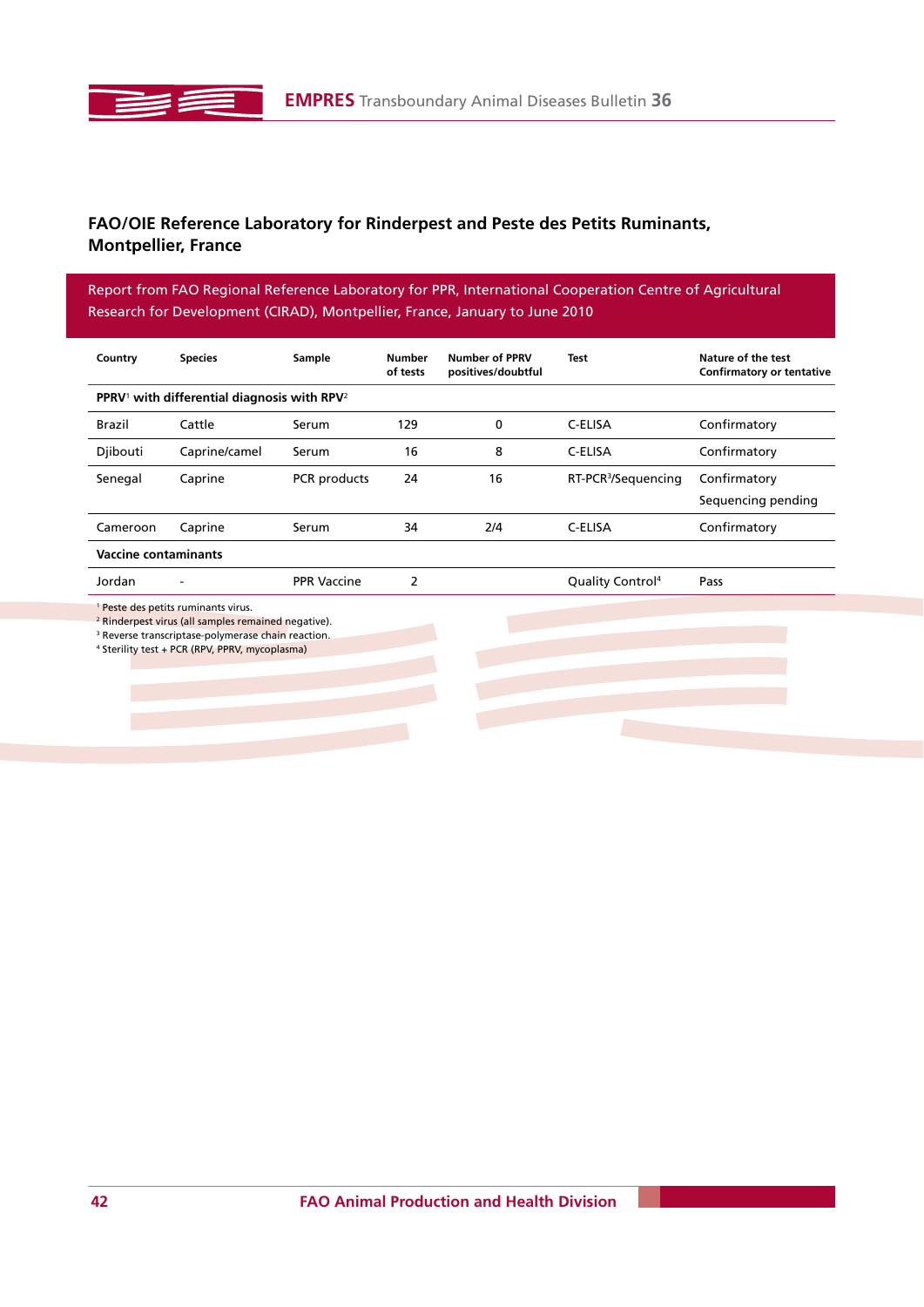## FAO/OIE Reference Laboratory for Rinderpest and Peste des Petits Ruminants, Montpellier, France

Report from FAO Regional Reference Laboratory for PPR, International Cooperation Centre of Agricultural Research for Development (CIRAD), Montpellier, France, January to June 2010

| Country | Species | Sample | Number of tests | Number of PPRV positives/doubtful | Test | Nature of the test Confirmatory or tentative |
|---|---|---|---|---|---|---|
| **PPRV[1] with differential diagnosis with RPV[2]** | | | | | | |
| Brazil | Cattle | Serum | 129 | 0 | C-ELISA | Confirmatory |
| Djibouti | Caprine/camel | Serum | 16 | 8 | C-ELISA | Confirmatory |
| Senegal | Caprine | PCR products | 24 | 16 | RT-PCR[3]/Sequencing | Confirmatory Sequencing pending |
| Cameroon | Caprine | Serum | 34 | 2/4 | C-ELISA | Confirmatory |
| **Vaccine contaminants** | | | | | | |
| Jordan | - | PPR Vaccine | 2 | | Quality Control[4] | Pass |

[1] Peste des petits ruminants virus.
[2] Rinderpest virus (all samples remained negative).
[3] Reverse transcriptase-polymerase chain reaction.
[4] Sterility test + PCR (RPV, PPRV, mycoplasma)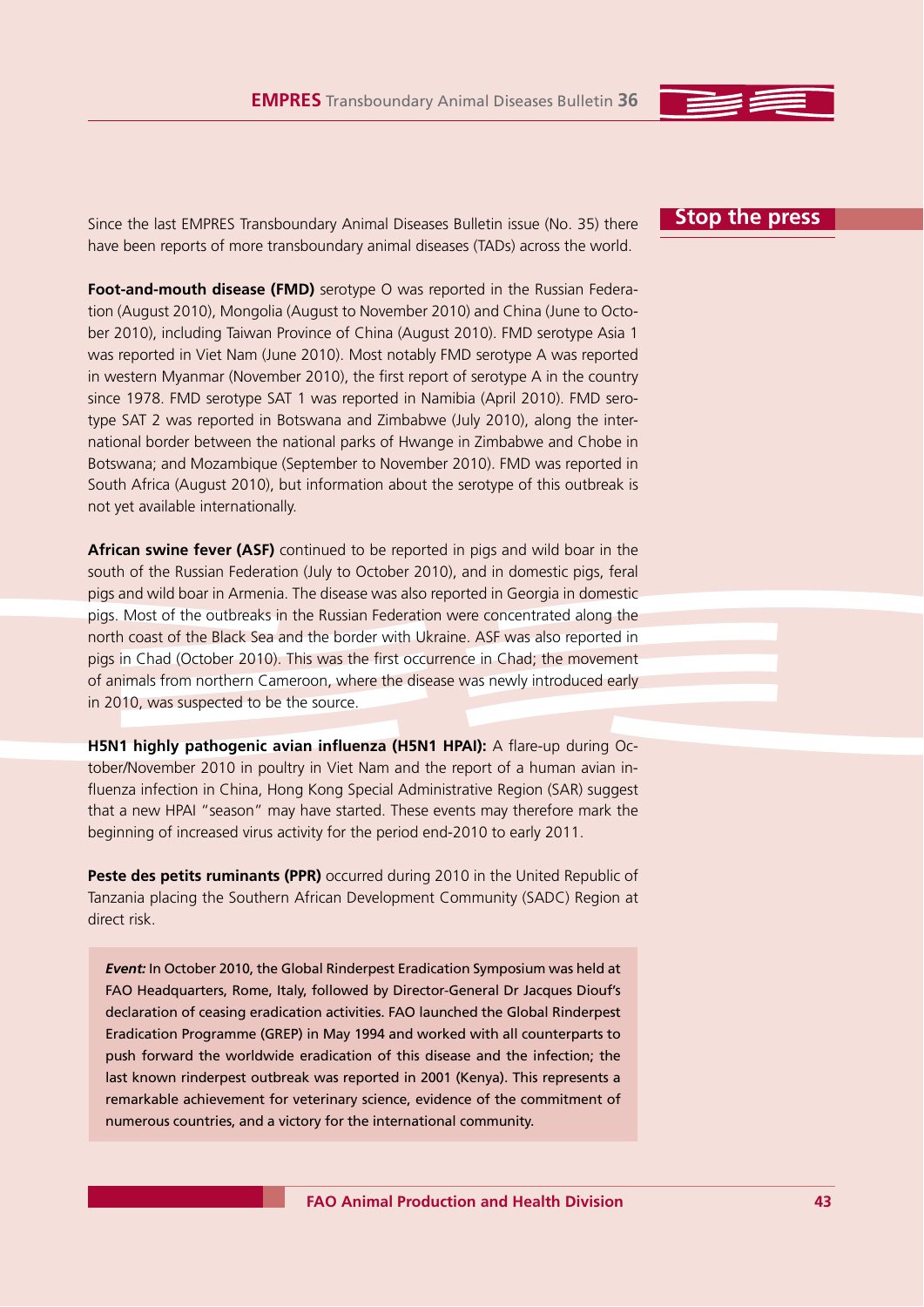## Stop the press

Since the last EMPRES Transboundary Animal Diseases Bulletin issue (No. 35) there have been reports of more transboundary animal diseases (TADs) across the world.

**Foot-and-mouth disease (FMD)** serotype O was reported in the Russian Federation (August 2010), Mongolia (August to November 2010) and China (June to October 2010), including Taiwan Province of China (August 2010). FMD serotype Asia 1 was reported in Viet Nam (June 2010). Most notably FMD serotype A was reported in western Myanmar (November 2010), the first report of serotype A in the country since 1978. FMD serotype SAT 1 was reported in Namibia (April 2010). FMD serotype SAT 2 was reported in Botswana and Zimbabwe (July 2010), along the international border between the national parks of Hwange in Zimbabwe and Chobe in Botswana; and Mozambique (September to November 2010). FMD was reported in South Africa (August 2010), but information about the serotype of this outbreak is not yet available internationally.

**African swine fever (ASF)** continued to be reported in pigs and wild boar in the south of the Russian Federation (July to October 2010), and in domestic pigs, feral pigs and wild boar in Armenia. The disease was also reported in Georgia in domestic pigs. Most of the outbreaks in the Russian Federation were concentrated along the north coast of the Black Sea and the border with Ukraine. ASF was also reported in pigs in Chad (October 2010). This was the first occurrence in Chad; the movement of animals from northern Cameroon, where the disease was newly introduced early in 2010, was suspected to be the source.

**H5N1 highly pathogenic avian influenza (H5N1 HPAI):** A flare-up during October/November 2010 in poultry in Viet Nam and the report of a human avian influenza infection in China, Hong Kong Special Administrative Region (SAR) suggest that a new HPAI "season" may have started. These events may therefore mark the beginning of increased virus activity for the period end-2010 to early 2011.

**Peste des petits ruminants (PPR)** occurred during 2010 in the United Republic of Tanzania placing the Southern African Development Community (SADC) Region at direct risk.

> ***Event:*** In October 2010, the Global Rinderpest Eradication Symposium was held at FAO Headquarters, Rome, Italy, followed by Director-General Dr Jacques Diouf's declaration of ceasing eradication activities. FAO launched the Global Rinderpest Eradication Programme (GREP) in May 1994 and worked with all counterparts to push forward the worldwide eradication of this disease and the infection; the last known rinderpest outbreak was reported in 2001 (Kenya). This represents a remarkable achievement for veterinary science, evidence of the commitment of numerous countries, and a victory for the international community.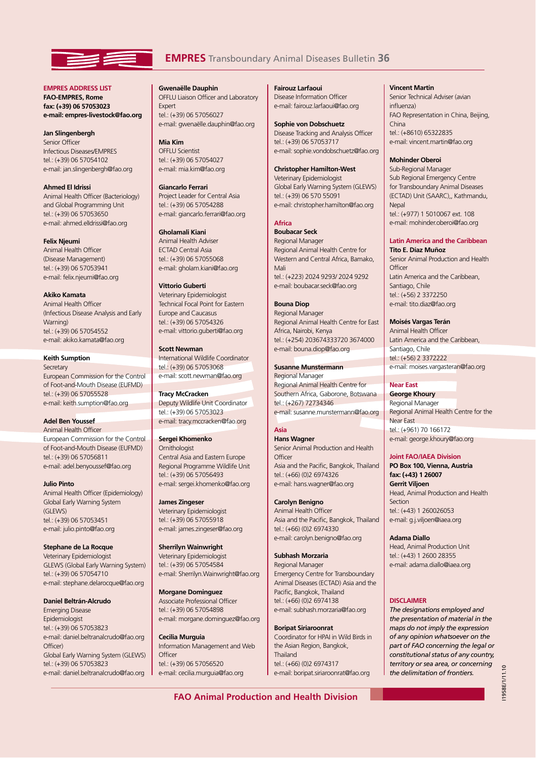## EMPRES ADDRESS LIST

**FAO-EMPRES, Rome**
**fax: (+39) 06 57053023**
**e-mail: empres-livestock@fao.org**

**Jan Slingenbergh**
Senior Officer
Infectious Diseases/EMPRES
tel.: (+39) 06 57054102
e-mail: jan.slingenbergh@fao.org

**Ahmed El Idrissi**
Animal Health Officer (Bacteriology) and Global Programming Unit
tel.: (+39) 06 57053650
e-mail: ahmed.elidrissi@fao.org

**Felix Njeumi**
Animal Health Officer (Disease Management)
tel.: (+39) 06 57053941
e-mail: felix.njeumi@fao.org

**Akiko Kamata**
Animal Health Officer (Infectious Disease Analysis and Early Warning)
tel.: (+39) 06 57054552
e-mail: akiko.kamata@fao.org

**Keith Sumption**
Secretary
European Commission for the Control of Foot-and-Mouth Disease (EUFMD)
tel.: (+39) 06 57055528
e-mail: keith.sumption@fao.org

**Adel Ben Youssef**
Animal Health Officer
European Commission for the Control of Foot-and-Mouth Disease (EUFMD)
tel.: (+39) 06 57056811
e-mail: adel.benyoussef@fao.org

**Julio Pinto**
Animal Health Officer (Epidemiology)
Global Early Warning System (GLEWS)
tel.: (+39) 06 57053451
e-mail: julio.pinto@fao.org

**Stephane de La Rocque**
Veterinary Epidemiologist
GLEWS (Global Early Warning System)
tel.: (+39) 06 57054710
e-mail: stephane.delarocque@fao.org

**Daniel Beltrán-Alcrudo**
Emerging Disease Epidemiologist
tel.: (+39) 06 57053823
e-mail: daniel.beltranalcrudo@fao.org
Officer)
Global Early Warning System (GLEWS)
tel.: (+39) 06 57053823
e-mail: daniel.beltranalcrudo@fao.org

**Gwenaëlle Dauphin**
OFFLU Liaison Officer and Laboratory Expert
tel.: (+39) 06 57056027
e-mail: gwenaëlle.dauphin@fao.org

**Mia Kim**
OFFLU Scientist
tel.: (+39) 06 57054027
e-mail: mia.kim@fao.org

**Giancarlo Ferrari**
Project Leader for Central Asia
tel.: (+39) 06 57054288
e-mail: giancarlo.ferrari@fao.org

**Gholamali Kiani**
Animal Health Adviser
ECTAD Central Asia
tel.: (+39) 06 57055068
e-mail: gholam.kiani@fao.org

**Vittorio Guberti**
Veterinary Epidemiologist
Technical Focal Point for Eastern Europe and Caucasus
tel.: (+39) 06 57054326
e-mail: vittorio.guberti@fao.org

**Scott Newman**
International Wildlife Coordinator
tel.: (+39) 06 57053068
e-mail: scott.newman@fao.org

**Tracy McCracken**
Deputy Wildlife Unit Coordinator
tel.: (+39) 06 57053023
e-mail: tracy.mccracken@fao.org

**Sergei Khomenko**
Ornithologist
Central Asia and Eastern Europe Regional Programme Wildlife Unit
tel.: (+39) 06 57056493
e-mail: sergei.khomenko@fao.org

**James Zingeser**
Veterinary Epidemiologist
tel.: (+39) 06 57055918
e-mail: james.zingeser@fao.org

**Sherrilyn Wainwright**
Veterinary Epidemiologist
tel.: (+39) 06 57054584
e-mail: Sherrilyn.Wainwright@fao.org

**Morgane Dominguez**
Associate Professional Officer
tel.: (+39) 06 57054898
e-mail: morgane.dominguez@fao.org

**Cecilia Murguia**
Information Management and Web Officer
tel.: (+39) 06 57056520
e-mail: cecilia.murguia@fao.org

**Fairouz Larfaoui**
Disease Information Officer
e-mail: fairouz.larfaoui@fao.org

**Sophie von Dobschuetz**
Disease Tracking and Analysis Officer
tel.: (+39) 06 57053717
e-mail: sophie.vondobschuetz@fao.org

**Christopher Hamilton-West**
Veterinary Epidemiologist
Global Early Warning System (GLEWS)
tel.: (+39) 06 570 55091
e-mail: christopher.hamilton@fao.org

### Africa

**Boubacar Seck**
Regional Manager
Regional Animal Health Centre for Western and Central Africa, Bamako, Mali
tel.: (+223) 2024 9293/ 2024 9292
e-mail: boubacar.seck@fao.org

**Bouna Diop**
Regional Manager
Regional Animal Health Centre for East Africa, Nairobi, Kenya
tel.: (+254) 203674333720 3674000
e-mail: bouna.diop@fao.org

**Susanne Munstermann**
Regional Manager
Regional Animal Health Centre for Southern Africa, Gaborone, Botswana
tel.: (+267) 72734346
e-mail: susanne.munstermann@fao.org

### Asia

**Hans Wagner**
Senior Animal Production and Health Officer
Asia and the Pacific, Bangkok, Thailand
tel.: (+66) (0)2 6974326
e-mail: hans.wagner@fao.org

**Carolyn Benigno**
Animal Health Officer
Asia and the Pacific, Bangkok, Thailand
tel.: (+66) (0)2 6974330
e-mail: carolyn.benigno@fao.org

**Subhash Morzaria**
Regional Manager
Emergency Centre for Transboundary Animal Diseases (ECTAD) Asia and the Pacific, Bangkok, Thailand
tel.: (+66) (0)2 6974138
e-mail: subhash.morzaria@fao.org

**Boripat Siriaroonrat**
Coordinator for HPAI in Wild Birds in the Asian Region, Bangkok, Thailand
tel.: (+66) (0)2 6974317
e-mail: boripat.siriaroonrat@fao.org

**Vincent Martin**
Senior Technical Adviser (avian influenza)
FAO Representation in China, Beijing, China
tel.: (+8610) 65322835
e-mail: vincent.martin@fao.org

**Mohinder Oberoi**
Sub-Regional Manager
Sub Regional Emergency Centre for Transboundary Animal Diseases (ECTAD) Unit (SAARC),, Kathmandu, Nepal
tel.: (+977) 1 5010067 ext. 108
e-mail: mohinder.oberoi@fao.org

### Latin America and the Caribbean

**Tito E. Díaz Muñoz**
Senior Animal Production and Health Officer
Latin America and the Caribbean, Santiago, Chile
tel.: (+56) 2 3372250
e-mail: tito.diaz@fao.org

**Moisés Vargas Terán**
Animal Health Officer
Latin America and the Caribbean, Santiago, Chile
tel.: (+56) 2 3372222
e-mail: moises.vargasteran@fao.org

### Near East

**George Khoury**
Regional Manager
Regional Animal Health Centre for the Near East
tel.: (+961) 70 166172
e-mail: george.khoury@fao.org

### Joint FAO/IAEA Division

**PO Box 100, Vienna, Austria**
**fax: (+43) 1 26007**

**Gerrit Viljoen**
Head, Animal Production and Health Section
tel.: (+43) 1 260026053
e-mail: g.j.viljoen@iaea.org

**Adama Diallo**
Head, Animal Production Unit
tel.: (+43) 1 2600 28355
e-mail: adama.diallo@iaea.org

### DISCLAIMER

*The designations employed and the presentation of material in the maps do not imply the expression of any opinion whatsoever on the part of FAO concerning the legal or constitutional status of any country, territory or sea area, or concerning the delimitation of frontiers.*

**FAO Animal Production and Health Division**

I1958E/1/11.10